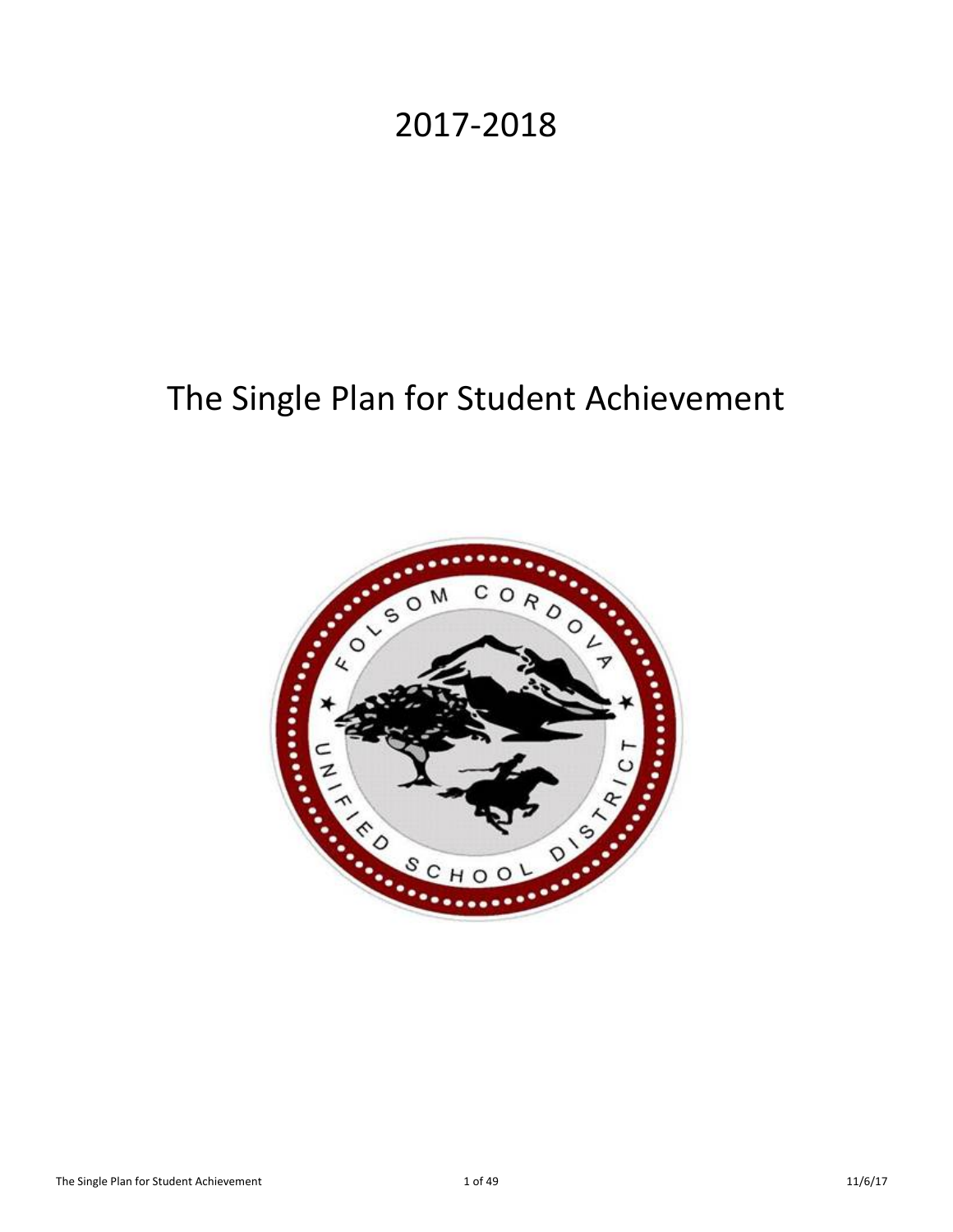# 2017-2018

# The Single Plan for Student Achievement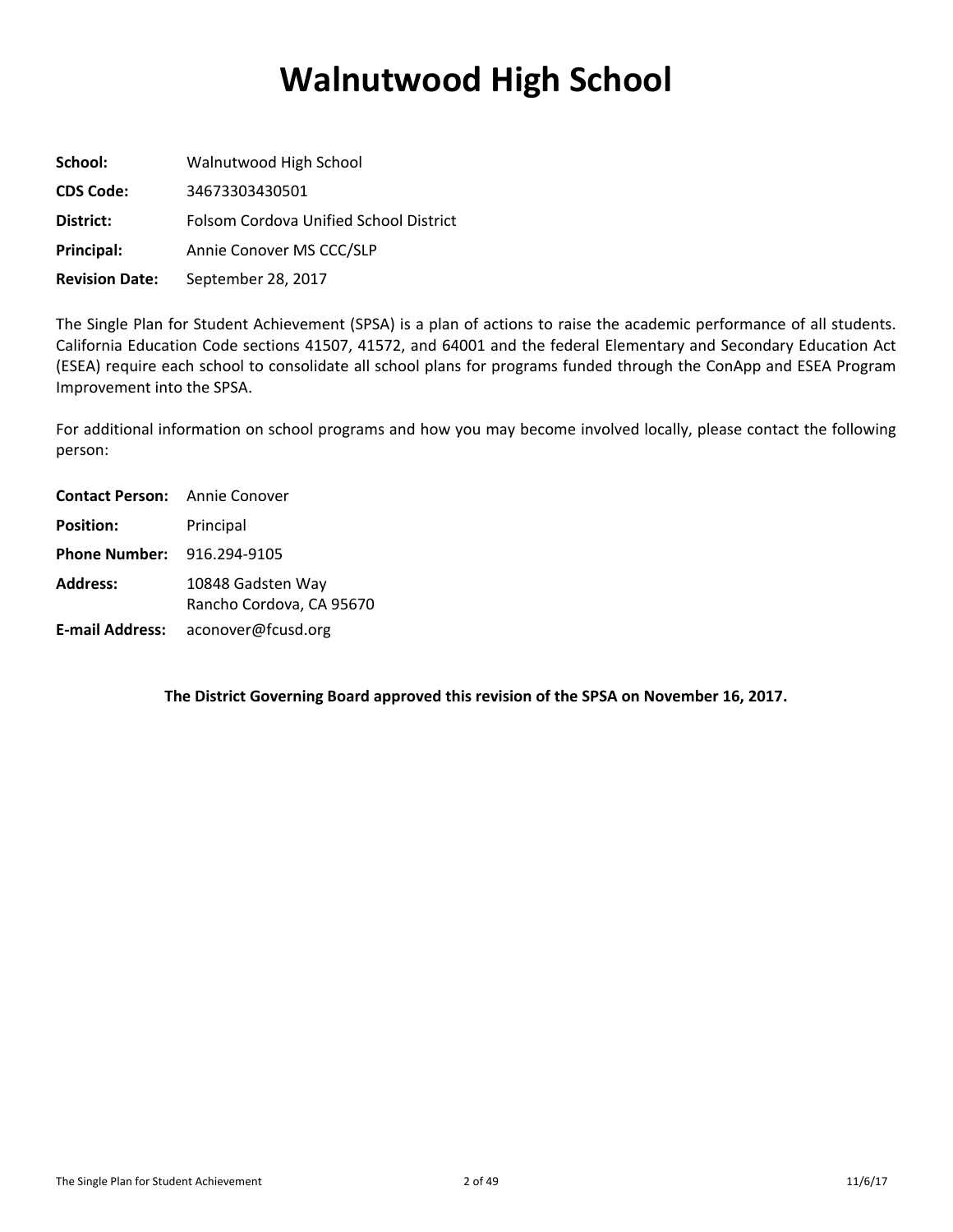# Walnutwood High School

**School:** Walnutwood High School

**CDS Code:** 34673303430501

**District:** Folsom Cordova Unified School District

**Principal:** Annie Conover MS CCC/SLP

**Revision Date:** September 28, 2017

The Single Plan for Student Achievement (SPSA) is a plan of actions to raise the academic performance of all students. California Education Code sections 41507, 41572, and 64001 and the federal Elementary and Secondary Education Act (ESEA) require each school to consolidate all school plans for programs funded through the ConApp and ESEA Program Improvement into the SPSA.

For additional information on school programs and how you may become involved locally, please contact the following person:

**Contact Person:** Annie Conover

**Position:** Principal

**Phone Number:** 916.294-9105

**Address:** 10848 Gadsten Way
Rancho Cordova, CA 95670

**E-mail Address:** aconover@fcusd.org

**The District Governing Board approved this revision of the SPSA on November 16, 2017.**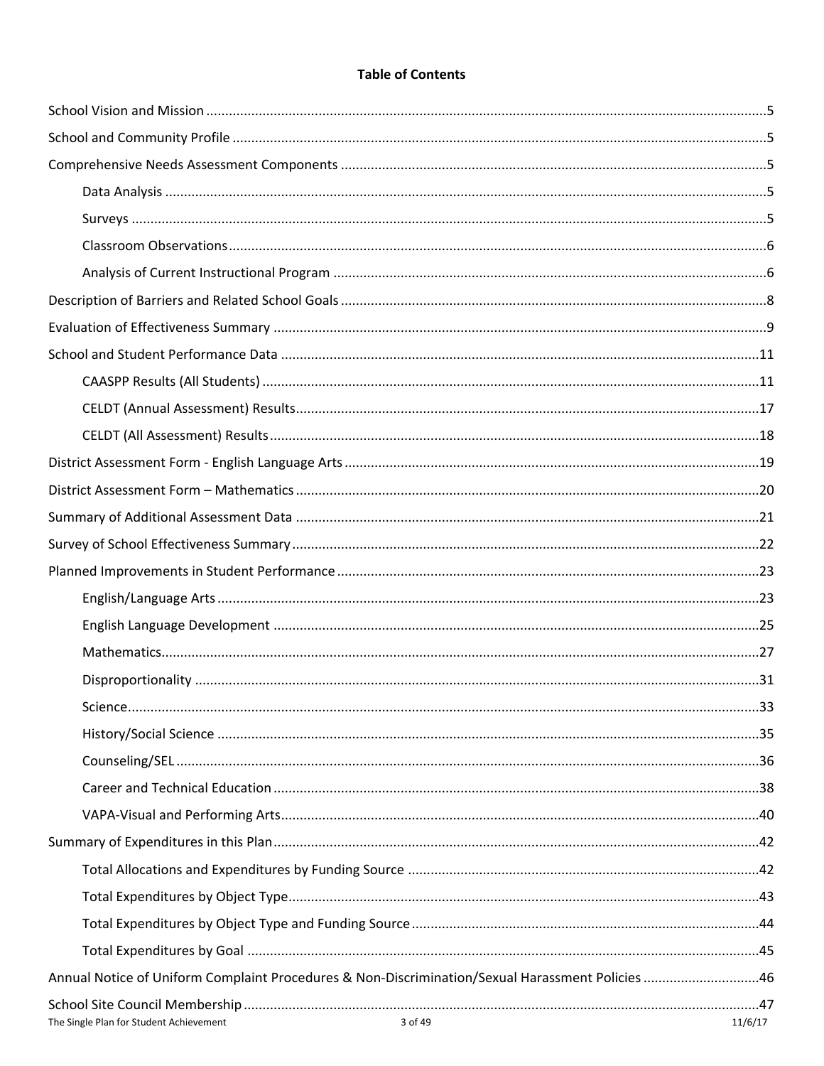## Table of Contents

- School Vision and Mission .....5
- School and Community Profile .....5
- Comprehensive Needs Assessment Components .....5
  - Data Analysis .....5
  - Surveys .....5
  - Classroom Observations .....6
  - Analysis of Current Instructional Program .....6
- Description of Barriers and Related School Goals .....8
- Evaluation of Effectiveness Summary .....9
- School and Student Performance Data .....11
  - CAASPP Results (All Students) .....11
  - CELDT (Annual Assessment) Results .....17
  - CELDT (All Assessment) Results .....18
- District Assessment Form - English Language Arts .....19
- District Assessment Form – Mathematics .....20
- Summary of Additional Assessment Data .....21
- Survey of School Effectiveness Summary .....22
- Planned Improvements in Student Performance .....23
  - English/Language Arts .....23
  - English Language Development .....25
  - Mathematics .....27
  - Disproportionality .....31
  - Science .....33
  - History/Social Science .....35
  - Counseling/SEL .....36
  - Career and Technical Education .....38
  - VAPA-Visual and Performing Arts .....40
- Summary of Expenditures in this Plan .....42
  - Total Allocations and Expenditures by Funding Source .....42
  - Total Expenditures by Object Type .....43
  - Total Expenditures by Object Type and Funding Source .....44
  - Total Expenditures by Goal .....45
- Annual Notice of Uniform Complaint Procedures & Non-Discrimination/Sexual Harassment Policies .....46
- School Site Council Membership .....47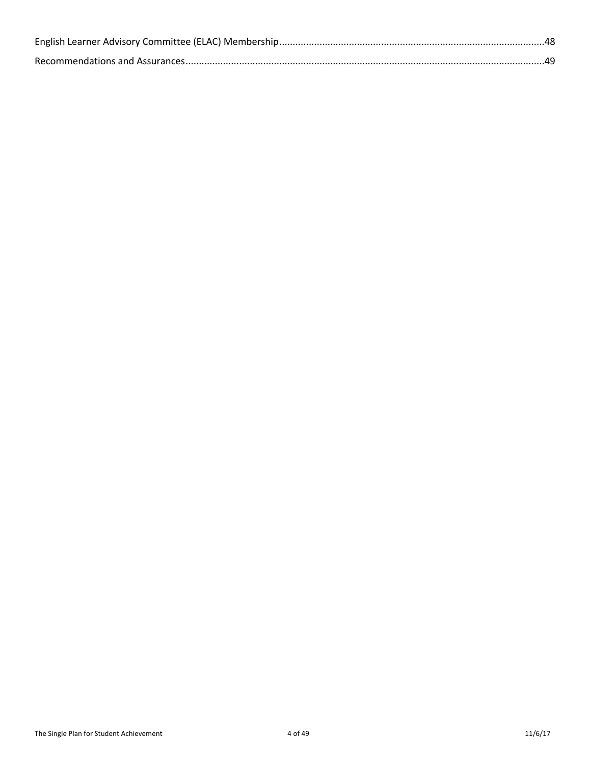English Learner Advisory Committee (ELAC) Membership.....................................................................................................48

Recommendations and Assurances........................................................................................................................................49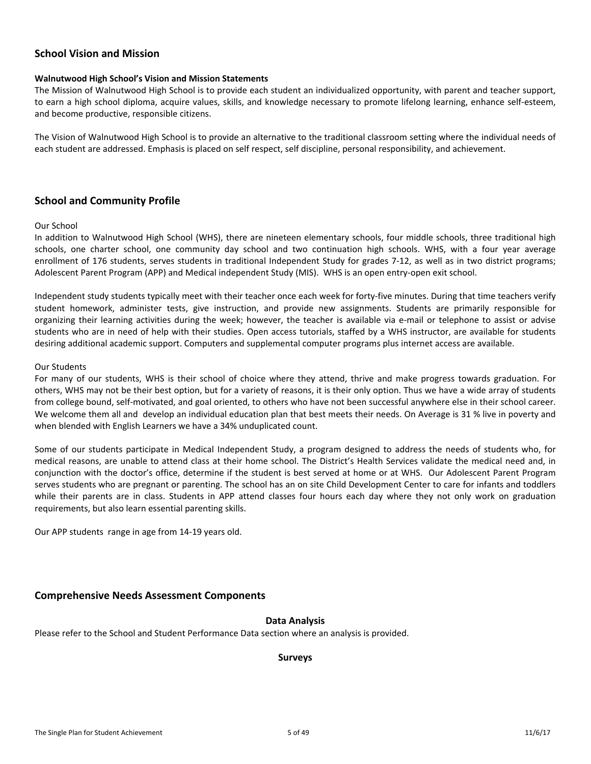## School Vision and Mission

**Walnutwood High School's Vision and Mission Statements**

The Mission of Walnutwood High School is to provide each student an individualized opportunity, with parent and teacher support, to earn a high school diploma, acquire values, skills, and knowledge necessary to promote lifelong learning, enhance self-esteem, and become productive, responsible citizens.

The Vision of Walnutwood High School is to provide an alternative to the traditional classroom setting where the individual needs of each student are addressed. Emphasis is placed on self respect, self discipline, personal responsibility, and achievement.

## School and Community Profile

Our School

In addition to Walnutwood High School (WHS), there are nineteen elementary schools, four middle schools, three traditional high schools, one charter school, one community day school and two continuation high schools. WHS, with a four year average enrollment of 176 students, serves students in traditional Independent Study for grades 7-12, as well as in two district programs; Adolescent Parent Program (APP) and Medical independent Study (MIS). WHS is an open entry-open exit school.

Independent study students typically meet with their teacher once each week for forty-five minutes. During that time teachers verify student homework, administer tests, give instruction, and provide new assignments. Students are primarily responsible for organizing their learning activities during the week; however, the teacher is available via e-mail or telephone to assist or advise students who are in need of help with their studies. Open access tutorials, staffed by a WHS instructor, are available for students desiring additional academic support. Computers and supplemental computer programs plus internet access are available.

Our Students

For many of our students, WHS is their school of choice where they attend, thrive and make progress towards graduation. For others, WHS may not be their best option, but for a variety of reasons, it is their only option. Thus we have a wide array of students from college bound, self-motivated, and goal oriented, to others who have not been successful anywhere else in their school career. We welcome them all and develop an individual education plan that best meets their needs. On Average is 31 % live in poverty and when blended with English Learners we have a 34% unduplicated count.

Some of our students participate in Medical Independent Study, a program designed to address the needs of students who, for medical reasons, are unable to attend class at their home school. The District's Health Services validate the medical need and, in conjunction with the doctor's office, determine if the student is best served at home or at WHS. Our Adolescent Parent Program serves students who are pregnant or parenting. The school has an on site Child Development Center to care for infants and toddlers while their parents are in class. Students in APP attend classes four hours each day where they not only work on graduation requirements, but also learn essential parenting skills.

Our APP students range in age from 14-19 years old.

## Comprehensive Needs Assessment Components

### Data Analysis

Please refer to the School and Student Performance Data section where an analysis is provided.

### Surveys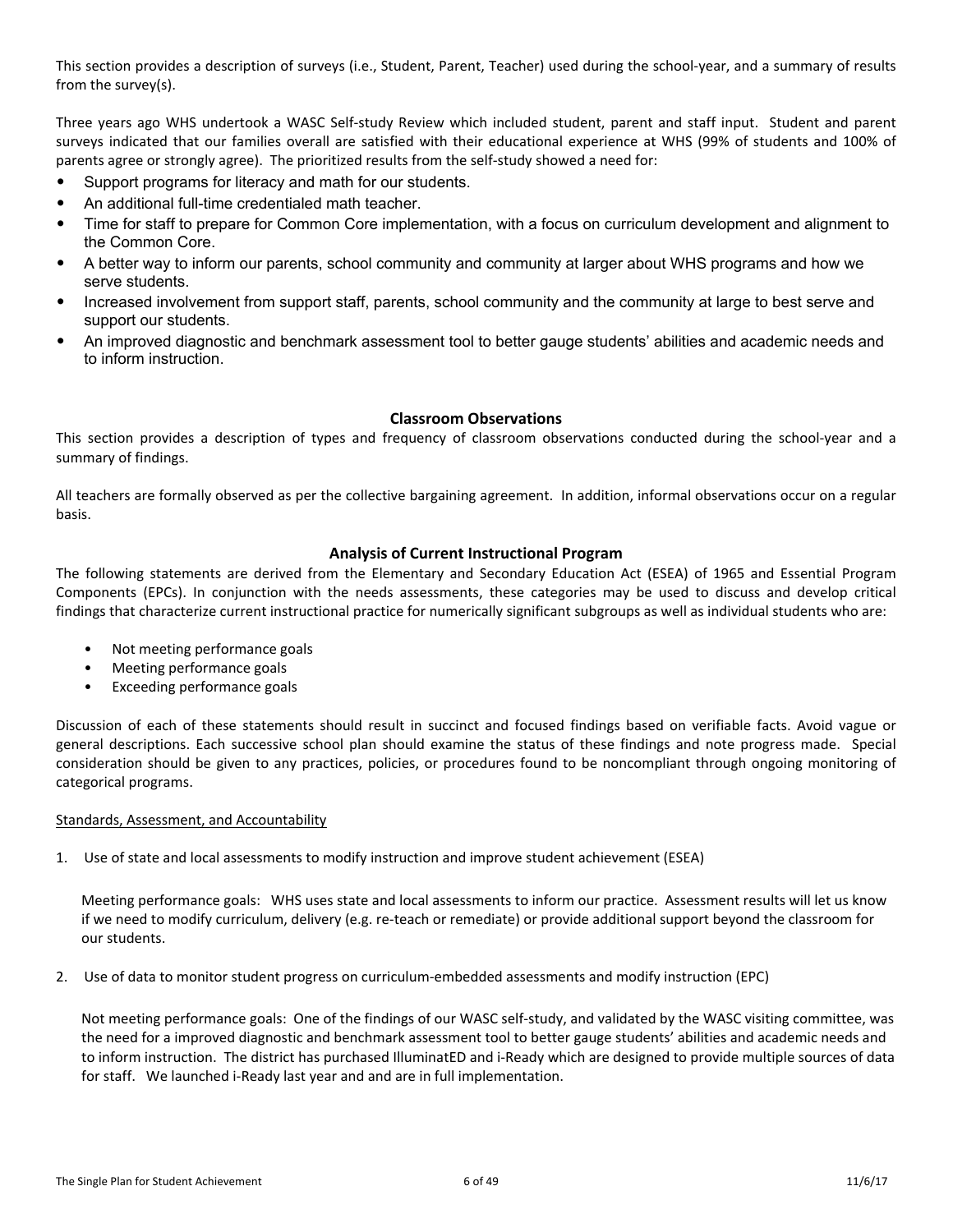This section provides a description of surveys (i.e., Student, Parent, Teacher) used during the school-year, and a summary of results from the survey(s).

Three years ago WHS undertook a WASC Self-study Review which included student, parent and staff input. Student and parent surveys indicated that our families overall are satisfied with their educational experience at WHS (99% of students and 100% of parents agree or strongly agree). The prioritized results from the self-study showed a need for:

- Support programs for literacy and math for our students.
- An additional full-time credentialed math teacher.
- Time for staff to prepare for Common Core implementation, with a focus on curriculum development and alignment to the Common Core.
- A better way to inform our parents, school community and community at larger about WHS programs and how we serve students.
- Increased involvement from support staff, parents, school community and the community at large to best serve and support our students.
- An improved diagnostic and benchmark assessment tool to better gauge students' abilities and academic needs and to inform instruction.

## Classroom Observations

This section provides a description of types and frequency of classroom observations conducted during the school-year and a summary of findings.

All teachers are formally observed as per the collective bargaining agreement. In addition, informal observations occur on a regular basis.

## Analysis of Current Instructional Program

The following statements are derived from the Elementary and Secondary Education Act (ESEA) of 1965 and Essential Program Components (EPCs). In conjunction with the needs assessments, these categories may be used to discuss and develop critical findings that characterize current instructional practice for numerically significant subgroups as well as individual students who are:

- Not meeting performance goals
- Meeting performance goals
- Exceeding performance goals

Discussion of each of these statements should result in succinct and focused findings based on verifiable facts. Avoid vague or general descriptions. Each successive school plan should examine the status of these findings and note progress made. Special consideration should be given to any practices, policies, or procedures found to be noncompliant through ongoing monitoring of categorical programs.

Standards, Assessment, and Accountability

1. Use of state and local assessments to modify instruction and improve student achievement (ESEA)

   Meeting performance goals: WHS uses state and local assessments to inform our practice. Assessment results will let us know if we need to modify curriculum, delivery (e.g. re-teach or remediate) or provide additional support beyond the classroom for our students.

2. Use of data to monitor student progress on curriculum-embedded assessments and modify instruction (EPC)

   Not meeting performance goals: One of the findings of our WASC self-study, and validated by the WASC visiting committee, was the need for a improved diagnostic and benchmark assessment tool to better gauge students' abilities and academic needs and to inform instruction. The district has purchased IlluminatED and i-Ready which are designed to provide multiple sources of data for staff. We launched i-Ready last year and and are in full implementation.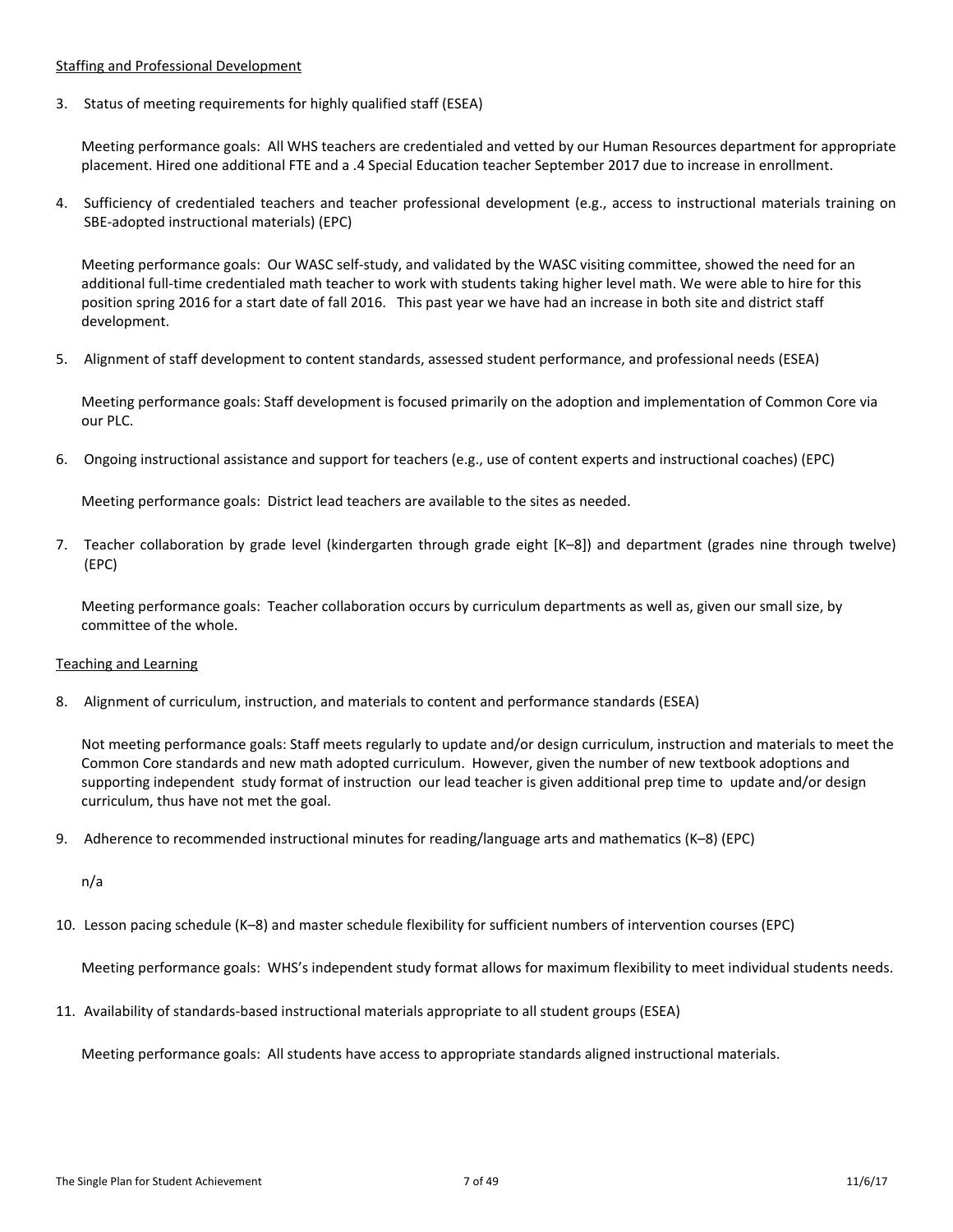Staffing and Professional Development

3. Status of meeting requirements for highly qualified staff (ESEA)

   Meeting performance goals: All WHS teachers are credentialed and vetted by our Human Resources department for appropriate placement. Hired one additional FTE and a .4 Special Education teacher September 2017 due to increase in enrollment.

4. Sufficiency of credentialed teachers and teacher professional development (e.g., access to instructional materials training on SBE-adopted instructional materials) (EPC)

   Meeting performance goals: Our WASC self-study, and validated by the WASC visiting committee, showed the need for an additional full-time credentialed math teacher to work with students taking higher level math. We were able to hire for this position spring 2016 for a start date of fall 2016. This past year we have had an increase in both site and district staff development.

5. Alignment of staff development to content standards, assessed student performance, and professional needs (ESEA)

   Meeting performance goals: Staff development is focused primarily on the adoption and implementation of Common Core via our PLC.

6. Ongoing instructional assistance and support for teachers (e.g., use of content experts and instructional coaches) (EPC)

   Meeting performance goals: District lead teachers are available to the sites as needed.

7. Teacher collaboration by grade level (kindergarten through grade eight [K–8]) and department (grades nine through twelve) (EPC)

   Meeting performance goals: Teacher collaboration occurs by curriculum departments as well as, given our small size, by committee of the whole.

Teaching and Learning

8. Alignment of curriculum, instruction, and materials to content and performance standards (ESEA)

   Not meeting performance goals: Staff meets regularly to update and/or design curriculum, instruction and materials to meet the Common Core standards and new math adopted curriculum. However, given the number of new textbook adoptions and supporting independent study format of instruction our lead teacher is given additional prep time to update and/or design curriculum, thus have not met the goal.

9. Adherence to recommended instructional minutes for reading/language arts and mathematics (K–8) (EPC)

   n/a

10. Lesson pacing schedule (K–8) and master schedule flexibility for sufficient numbers of intervention courses (EPC)

    Meeting performance goals: WHS's independent study format allows for maximum flexibility to meet individual students needs.

11. Availability of standards-based instructional materials appropriate to all student groups (ESEA)

    Meeting performance goals: All students have access to appropriate standards aligned instructional materials.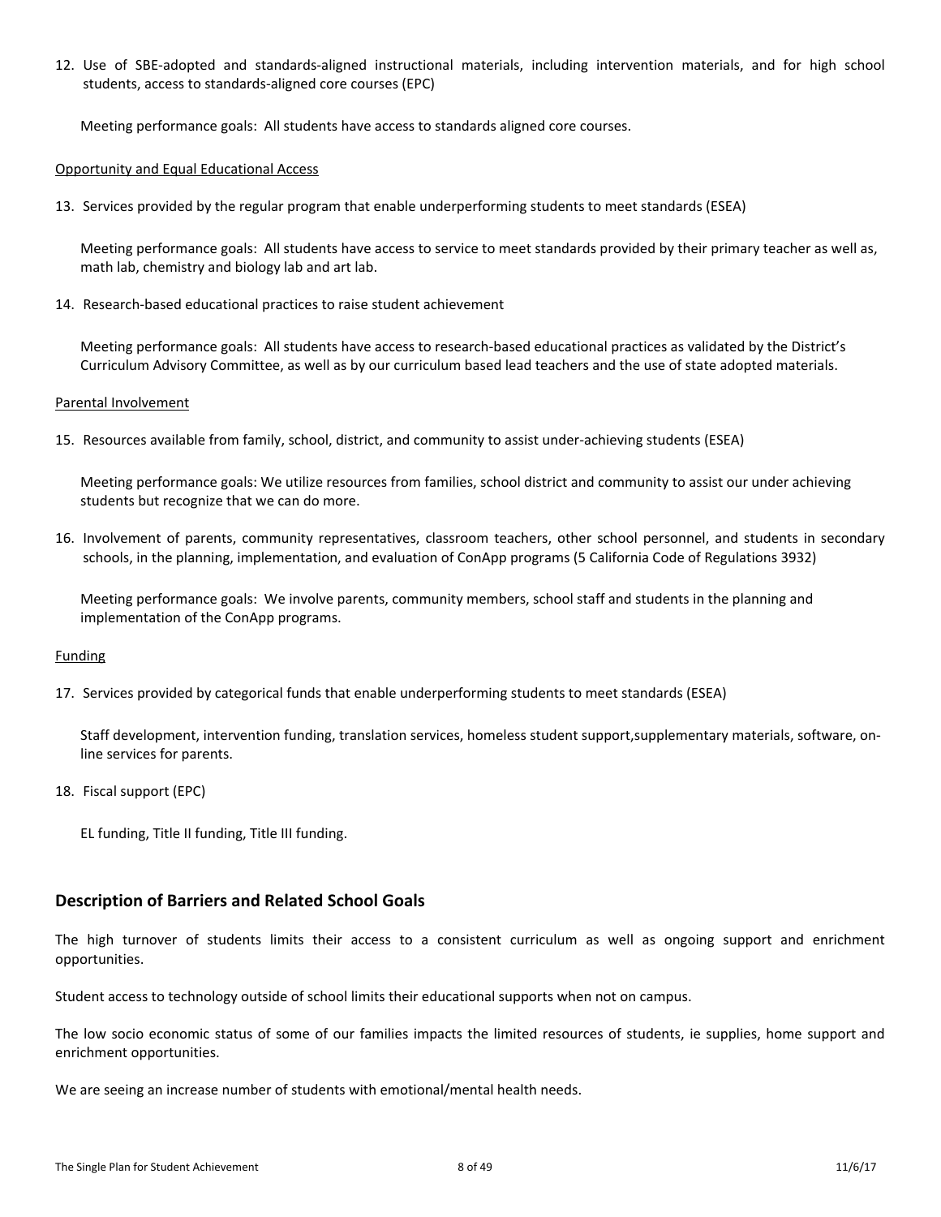12. Use of SBE-adopted and standards-aligned instructional materials, including intervention materials, and for high school students, access to standards-aligned core courses (EPC)

    Meeting performance goals: All students have access to standards aligned core courses.

<u>Opportunity and Equal Educational Access</u>

13. Services provided by the regular program that enable underperforming students to meet standards (ESEA)

    Meeting performance goals: All students have access to service to meet standards provided by their primary teacher as well as, math lab, chemistry and biology lab and art lab.

14. Research-based educational practices to raise student achievement

    Meeting performance goals: All students have access to research-based educational practices as validated by the District's Curriculum Advisory Committee, as well as by our curriculum based lead teachers and the use of state adopted materials.

<u>Parental Involvement</u>

15. Resources available from family, school, district, and community to assist under-achieving students (ESEA)

    Meeting performance goals: We utilize resources from families, school district and community to assist our under achieving students but recognize that we can do more.

16. Involvement of parents, community representatives, classroom teachers, other school personnel, and students in secondary schools, in the planning, implementation, and evaluation of ConApp programs (5 California Code of Regulations 3932)

    Meeting performance goals: We involve parents, community members, school staff and students in the planning and implementation of the ConApp programs.

<u>Funding</u>

17. Services provided by categorical funds that enable underperforming students to meet standards (ESEA)

    Staff development, intervention funding, translation services, homeless student support,supplementary materials, software, on-line services for parents.

18. Fiscal support (EPC)

    EL funding, Title II funding, Title III funding.

## Description of Barriers and Related School Goals

The high turnover of students limits their access to a consistent curriculum as well as ongoing support and enrichment opportunities.

Student access to technology outside of school limits their educational supports when not on campus.

The low socio economic status of some of our families impacts the limited resources of students, ie supplies, home support and enrichment opportunities.

We are seeing an increase number of students with emotional/mental health needs.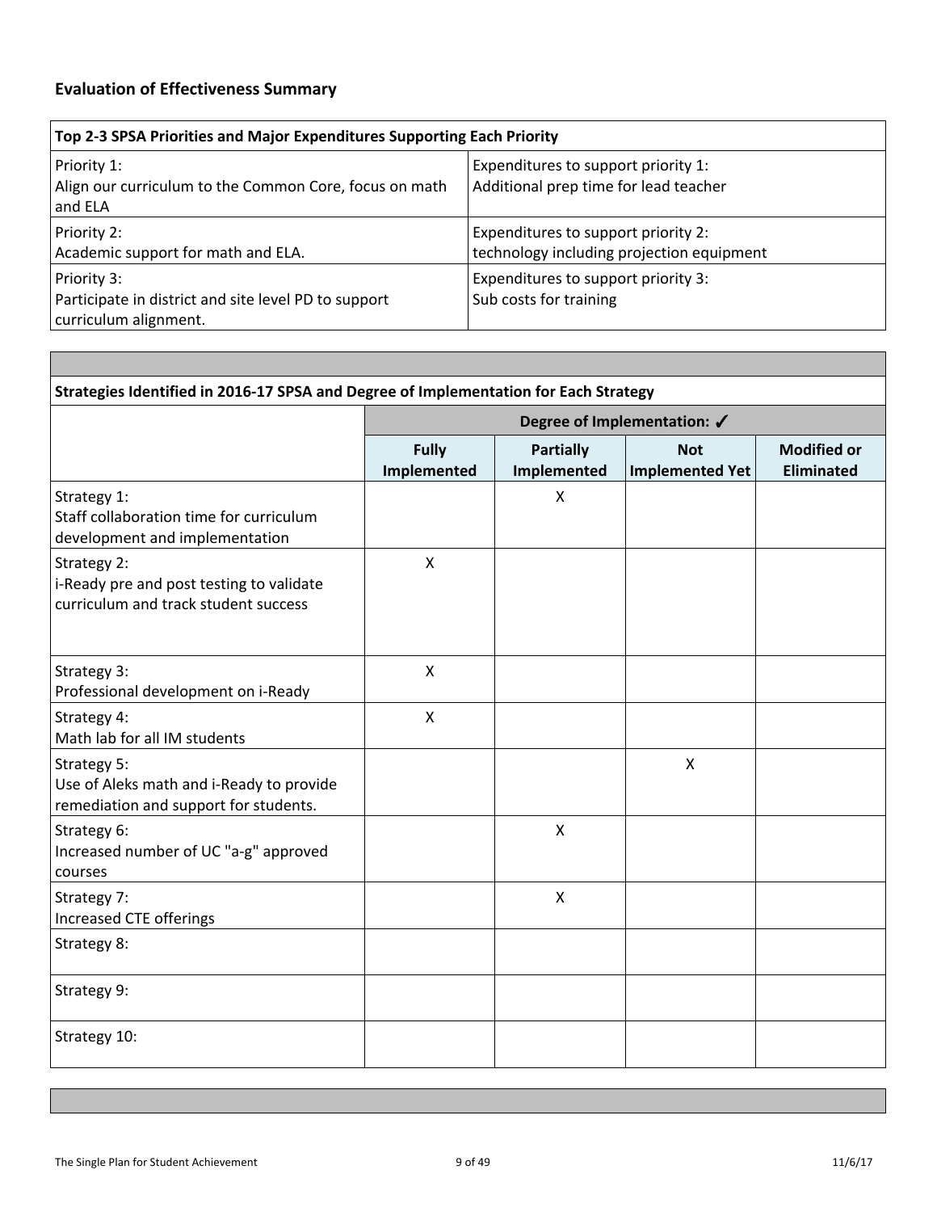## Evaluation of Effectiveness Summary

| Top 2-3 SPSA Priorities and Major Expenditures Supporting Each Priority | |
|---|---|
| Priority 1:<br>Align our curriculum to the Common Core, focus on math and ELA | Expenditures to support priority 1:<br>Additional prep time for lead teacher |
| Priority 2:<br>Academic support for math and ELA. | Expenditures to support priority 2:<br>technology including projection equipment |
| Priority 3:<br>Participate in district and site level PD to support curriculum alignment. | Expenditures to support priority 3:<br>Sub costs for training |

| Strategies Identified in 2016-17 SPSA and Degree of Implementation for Each Strategy | Degree of Implementation: ✓ | | | |
|---|---|---|---|---|
| | **Fully Implemented** | **Partially Implemented** | **Not Implemented Yet** | **Modified or Eliminated** |
| Strategy 1:<br>Staff collaboration time for curriculum development and implementation | | X | | |
| Strategy 2:<br>i-Ready pre and post testing to validate curriculum and track student success | X | | | |
| Strategy 3:<br>Professional development on i-Ready | X | | | |
| Strategy 4:<br>Math lab for all IM students | X | | | |
| Strategy 5:<br>Use of Aleks math and i-Ready to provide remediation and support for students. | | | X | |
| Strategy 6:<br>Increased number of UC "a-g" approved courses | | X | | |
| Strategy 7:<br>Increased CTE offerings | | X | | |
| Strategy 8: | | | | |
| Strategy 9: | | | | |
| Strategy 10: | | | | |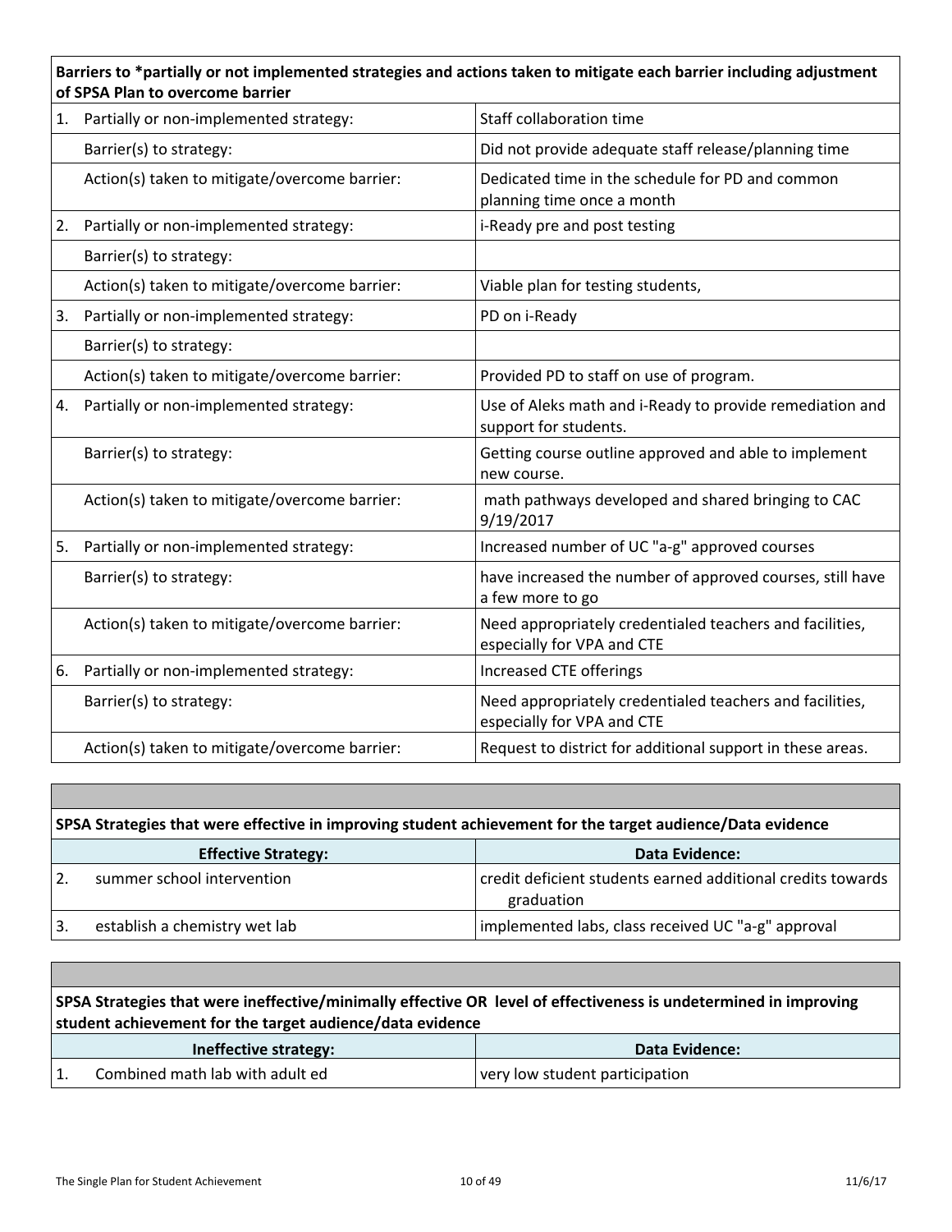| Barriers to *partially or not implemented strategies and actions taken to mitigate each barrier including adjustment of SPSA Plan to overcome barrier | |
|---|---|
| 1. Partially or non-implemented strategy: | Staff collaboration time |
| Barrier(s) to strategy: | Did not provide adequate staff release/planning time |
| Action(s) taken to mitigate/overcome barrier: | Dedicated time in the schedule for PD and common planning time once a month |
| 2. Partially or non-implemented strategy: | i-Ready pre and post testing |
| Barrier(s) to strategy: | |
| Action(s) taken to mitigate/overcome barrier: | Viable plan for testing students, |
| 3. Partially or non-implemented strategy: | PD on i-Ready |
| Barrier(s) to strategy: | |
| Action(s) taken to mitigate/overcome barrier: | Provided PD to staff on use of program. |
| 4. Partially or non-implemented strategy: | Use of Aleks math and i-Ready to provide remediation and support for students. |
| Barrier(s) to strategy: | Getting course outline approved and able to implement new course. |
| Action(s) taken to mitigate/overcome barrier: | math pathways developed and shared bringing to CAC 9/19/2017 |
| 5. Partially or non-implemented strategy: | Increased number of UC "a-g" approved courses |
| Barrier(s) to strategy: | have increased the number of approved courses, still have a few more to go |
| Action(s) taken to mitigate/overcome barrier: | Need appropriately credentialed teachers and facilities, especially for VPA and CTE |
| 6. Partially or non-implemented strategy: | Increased CTE offerings |
| Barrier(s) to strategy: | Need appropriately credentialed teachers and facilities, especially for VPA and CTE |
| Action(s) taken to mitigate/overcome barrier: | Request to district for additional support in these areas. |

**SPSA Strategies that were effective in improving student achievement for the target audience/Data evidence**

| Effective Strategy: | Data Evidence: |
|---|---|
| 2. summer school intervention | credit deficient students earned additional credits towards graduation |
| 3. establish a chemistry wet lab | implemented labs, class received UC "a-g" approval |

**SPSA Strategies that were ineffective/minimally effective OR level of effectiveness is undetermined in improving student achievement for the target audience/data evidence**

| Ineffective strategy: | Data Evidence: |
|---|---|
| 1. Combined math lab with adult ed | very low student participation |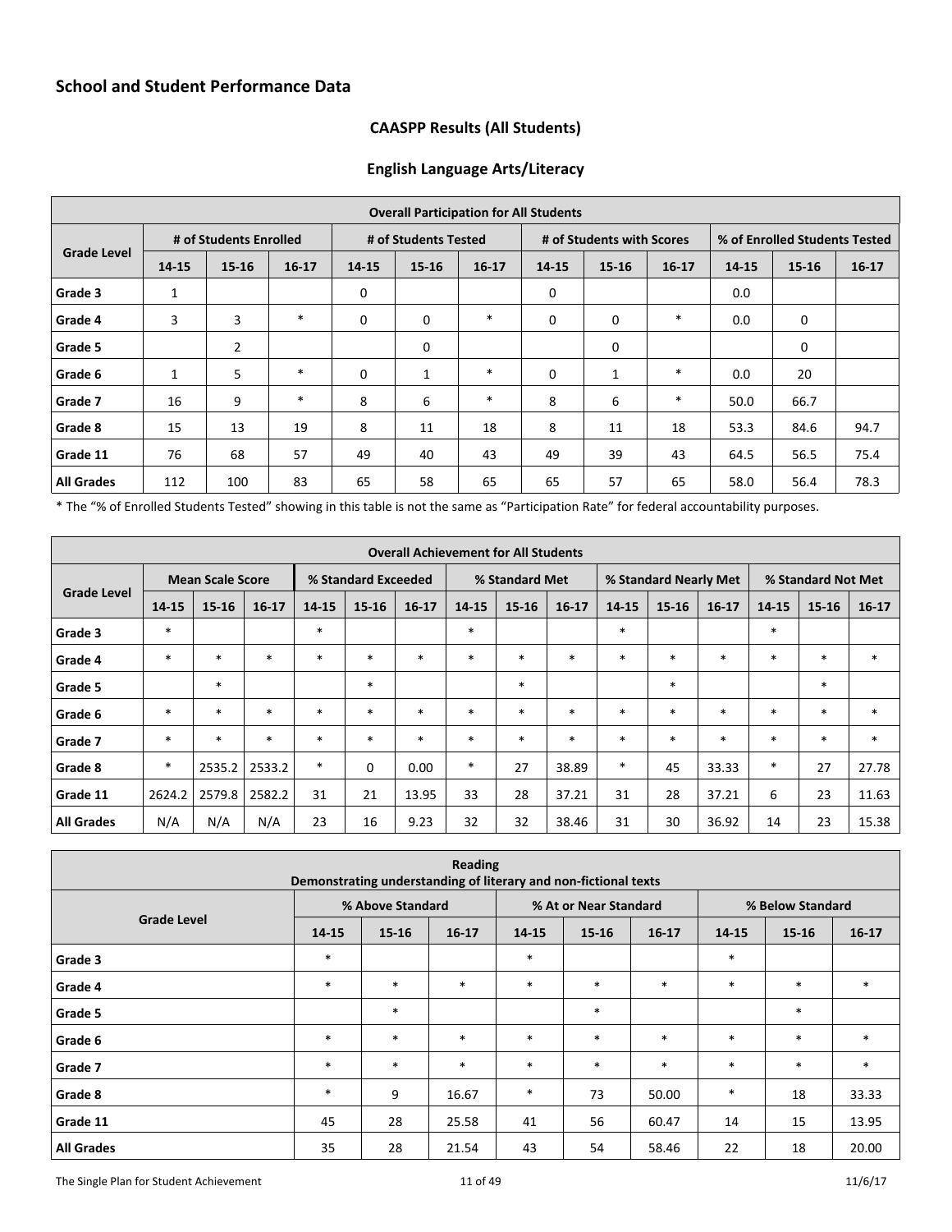## School and Student Performance Data

### CAASPP Results (All Students)

### English Language Arts/Literacy

| Overall Participation for All Students | | | | | | | | | | | | |
|---|---|---|---|---|---|---|---|---|---|---|---|---|
| Grade Level | # of Students Enrolled | | | # of Students Tested | | | # of Students with Scores | | | % of Enrolled Students Tested | | |
| | 14-15 | 15-16 | 16-17 | 14-15 | 15-16 | 16-17 | 14-15 | 15-16 | 16-17 | 14-15 | 15-16 | 16-17 |
| Grade 3 | 1 | | | 0 | | | 0 | | | 0.0 | | |
| Grade 4 | 3 | 3 | * | 0 | 0 | * | 0 | 0 | * | 0.0 | 0 | |
| Grade 5 | | 2 | | | 0 | | | 0 | | | 0 | |
| Grade 6 | 1 | 5 | * | 0 | 1 | * | 0 | 1 | * | 0.0 | 20 | |
| Grade 7 | 16 | 9 | * | 8 | 6 | * | 8 | 6 | * | 50.0 | 66.7 | |
| Grade 8 | 15 | 13 | 19 | 8 | 11 | 18 | 8 | 11 | 18 | 53.3 | 84.6 | 94.7 |
| Grade 11 | 76 | 68 | 57 | 49 | 40 | 43 | 49 | 39 | 43 | 64.5 | 56.5 | 75.4 |
| All Grades | 112 | 100 | 83 | 65 | 58 | 65 | 65 | 57 | 65 | 58.0 | 56.4 | 78.3 |

* The "% of Enrolled Students Tested" showing in this table is not the same as "Participation Rate" for federal accountability purposes.

| Overall Achievement for All Students | | | | | | | | | | | | | | | |
|---|---|---|---|---|---|---|---|---|---|---|---|---|---|---|---|
| Grade Level | Mean Scale Score | | | % Standard Exceeded | | | % Standard Met | | | % Standard Nearly Met | | | % Standard Not Met | | |
| | 14-15 | 15-16 | 16-17 | 14-15 | 15-16 | 16-17 | 14-15 | 15-16 | 16-17 | 14-15 | 15-16 | 16-17 | 14-15 | 15-16 | 16-17 |
| Grade 3 | * | | | * | | | * | | | * | | | * | | |
| Grade 4 | * | * | * | * | * | * | * | * | * | * | * | * | * | * | * |
| Grade 5 | | * | | | * | | | * | | | * | | | * | |
| Grade 6 | * | * | * | * | * | * | * | * | * | * | * | * | * | * | * |
| Grade 7 | * | * | * | * | * | * | * | * | * | * | * | * | * | * | * |
| Grade 8 | * | 2535.2 | 2533.2 | * | 0 | 0.00 | * | 27 | 38.89 | * | 45 | 33.33 | * | 27 | 27.78 |
| Grade 11 | 2624.2 | 2579.8 | 2582.2 | 31 | 21 | 13.95 | 33 | 28 | 37.21 | 31 | 28 | 37.21 | 6 | 23 | 11.63 |
| All Grades | N/A | N/A | N/A | 23 | 16 | 9.23 | 32 | 32 | 38.46 | 31 | 30 | 36.92 | 14 | 23 | 15.38 |

| Reading<br>Demonstrating understanding of literary and non-fictional texts | | | | | | | | | |
|---|---|---|---|---|---|---|---|---|---|
| Grade Level | % Above Standard | | | % At or Near Standard | | | % Below Standard | | |
| | 14-15 | 15-16 | 16-17 | 14-15 | 15-16 | 16-17 | 14-15 | 15-16 | 16-17 |
| Grade 3 | * | | | * | | | * | | |
| Grade 4 | * | * | * | * | * | * | * | * | * |
| Grade 5 | | * | | | * | | | * | |
| Grade 6 | * | * | * | * | * | * | * | * | * |
| Grade 7 | * | * | * | * | * | * | * | * | * |
| Grade 8 | * | 9 | 16.67 | * | 73 | 50.00 | * | 18 | 33.33 |
| Grade 11 | 45 | 28 | 25.58 | 41 | 56 | 60.47 | 14 | 15 | 13.95 |
| All Grades | 35 | 28 | 21.54 | 43 | 54 | 58.46 | 22 | 18 | 20.00 |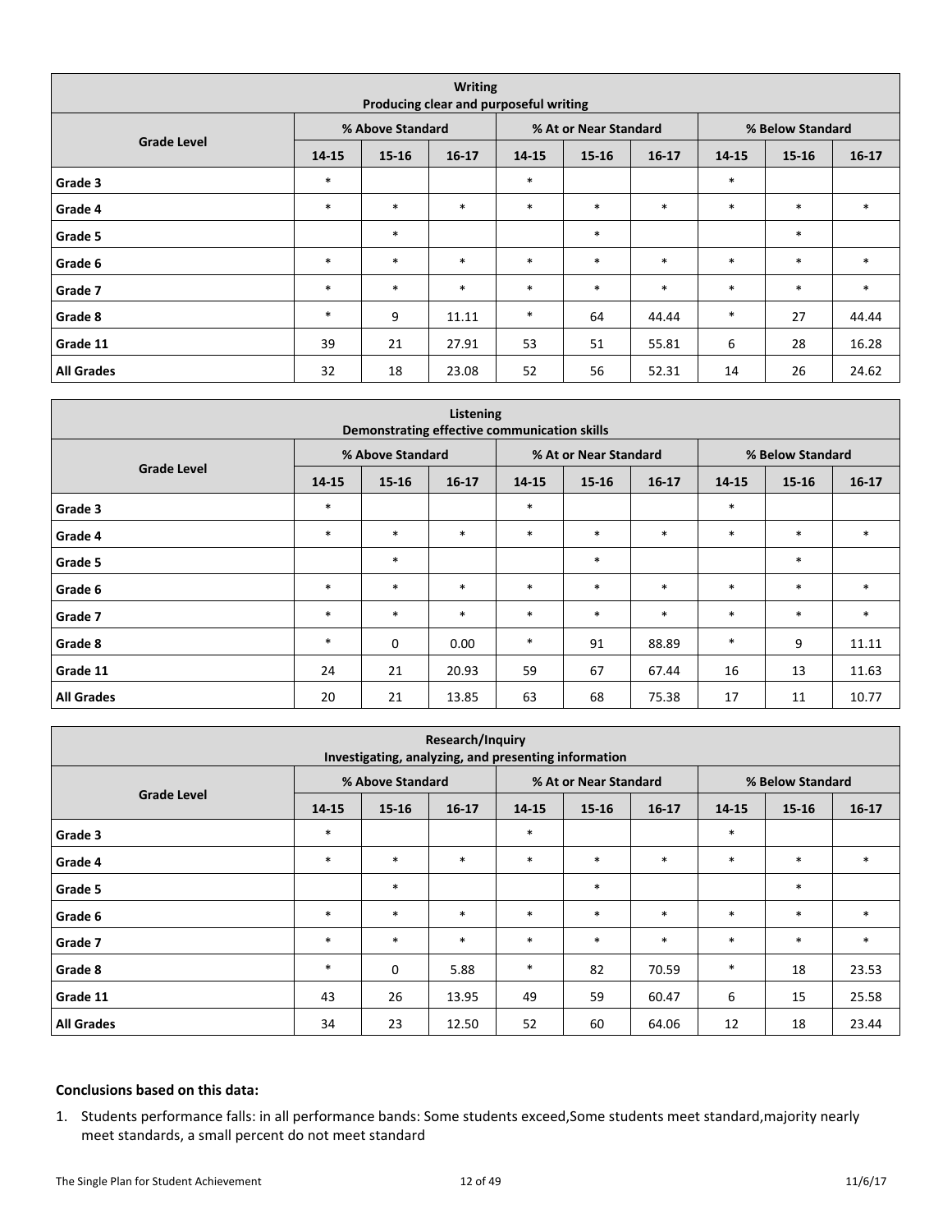| Writing<br>Producing clear and purposeful writing | | | | | | | | | |
|---|---|---|---|---|---|---|---|---|---|
| Grade Level | % Above Standard | | | % At or Near Standard | | | % Below Standard | | |
| | 14-15 | 15-16 | 16-17 | 14-15 | 15-16 | 16-17 | 14-15 | 15-16 | 16-17 |
| Grade 3 | * | | | * | | | * | | |
| Grade 4 | * | * | * | * | * | * | * | * | * |
| Grade 5 | | * | | | * | | | * | |
| Grade 6 | * | * | * | * | * | * | * | * | * |
| Grade 7 | * | * | * | * | * | * | * | * | * |
| Grade 8 | * | 9 | 11.11 | * | 64 | 44.44 | * | 27 | 44.44 |
| Grade 11 | 39 | 21 | 27.91 | 53 | 51 | 55.81 | 6 | 28 | 16.28 |
| All Grades | 32 | 18 | 23.08 | 52 | 56 | 52.31 | 14 | 26 | 24.62 |

| Listening<br>Demonstrating effective communication skills | | | | | | | | | |
|---|---|---|---|---|---|---|---|---|---|
| Grade Level | % Above Standard | | | % At or Near Standard | | | % Below Standard | | |
| | 14-15 | 15-16 | 16-17 | 14-15 | 15-16 | 16-17 | 14-15 | 15-16 | 16-17 |
| Grade 3 | * | | | * | | | * | | |
| Grade 4 | * | * | * | * | * | * | * | * | * |
| Grade 5 | | * | | | * | | | * | |
| Grade 6 | * | * | * | * | * | * | * | * | * |
| Grade 7 | * | * | * | * | * | * | * | * | * |
| Grade 8 | * | 0 | 0.00 | * | 91 | 88.89 | * | 9 | 11.11 |
| Grade 11 | 24 | 21 | 20.93 | 59 | 67 | 67.44 | 16 | 13 | 11.63 |
| All Grades | 20 | 21 | 13.85 | 63 | 68 | 75.38 | 17 | 11 | 10.77 |

| Research/Inquiry<br>Investigating, analyzing, and presenting information | | | | | | | | | |
|---|---|---|---|---|---|---|---|---|---|
| Grade Level | % Above Standard | | | % At or Near Standard | | | % Below Standard | | |
| | 14-15 | 15-16 | 16-17 | 14-15 | 15-16 | 16-17 | 14-15 | 15-16 | 16-17 |
| Grade 3 | * | | | * | | | * | | |
| Grade 4 | * | * | * | * | * | * | * | * | * |
| Grade 5 | | * | | | * | | | * | |
| Grade 6 | * | * | * | * | * | * | * | * | * |
| Grade 7 | * | * | * | * | * | * | * | * | * |
| Grade 8 | * | 0 | 5.88 | * | 82 | 70.59 | * | 18 | 23.53 |
| Grade 11 | 43 | 26 | 13.95 | 49 | 59 | 60.47 | 6 | 15 | 25.58 |
| All Grades | 34 | 23 | 12.50 | 52 | 60 | 64.06 | 12 | 18 | 23.44 |

**Conclusions based on this data:**

1. Students performance falls: in all performance bands: Some students exceed,Some students meet standard,majority nearly meet standards, a small percent do not meet standard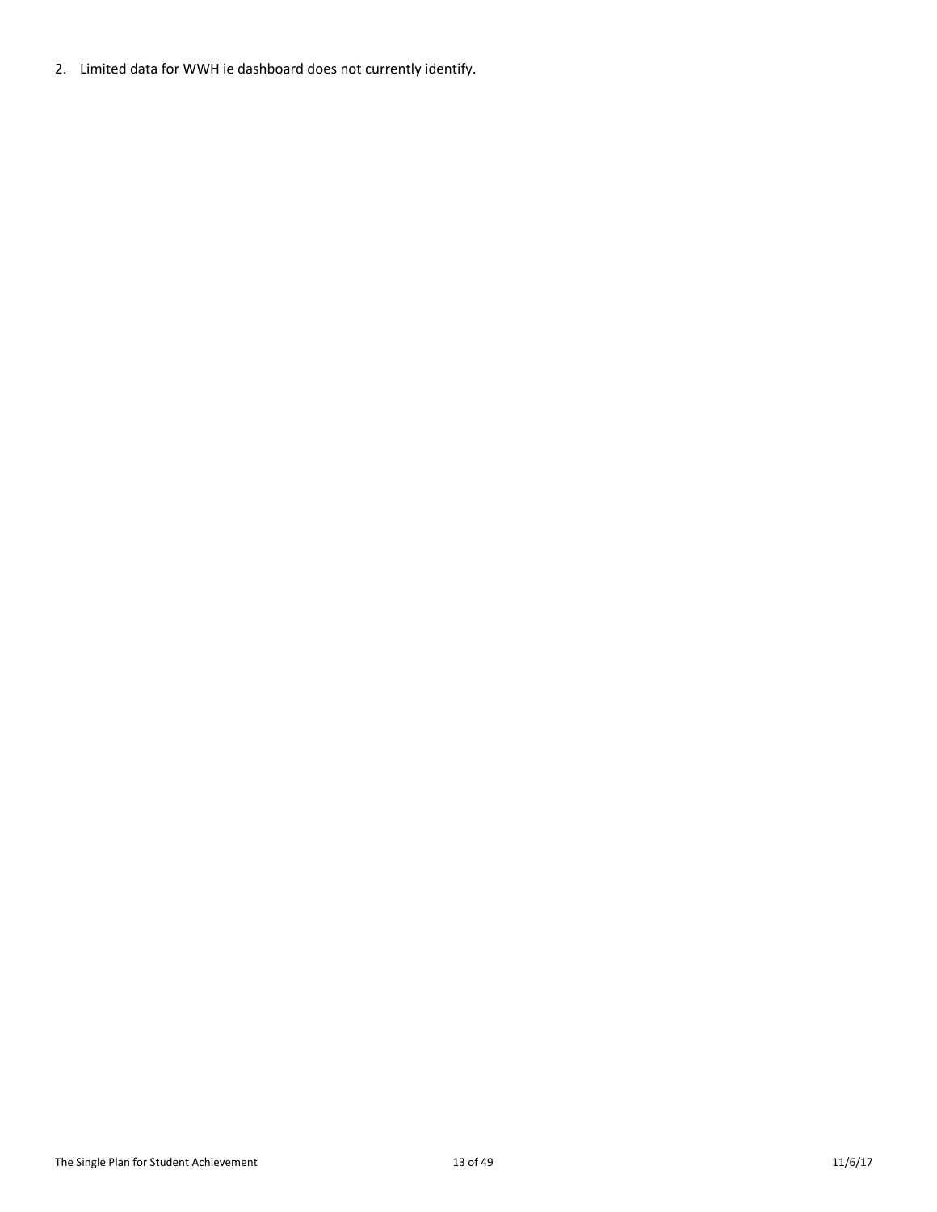2. Limited data for WWH ie dashboard does not currently identify.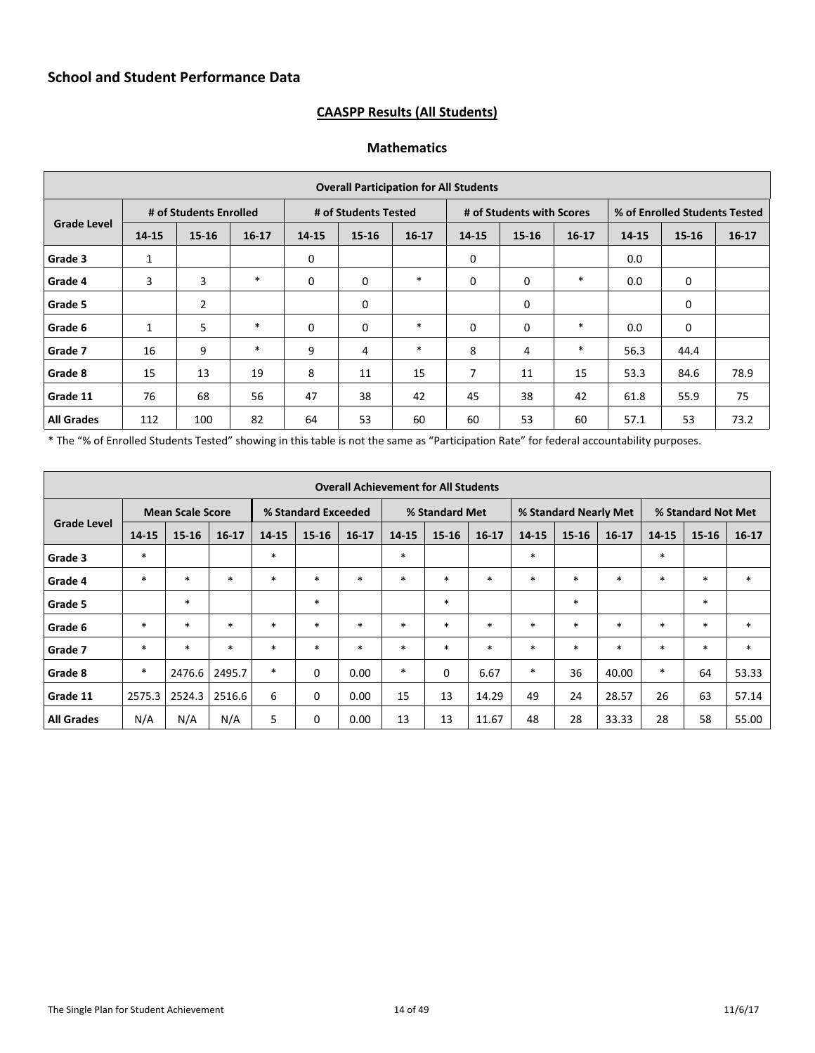## School and Student Performance Data

### CAASPP Results (All Students)

#### Mathematics

| Overall Participation for All Students | | | | | | | | | | | | |
|---|---|---|---|---|---|---|---|---|---|---|---|---|
| Grade Level | # of Students Enrolled | | | # of Students Tested | | | # of Students with Scores | | | % of Enrolled Students Tested | | |
| | 14-15 | 15-16 | 16-17 | 14-15 | 15-16 | 16-17 | 14-15 | 15-16 | 16-17 | 14-15 | 15-16 | 16-17 |
| Grade 3 | 1 | | | 0 | | | 0 | | | 0.0 | | |
| Grade 4 | 3 | 3 | * | 0 | 0 | * | 0 | 0 | * | 0.0 | 0 | |
| Grade 5 | | 2 | | | 0 | | | 0 | | | 0 | |
| Grade 6 | 1 | 5 | * | 0 | 0 | * | 0 | 0 | * | 0.0 | 0 | |
| Grade 7 | 16 | 9 | * | 9 | 4 | * | 8 | 4 | * | 56.3 | 44.4 | |
| Grade 8 | 15 | 13 | 19 | 8 | 11 | 15 | 7 | 11 | 15 | 53.3 | 84.6 | 78.9 |
| Grade 11 | 76 | 68 | 56 | 47 | 38 | 42 | 45 | 38 | 42 | 61.8 | 55.9 | 75 |
| All Grades | 112 | 100 | 82 | 64 | 53 | 60 | 60 | 53 | 60 | 57.1 | 53 | 73.2 |

* The "% of Enrolled Students Tested" showing in this table is not the same as "Participation Rate" for federal accountability purposes.

| Overall Achievement for All Students | | | | | | | | | | | | | | | |
|---|---|---|---|---|---|---|---|---|---|---|---|---|---|---|---|
| Grade Level | Mean Scale Score | | | % Standard Exceeded | | | % Standard Met | | | % Standard Nearly Met | | | % Standard Not Met | | |
| | 14-15 | 15-16 | 16-17 | 14-15 | 15-16 | 16-17 | 14-15 | 15-16 | 16-17 | 14-15 | 15-16 | 16-17 | 14-15 | 15-16 | 16-17 |
| Grade 3 | * | | | * | | | * | | | * | | | * | | |
| Grade 4 | * | * | * | * | * | * | * | * | * | * | * | * | * | * | * |
| Grade 5 | | * | | | * | | | * | | | * | | | * | |
| Grade 6 | * | * | * | * | * | * | * | * | * | * | * | * | * | * | * |
| Grade 7 | * | * | * | * | * | * | * | * | * | * | * | * | * | * | * |
| Grade 8 | * | 2476.6 | 2495.7 | * | 0 | 0.00 | * | 0 | 6.67 | * | 36 | 40.00 | * | 64 | 53.33 |
| Grade 11 | 2575.3 | 2524.3 | 2516.6 | 6 | 0 | 0.00 | 15 | 13 | 14.29 | 49 | 24 | 28.57 | 26 | 63 | 57.14 |
| All Grades | N/A | N/A | N/A | 5 | 0 | 0.00 | 13 | 13 | 11.67 | 48 | 28 | 33.33 | 28 | 58 | 55.00 |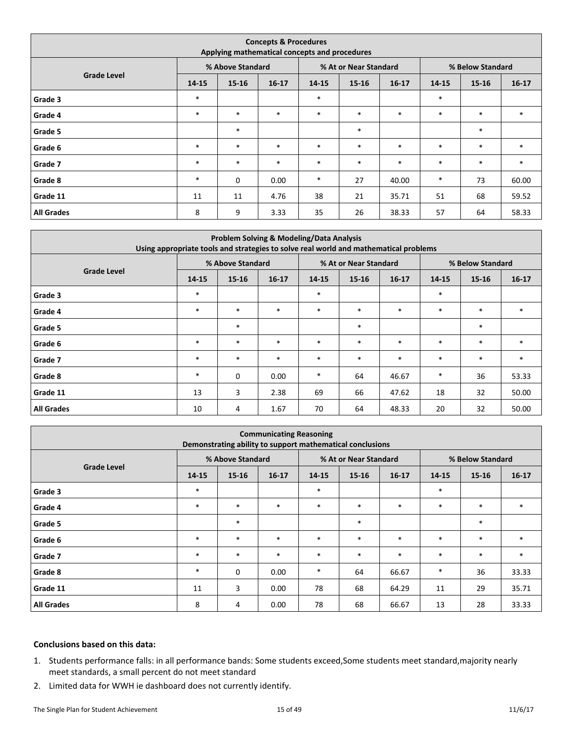| Concepts & Procedures<br>Applying mathematical concepts and procedures | | | | | | | | | |
|---|---|---|---|---|---|---|---|---|---|
| Grade Level | % Above Standard | | | % At or Near Standard | | | % Below Standard | | |
| | 14-15 | 15-16 | 16-17 | 14-15 | 15-16 | 16-17 | 14-15 | 15-16 | 16-17 |
| Grade 3 | * | | | * | | | * | | |
| Grade 4 | * | * | * | * | * | * | * | * | * |
| Grade 5 | | * | | | * | | | * | |
| Grade 6 | * | * | * | * | * | * | * | * | * |
| Grade 7 | * | * | * | * | * | * | * | * | * |
| Grade 8 | * | 0 | 0.00 | * | 27 | 40.00 | * | 73 | 60.00 |
| Grade 11 | 11 | 11 | 4.76 | 38 | 21 | 35.71 | 51 | 68 | 59.52 |
| All Grades | 8 | 9 | 3.33 | 35 | 26 | 38.33 | 57 | 64 | 58.33 |

| Problem Solving & Modeling/Data Analysis<br>Using appropriate tools and strategies to solve real world and mathematical problems | | | | | | | | | |
|---|---|---|---|---|---|---|---|---|---|
| Grade Level | % Above Standard | | | % At or Near Standard | | | % Below Standard | | |
| | 14-15 | 15-16 | 16-17 | 14-15 | 15-16 | 16-17 | 14-15 | 15-16 | 16-17 |
| Grade 3 | * | | | * | | | * | | |
| Grade 4 | * | * | * | * | * | * | * | * | * |
| Grade 5 | | * | | | * | | | * | |
| Grade 6 | * | * | * | * | * | * | * | * | * |
| Grade 7 | * | * | * | * | * | * | * | * | * |
| Grade 8 | * | 0 | 0.00 | * | 64 | 46.67 | * | 36 | 53.33 |
| Grade 11 | 13 | 3 | 2.38 | 69 | 66 | 47.62 | 18 | 32 | 50.00 |
| All Grades | 10 | 4 | 1.67 | 70 | 64 | 48.33 | 20 | 32 | 50.00 |

| Communicating Reasoning<br>Demonstrating ability to support mathematical conclusions | | | | | | | | | |
|---|---|---|---|---|---|---|---|---|---|
| Grade Level | % Above Standard | | | % At or Near Standard | | | % Below Standard | | |
| | 14-15 | 15-16 | 16-17 | 14-15 | 15-16 | 16-17 | 14-15 | 15-16 | 16-17 |
| Grade 3 | * | | | * | | | * | | |
| Grade 4 | * | * | * | * | * | * | * | * | * |
| Grade 5 | | * | | | * | | | * | |
| Grade 6 | * | * | * | * | * | * | * | * | * |
| Grade 7 | * | * | * | * | * | * | * | * | * |
| Grade 8 | * | 0 | 0.00 | * | 64 | 66.67 | * | 36 | 33.33 |
| Grade 11 | 11 | 3 | 0.00 | 78 | 68 | 64.29 | 11 | 29 | 35.71 |
| All Grades | 8 | 4 | 0.00 | 78 | 68 | 66.67 | 13 | 28 | 33.33 |

**Conclusions based on this data:**

1. Students performance falls: in all performance bands: Some students exceed,Some students meet standard,majority nearly meet standards, a small percent do not meet standard
2. Limited data for WWH ie dashboard does not currently identify.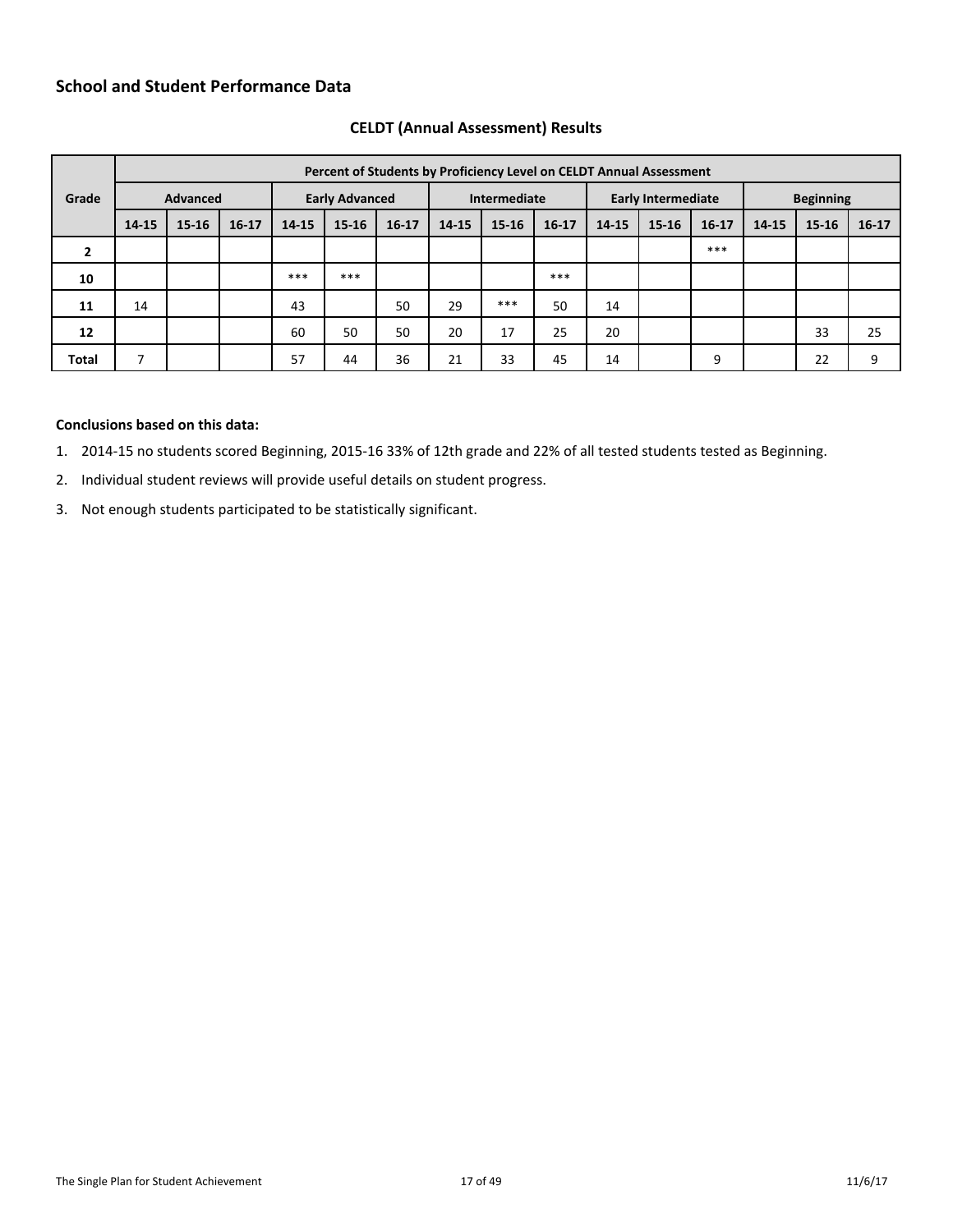## School and Student Performance Data

### CELDT (Annual Assessment) Results

| Grade | Percent of Students by Proficiency Level on CELDT Annual Assessment | | | | | | | | | | | | | | |
|---|---|---|---|---|---|---|---|---|---|---|---|---|---|---|---|
| | Advanced | | | Early Advanced | | | Intermediate | | | Early Intermediate | | | Beginning | | |
| | 14-15 | 15-16 | 16-17 | 14-15 | 15-16 | 16-17 | 14-15 | 15-16 | 16-17 | 14-15 | 15-16 | 16-17 | 14-15 | 15-16 | 16-17 |
| **2** | | | | | | | | | | | | *** | | | |
| **10** | | | | *** | *** | | | | *** | | | | | | |
| **11** | 14 | | | 43 | | 50 | 29 | *** | 50 | 14 | | | | | |
| **12** | | | | 60 | 50 | 50 | 20 | 17 | 25 | 20 | | | | 33 | 25 |
| **Total** | 7 | | | 57 | 44 | 36 | 21 | 33 | 45 | 14 | | 9 | | 22 | 9 |

**Conclusions based on this data:**

1. 2014-15 no students scored Beginning, 2015-16 33% of 12th grade and 22% of all tested students tested as Beginning.
2. Individual student reviews will provide useful details on student progress.
3. Not enough students participated to be statistically significant.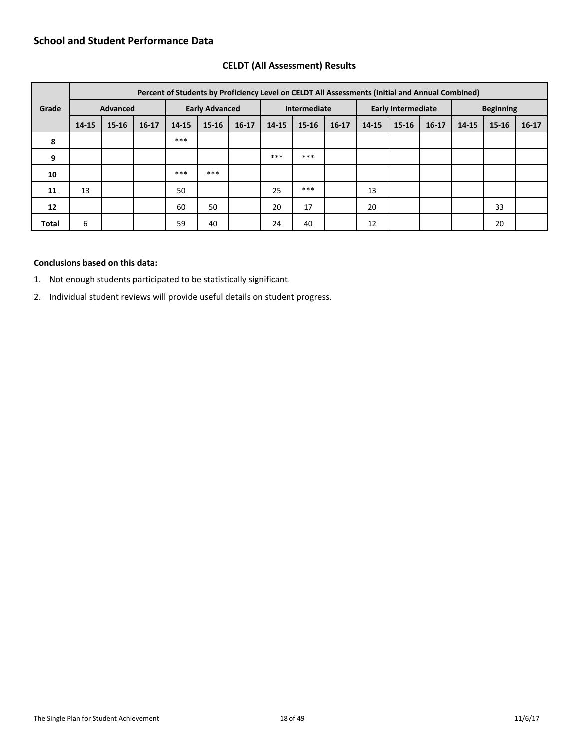## School and Student Performance Data

### CELDT (All Assessment) Results

| Grade | Percent of Students by Proficiency Level on CELDT All Assessments (Initial and Annual Combined) | | | | | | | | | | | | | | |
|---|---|---|---|---|---|---|---|---|---|---|---|---|---|---|---|
| | Advanced | | | Early Advanced | | | Intermediate | | | Early Intermediate | | | Beginning | | |
| | 14-15 | 15-16 | 16-17 | 14-15 | 15-16 | 16-17 | 14-15 | 15-16 | 16-17 | 14-15 | 15-16 | 16-17 | 14-15 | 15-16 | 16-17 |
| **8** | | | | *** | | | | | | | | | | | |
| **9** | | | | | | | *** | *** | | | | | | | |
| **10** | | | | *** | *** | | | | | | | | | | |
| **11** | 13 | | | 50 | | | 25 | *** | | 13 | | | | | |
| **12** | | | | 60 | 50 | | 20 | 17 | | 20 | | | | 33 | |
| **Total** | 6 | | | 59 | 40 | | 24 | 40 | | 12 | | | | 20 | |

**Conclusions based on this data:**

1. Not enough students participated to be statistically significant.
2. Individual student reviews will provide useful details on student progress.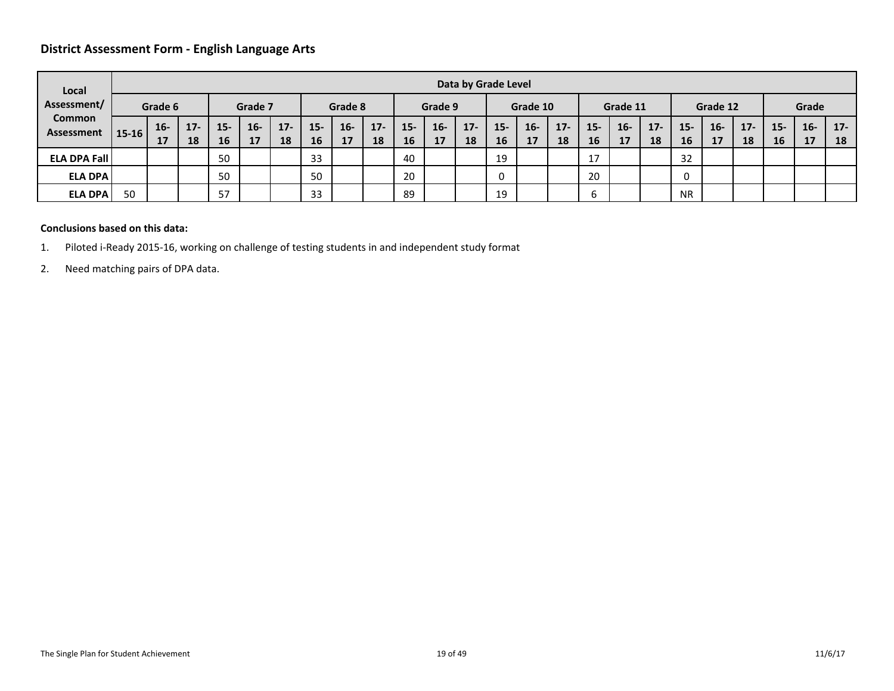## District Assessment Form - English Language Arts

| Local Assessment/ Common Assessment | Data by Grade Level | | | | | | | | | | | | | | | | | | | | | | | |
|---|---|---|---|---|---|---|---|---|---|---|---|---|---|---|---|---|---|---|---|---|---|---|---|---|
| | Grade 6 | | | Grade 7 | | | Grade 8 | | | Grade 9 | | | Grade 10 | | | Grade 11 | | | Grade 12 | | | Grade | | |
| | 15-16 | 16-17 | 17-18 | 15-16 | 16-17 | 17-18 | 15-16 | 16-17 | 17-18 | 15-16 | 16-17 | 17-18 | 15-16 | 16-17 | 17-18 | 15-16 | 16-17 | 17-18 | 15-16 | 16-17 | 17-18 | 15-16 | 16-17 | 17-18 |
| ELA DPA Fall | | | | 50 | | | 33 | | | 40 | | | 19 | | | 17 | | | 32 | | | | | |
| ELA DPA | | | | 50 | | | 50 | | | 20 | | | 0 | | | 20 | | | 0 | | | | | |
| ELA DPA | 50 | | | 57 | | | 33 | | | 89 | | | 19 | | | 6 | | | NR | | | | | |

**Conclusions based on this data:**

1. Piloted i-Ready 2015-16, working on challenge of testing students in and independent study format
2. Need matching pairs of DPA data.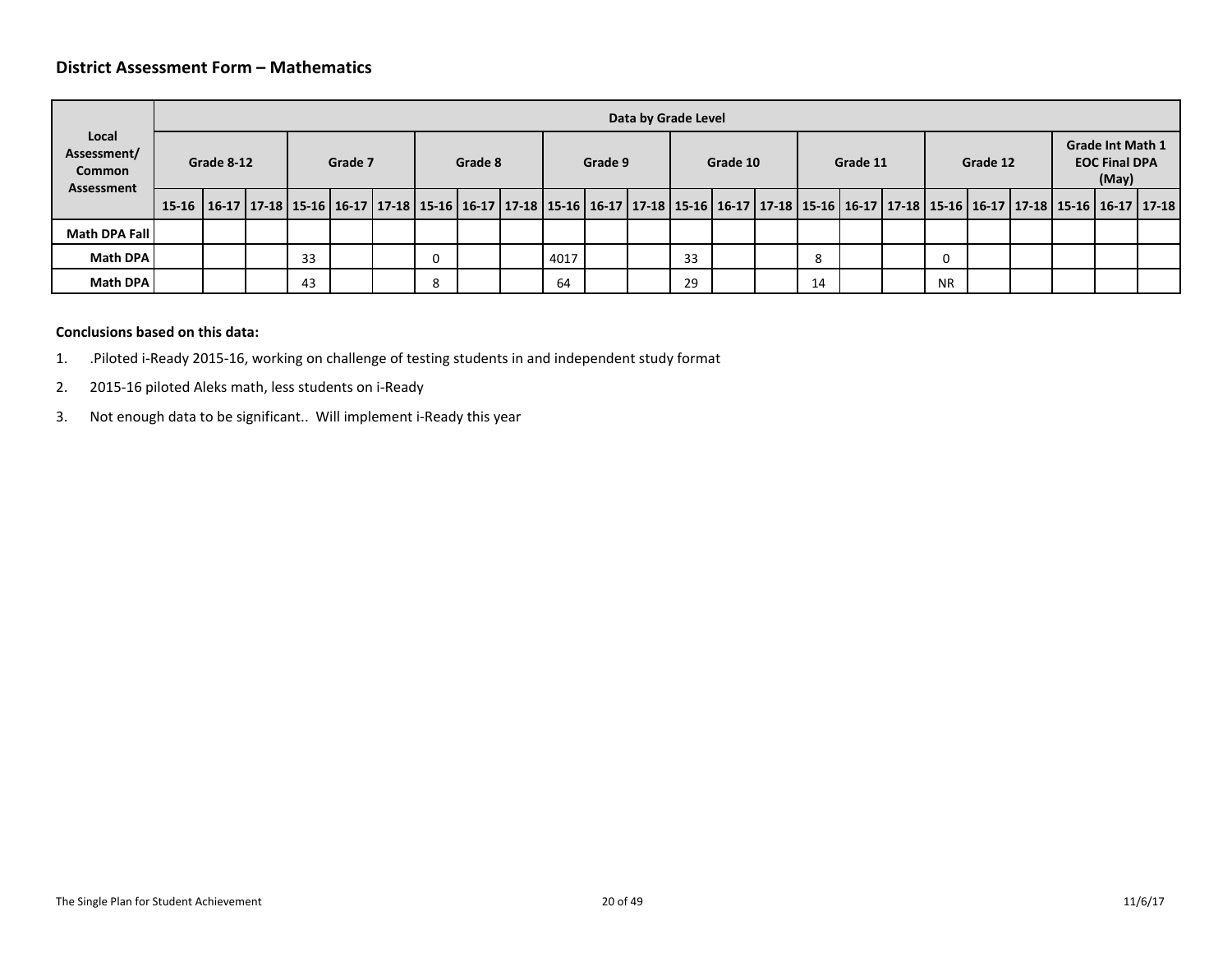**District Assessment Form – Mathematics**

| Local Assessment/ Common Assessment | Data by Grade Level | | | | | | | | | | | | | | | | | | | | | | | |
|---|---|---|---|---|---|---|---|---|---|---|---|---|---|---|---|---|---|---|---|---|---|---|---|---|
| | Grade 8-12 | | | Grade 7 | | | Grade 8 | | | Grade 9 | | | Grade 10 | | | Grade 11 | | | Grade 12 | | | Grade Int Math 1 EOC Final DPA (May) | | |
| | 15-16 | 16-17 | 17-18 | 15-16 | 16-17 | 17-18 | 15-16 | 16-17 | 17-18 | 15-16 | 16-17 | 17-18 | 15-16 | 16-17 | 17-18 | 15-16 | 16-17 | 17-18 | 15-16 | 16-17 | 17-18 | 15-16 | 16-17 | 17-18 |
| Math DPA Fall | | | | | | | | | | | | | | | | | | | | | | | | |
| Math DPA | | | | 33 | | | 0 | | | 4017 | | | 33 | | | 8 | | | 0 | | | | | |
| Math DPA | | | | 43 | | | 8 | | | 64 | | | 29 | | | 14 | | | NR | | | | | |

**Conclusions based on this data:**

1. .Piloted i-Ready 2015-16, working on challenge of testing students in and independent study format
2. 2015-16 piloted Aleks math, less students on i-Ready
3. Not enough data to be significant.. Will implement i-Ready this year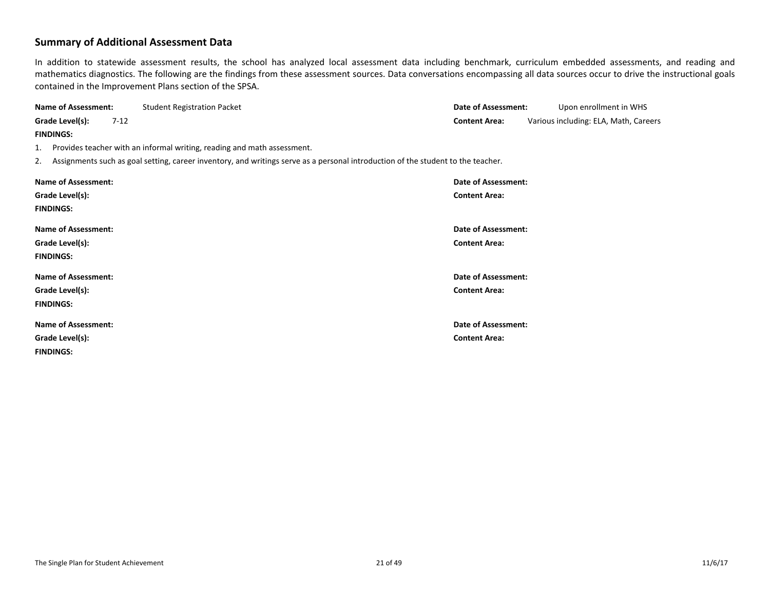## Summary of Additional Assessment Data

In addition to statewide assessment results, the school has analyzed local assessment data including benchmark, curriculum embedded assessments, and reading and mathematics diagnostics. The following are the findings from these assessment sources. Data conversations encompassing all data sources occur to drive the instructional goals contained in the Improvement Plans section of the SPSA.

**Name of Assessment:** Student Registration Packet
**Date of Assessment:** Upon enrollment in WHS
**Grade Level(s):** 7-12
**Content Area:** Various including: ELA, Math, Careers
**FINDINGS:**

1. Provides teacher with an informal writing, reading and math assessment.
2. Assignments such as goal setting, career inventory, and writings serve as a personal introduction of the student to the teacher.

**Name of Assessment:**
**Date of Assessment:**
**Grade Level(s):**
**Content Area:**
**FINDINGS:**

**Name of Assessment:**
**Date of Assessment:**
**Grade Level(s):**
**Content Area:**
**FINDINGS:**

**Name of Assessment:**
**Date of Assessment:**
**Grade Level(s):**
**Content Area:**
**FINDINGS:**

**Name of Assessment:**
**Date of Assessment:**
**Grade Level(s):**
**Content Area:**
**FINDINGS:**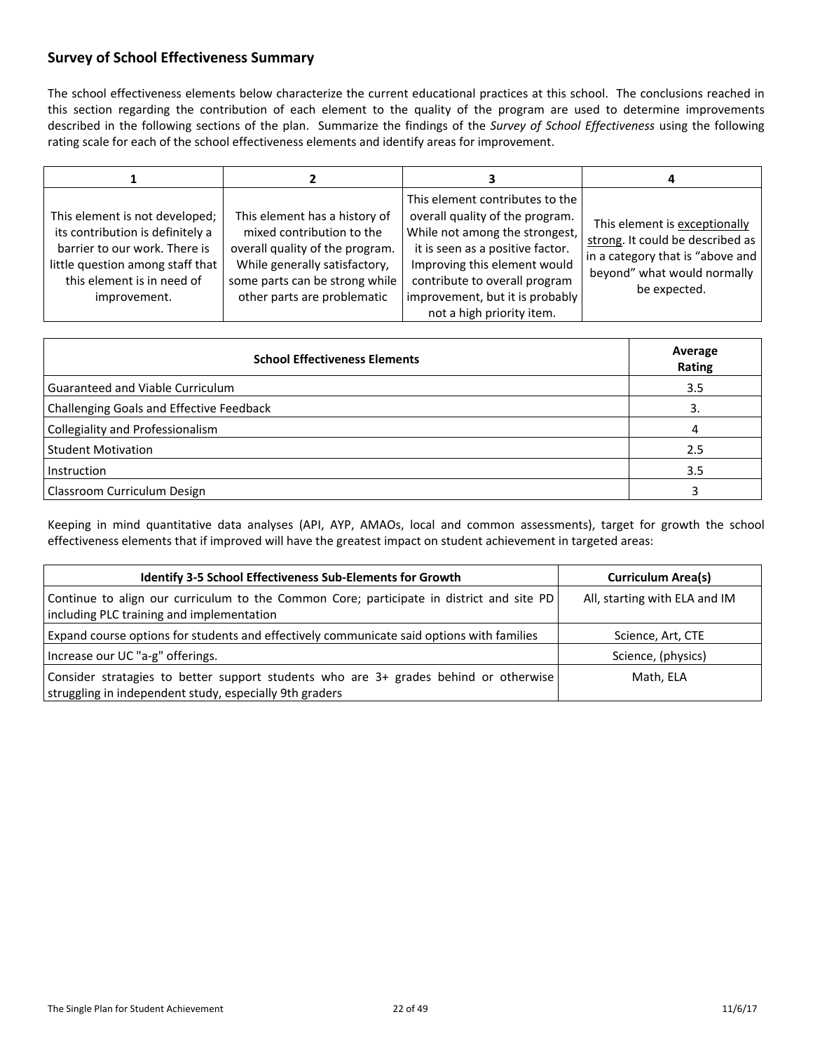## Survey of School Effectiveness Summary

The school effectiveness elements below characterize the current educational practices at this school. The conclusions reached in this section regarding the contribution of each element to the quality of the program are used to determine improvements described in the following sections of the plan. Summarize the findings of the *Survey of School Effectiveness* using the following rating scale for each of the school effectiveness elements and identify areas for improvement.

| 1 | 2 | 3 | 4 |
|---|---|---|---|
| This element is not developed; its contribution is definitely a barrier to our work. There is little question among staff that this element is in need of improvement. | This element has a history of mixed contribution to the overall quality of the program. While generally satisfactory, some parts can be strong while other parts are problematic | This element contributes to the overall quality of the program. While not among the strongest, it is seen as a positive factor. Improving this element would contribute to overall program improvement, but it is probably not a high priority item. | This element is exceptionally strong. It could be described as in a category that is "above and beyond" what would normally be expected. |

| School Effectiveness Elements | Average Rating |
|---|---|
| Guaranteed and Viable Curriculum | 3.5 |
| Challenging Goals and Effective Feedback | 3. |
| Collegiality and Professionalism | 4 |
| Student Motivation | 2.5 |
| Instruction | 3.5 |
| Classroom Curriculum Design | 3 |

Keeping in mind quantitative data analyses (API, AYP, AMAOs, local and common assessments), target for growth the school effectiveness elements that if improved will have the greatest impact on student achievement in targeted areas:

| Identify 3-5 School Effectiveness Sub-Elements for Growth | Curriculum Area(s) |
|---|---|
| Continue to align our curriculum to the Common Core; participate in district and site PD including PLC training and implementation | All, starting with ELA and IM |
| Expand course options for students and effectively communicate said options with families | Science, Art, CTE |
| Increase our UC "a-g" offerings. | Science, (physics) |
| Consider stratagies to better support students who are 3+ grades behind or otherwise struggling in independent study, especially 9th graders | Math, ELA |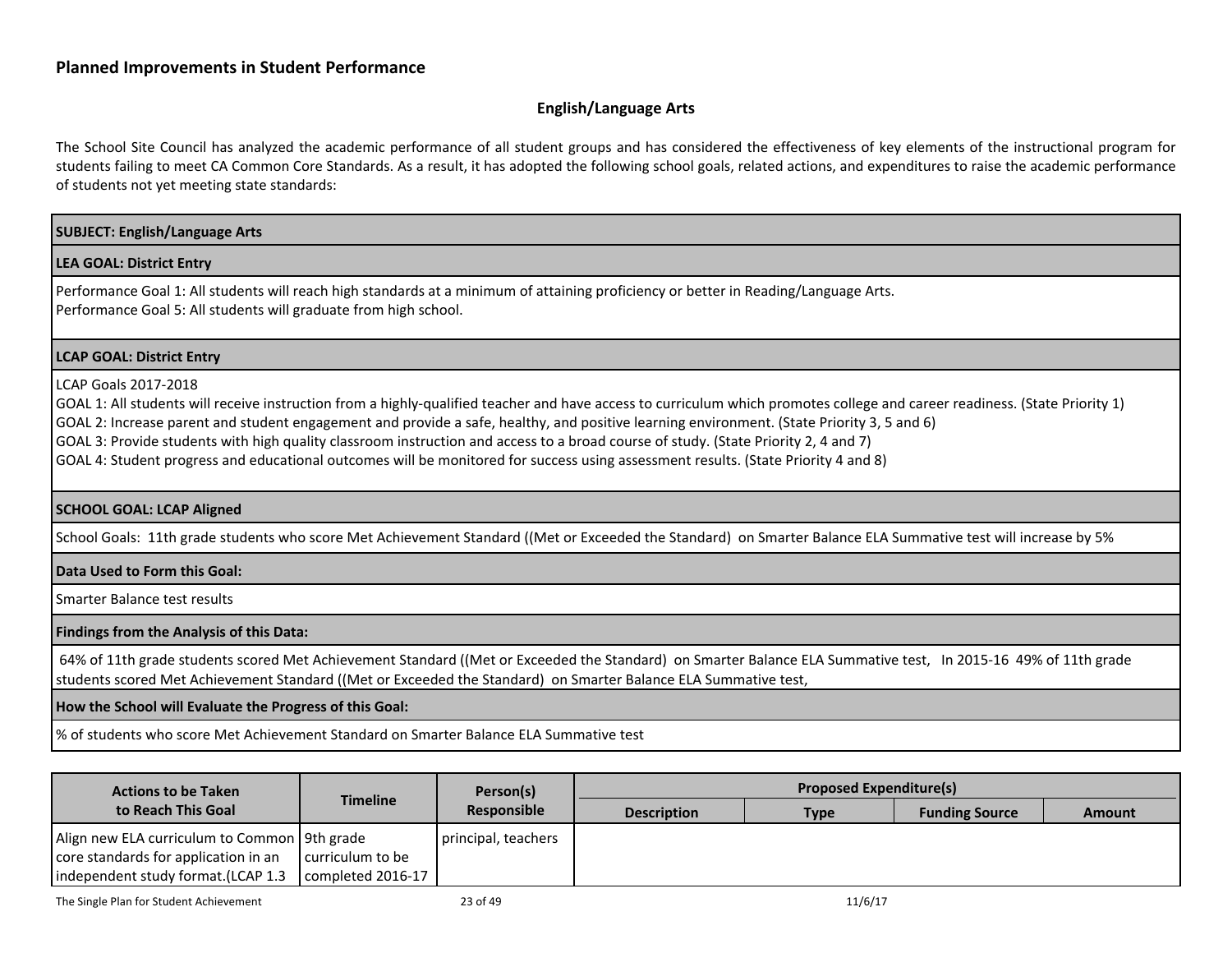## Planned Improvements in Student Performance

### English/Language Arts

The School Site Council has analyzed the academic performance of all student groups and has considered the effectiveness of key elements of the instructional program for students failing to meet CA Common Core Standards. As a result, it has adopted the following school goals, related actions, and expenditures to raise the academic performance of students not yet meeting state standards:

**SUBJECT: English/Language Arts**

**LEA GOAL: District Entry**

Performance Goal 1: All students will reach high standards at a minimum of attaining proficiency or better in Reading/Language Arts.
Performance Goal 5: All students will graduate from high school.

**LCAP GOAL: District Entry**

LCAP Goals 2017-2018
GOAL 1: All students will receive instruction from a highly-qualified teacher and have access to curriculum which promotes college and career readiness. (State Priority 1)
GOAL 2: Increase parent and student engagement and provide a safe, healthy, and positive learning environment. (State Priority 3, 5 and 6)
GOAL 3: Provide students with high quality classroom instruction and access to a broad course of study. (State Priority 2, 4 and 7)
GOAL 4: Student progress and educational outcomes will be monitored for success using assessment results. (State Priority 4 and 8)

**SCHOOL GOAL: LCAP Aligned**

School Goals: 11th grade students who score Met Achievement Standard ((Met or Exceeded the Standard) on Smarter Balance ELA Summative test will increase by 5%

**Data Used to Form this Goal:**

Smarter Balance test results

**Findings from the Analysis of this Data:**

64% of 11th grade students scored Met Achievement Standard ((Met or Exceeded the Standard) on Smarter Balance ELA Summative test, In 2015-16 49% of 11th grade students scored Met Achievement Standard ((Met or Exceeded the Standard) on Smarter Balance ELA Summative test,

**How the School will Evaluate the Progress of this Goal:**

% of students who score Met Achievement Standard on Smarter Balance ELA Summative test

| Actions to be Taken to Reach This Goal | Timeline | Person(s) Responsible | Proposed Expenditure(s) | | | |
|---|---|---|---|---|---|---|
| | | | Description | Type | Funding Source | Amount |
| Align new ELA curriculum to Common core standards for application in an independent study format.(LCAP 1.3 | 9th grade curriculum to be completed 2016-17 | principal, teachers | | | | |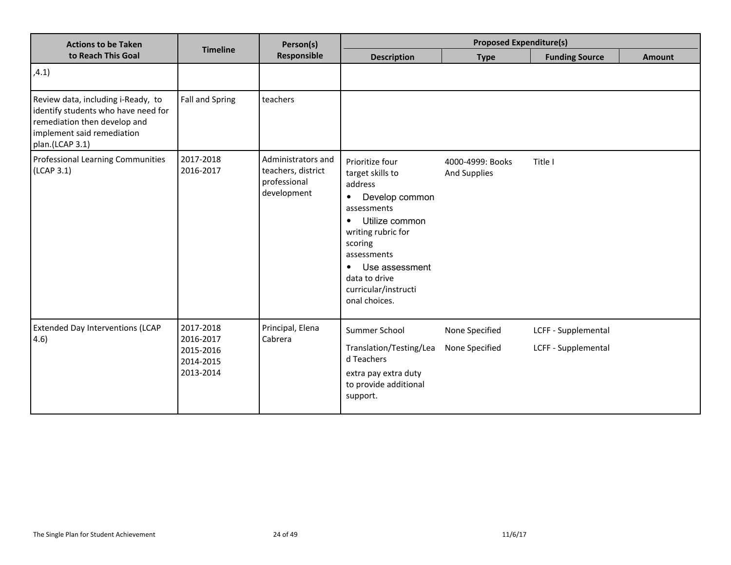| Actions to be Taken to Reach This Goal | Timeline | Person(s) Responsible | Proposed Expenditure(s) | | | |
|---|---|---|---|---|---|---|
| | | | Description | Type | Funding Source | Amount |
| ,4.1) | | | | | | |
| Review data, including i-Ready, to identify students who have need for remediation then develop and implement said remediation plan.(LCAP 3.1) | Fall and Spring | teachers | | | | |
| Professional Learning Communities (LCAP 3.1) | 2017-2018<br>2016-2017 | Administrators and teachers, district professional development | Prioritize four target skills to address<br>• Develop common assessments<br>• Utilize common writing rubric for scoring assessments<br>• Use assessment data to drive curricular/instructional choices. | 4000-4999: Books And Supplies | Title I | |
| Extended Day Interventions (LCAP 4.6) | 2017-2018<br>2016-2017<br>2015-2016<br>2014-2015<br>2013-2014 | Principal, Elena Cabrera | Summer School | None Specified | LCFF - Supplemental | |
| | | | Translation/Testing/Lead Teachers<br>extra pay extra duty to provide additional support. | None Specified | LCFF - Supplemental | |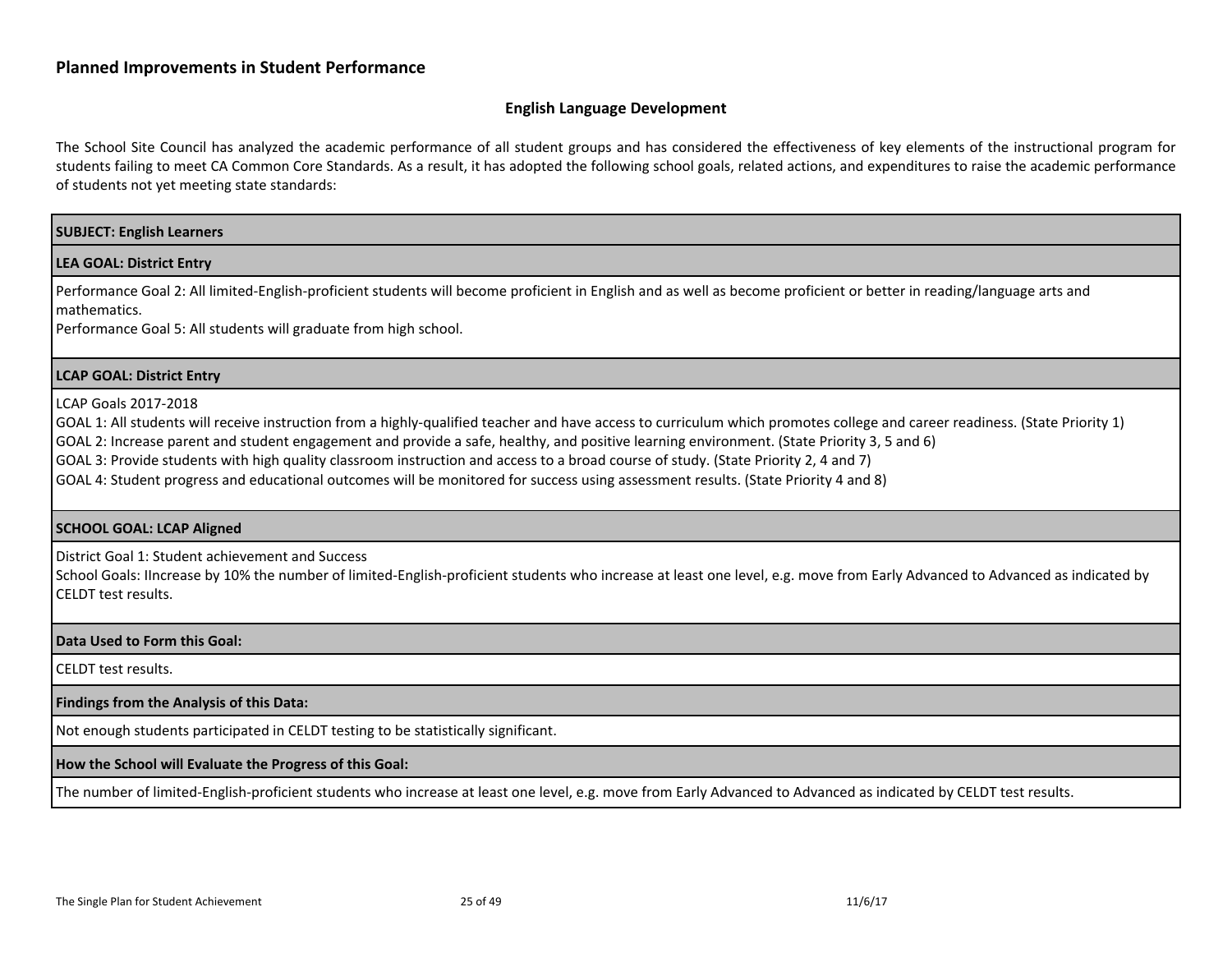## Planned Improvements in Student Performance

### English Language Development

The School Site Council has analyzed the academic performance of all student groups and has considered the effectiveness of key elements of the instructional program for students failing to meet CA Common Core Standards. As a result, it has adopted the following school goals, related actions, and expenditures to raise the academic performance of students not yet meeting state standards:

**SUBJECT: English Learners**

**LEA GOAL: District Entry**

Performance Goal 2: All limited-English-proficient students will become proficient in English and as well as become proficient or better in reading/language arts and mathematics.
Performance Goal 5: All students will graduate from high school.

**LCAP GOAL: District Entry**

LCAP Goals 2017-2018
GOAL 1: All students will receive instruction from a highly-qualified teacher and have access to curriculum which promotes college and career readiness. (State Priority 1)
GOAL 2: Increase parent and student engagement and provide a safe, healthy, and positive learning environment. (State Priority 3, 5 and 6)
GOAL 3: Provide students with high quality classroom instruction and access to a broad course of study. (State Priority 2, 4 and 7)
GOAL 4: Student progress and educational outcomes will be monitored for success using assessment results. (State Priority 4 and 8)

**SCHOOL GOAL: LCAP Aligned**

District Goal 1: Student achievement and Success
School Goals: IIncrease by 10% the number of limited-English-proficient students who increase at least one level, e.g. move from Early Advanced to Advanced as indicated by CELDT test results.

**Data Used to Form this Goal:**

CELDT test results.

**Findings from the Analysis of this Data:**

Not enough students participated in CELDT testing to be statistically significant.

**How the School will Evaluate the Progress of this Goal:**

The number of limited-English-proficient students who increase at least one level, e.g. move from Early Advanced to Advanced as indicated by CELDT test results.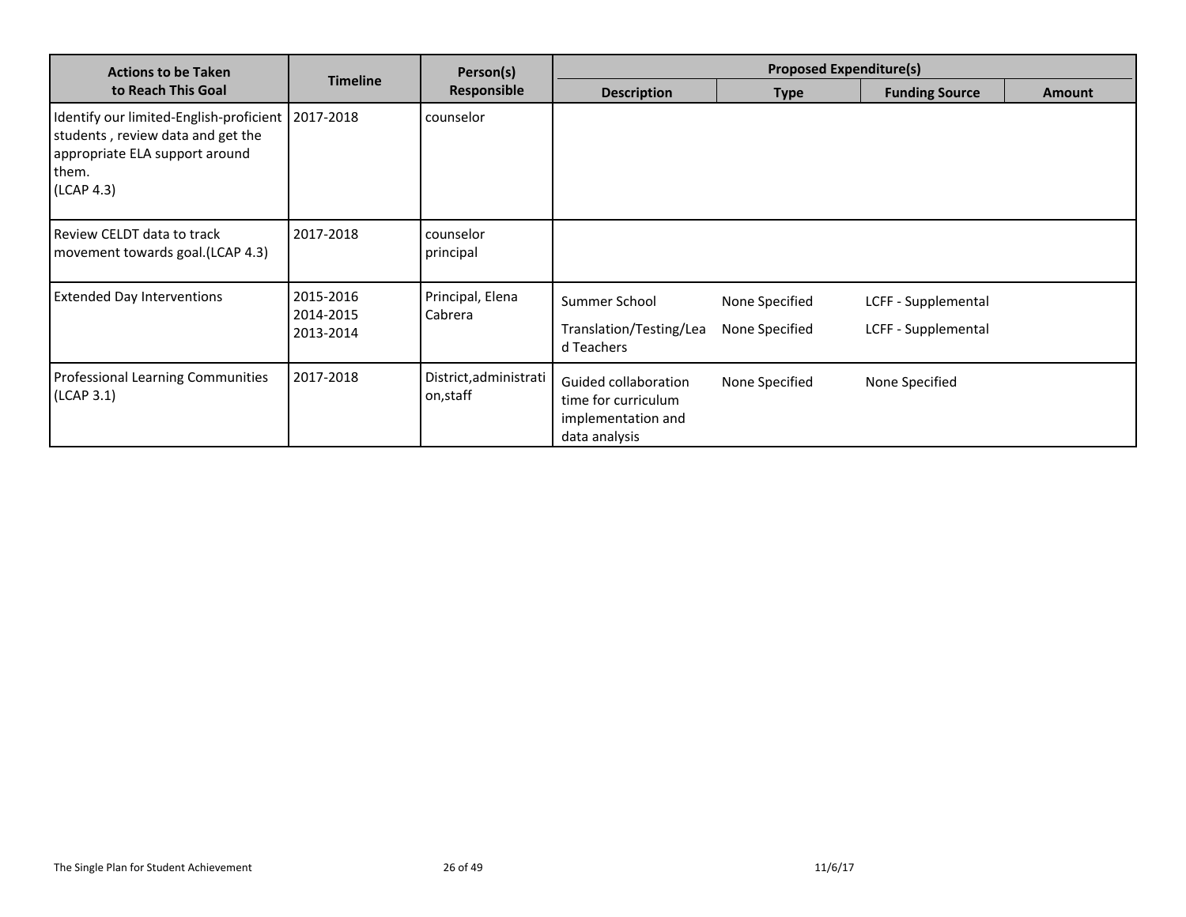| Actions to be Taken to Reach This Goal | Timeline | Person(s) Responsible | Proposed Expenditure(s) | | | |
|---|---|---|---|---|---|---|
| | | | Description | Type | Funding Source | Amount |
| Identify our limited-English-proficient students , review data and get the appropriate ELA support around them. (LCAP 4.3) | 2017-2018 | counselor | | | | |
| Review CELDT data to track movement towards goal.(LCAP 4.3) | 2017-2018 | counselor principal | | | | |
| Extended Day Interventions | 2015-2016 2014-2015 2013-2014 | Principal, Elena Cabrera | Summer School | None Specified | LCFF - Supplemental | |
| | | | Translation/Testing/Lead Teachers | None Specified | LCFF - Supplemental | |
| Professional Learning Communities (LCAP 3.1) | 2017-2018 | District,administration,staff | Guided collaboration time for curriculum implementation and data analysis | None Specified | None Specified | |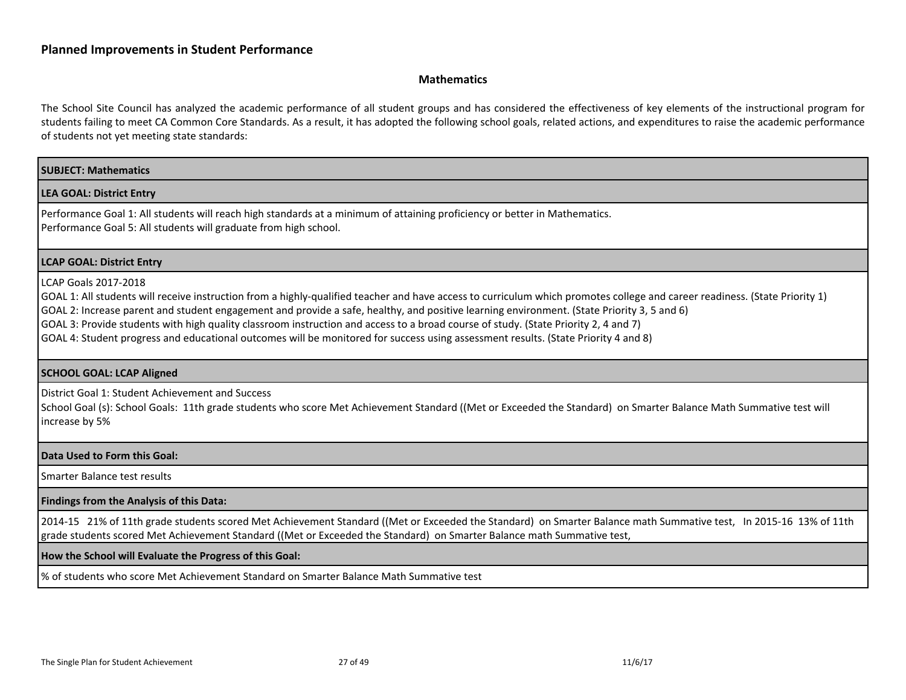## Planned Improvements in Student Performance

### Mathematics

The School Site Council has analyzed the academic performance of all student groups and has considered the effectiveness of key elements of the instructional program for students failing to meet CA Common Core Standards. As a result, it has adopted the following school goals, related actions, and expenditures to raise the academic performance of students not yet meeting state standards:

**SUBJECT: Mathematics**

**LEA GOAL: District Entry**

Performance Goal 1: All students will reach high standards at a minimum of attaining proficiency or better in Mathematics.
Performance Goal 5: All students will graduate from high school.

**LCAP GOAL: District Entry**

LCAP Goals 2017-2018
GOAL 1: All students will receive instruction from a highly-qualified teacher and have access to curriculum which promotes college and career readiness. (State Priority 1)
GOAL 2: Increase parent and student engagement and provide a safe, healthy, and positive learning environment. (State Priority 3, 5 and 6)
GOAL 3: Provide students with high quality classroom instruction and access to a broad course of study. (State Priority 2, 4 and 7)
GOAL 4: Student progress and educational outcomes will be monitored for success using assessment results. (State Priority 4 and 8)

**SCHOOL GOAL: LCAP Aligned**

District Goal 1: Student Achievement and Success
School Goal (s): School Goals: 11th grade students who score Met Achievement Standard ((Met or Exceeded the Standard) on Smarter Balance Math Summative test will increase by 5%

**Data Used to Form this Goal:**

Smarter Balance test results

**Findings from the Analysis of this Data:**

2014-15 21% of 11th grade students scored Met Achievement Standard ((Met or Exceeded the Standard) on Smarter Balance math Summative test, In 2015-16 13% of 11th grade students scored Met Achievement Standard ((Met or Exceeded the Standard) on Smarter Balance math Summative test,

**How the School will Evaluate the Progress of this Goal:**

% of students who score Met Achievement Standard on Smarter Balance Math Summative test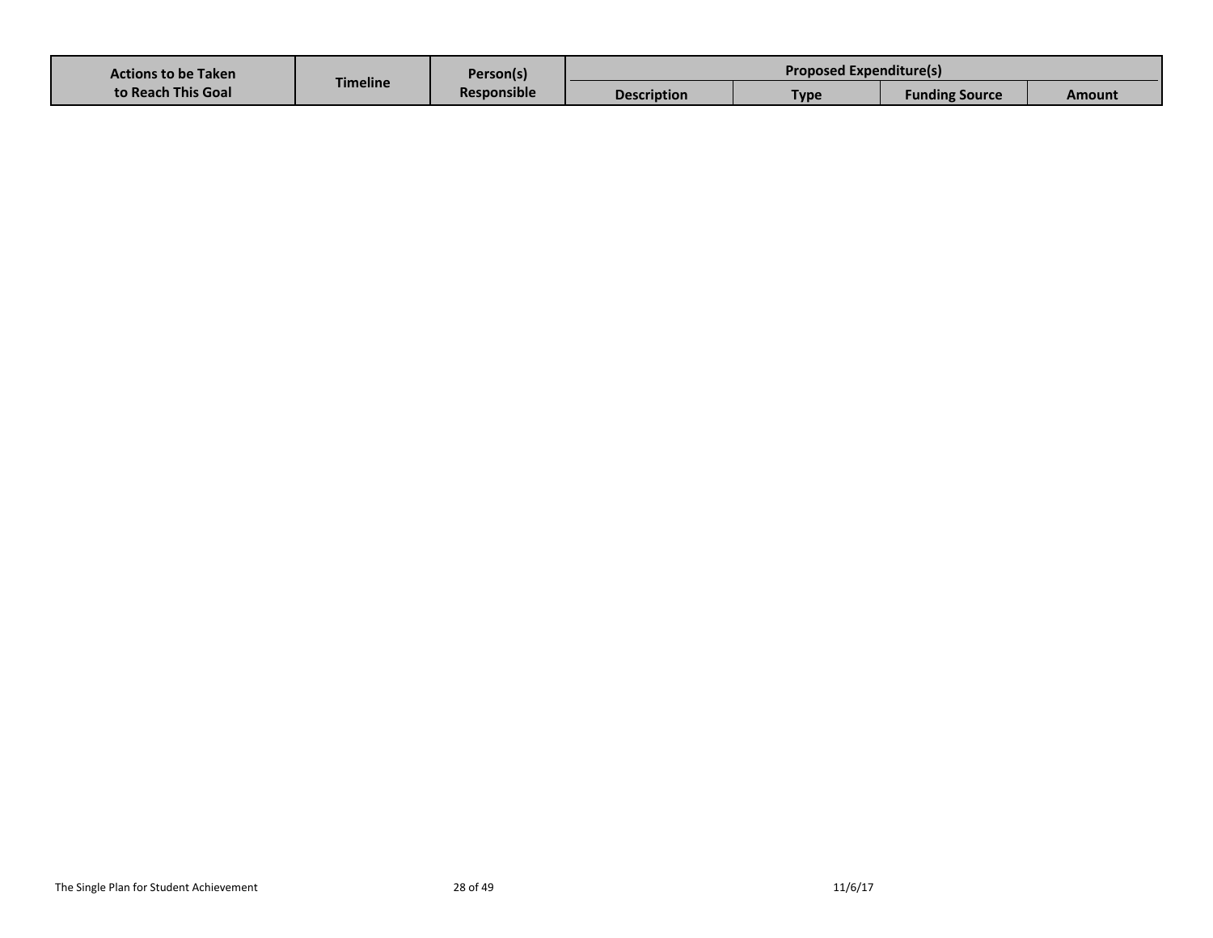| Actions to be Taken to Reach This Goal | Timeline | Person(s) Responsible | Proposed Expenditure(s) | | | |
| --- | --- | --- | --- | --- | --- | --- |
| | | | Description | Type | Funding Source | Amount |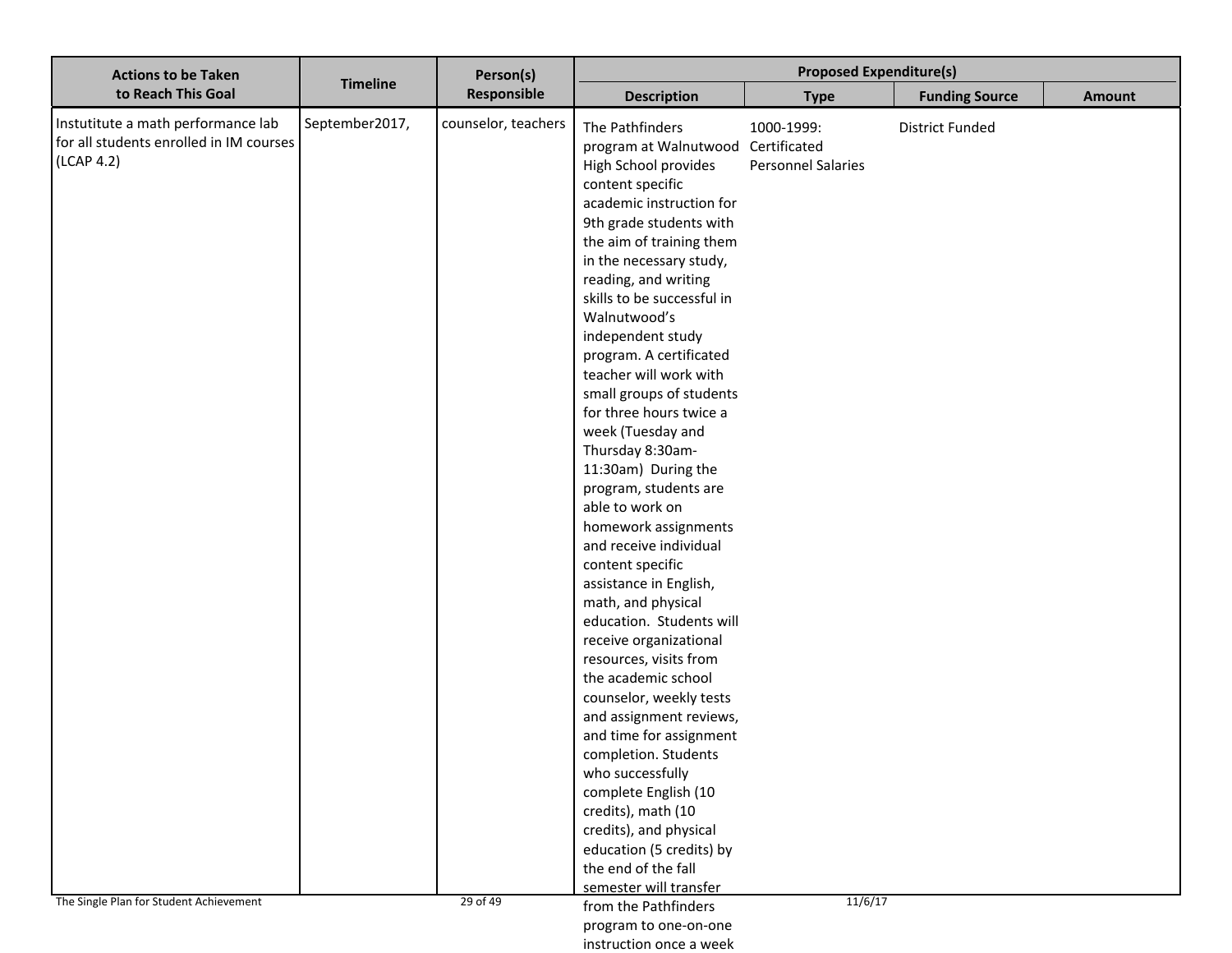| Actions to be Taken to Reach This Goal | Timeline | Person(s) Responsible | Proposed Expenditure(s) | | | |
|---|---|---|---|---|---|---|
| | | | Description | Type | Funding Source | Amount |
| Instutitute a math performance lab for all students enrolled in IM courses (LCAP 4.2) | September2017, | counselor, teachers | The Pathfinders program at Walnutwood High School provides content specific academic instruction for 9th grade students with the aim of training them in the necessary study, reading, and writing skills to be successful in Walnutwood's independent study program. A certificated teacher will work with small groups of students for three hours twice a week (Tuesday and Thursday 8:30am-11:30am) During the program, students are able to work on homework assignments and receive individual content specific assistance in English, math, and physical education. Students will receive organizational resources, visits from the academic school counselor, weekly tests and assignment reviews, and time for assignment completion. Students who successfully complete English (10 credits), math (10 credits), and physical education (5 credits) by the end of the fall semester will transfer from the Pathfinders program to one-on-one instruction once a week | 1000-1999: Certificated Personnel Salaries | District Funded | |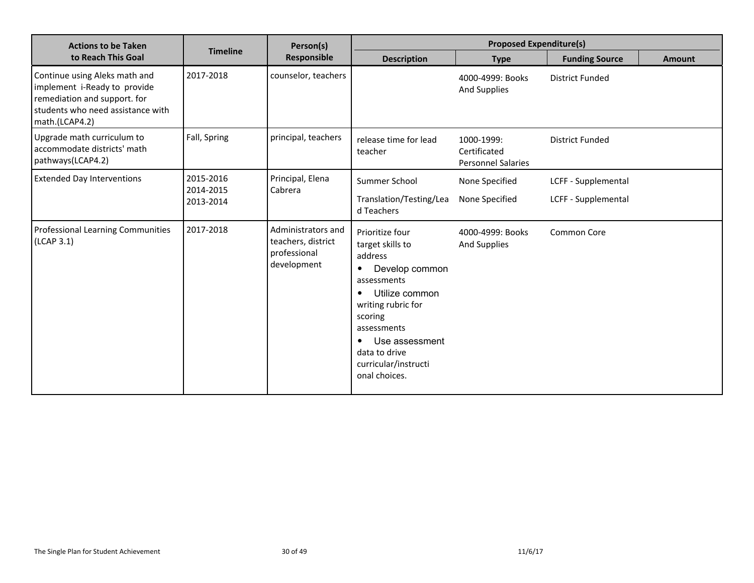| Actions to be Taken to Reach This Goal | Timeline | Person(s) Responsible | Proposed Expenditure(s) | | | |
|---|---|---|---|---|---|---|
| | | | Description | Type | Funding Source | Amount |
| Continue using Aleks math and implement i-Ready to provide remediation and support. for students who need assistance with math.(LCAP4.2) | 2017-2018 | counselor, teachers | | 4000-4999: Books And Supplies | District Funded | |
| Upgrade math curriculum to accommodate districts' math pathways(LCAP4.2) | Fall, Spring | principal, teachers | release time for lead teacher | 1000-1999: Certificated Personnel Salaries | District Funded | |
| Extended Day Interventions | 2015-2016<br>2014-2015<br>2013-2014 | Principal, Elena Cabrera | Summer School | None Specified | LCFF - Supplemental | |
| | | | Translation/Testing/Lead Teachers | None Specified | LCFF - Supplemental | |
| Professional Learning Communities (LCAP 3.1) | 2017-2018 | Administrators and teachers, district professional development | Prioritize four target skills to address<br>• Develop common assessments<br>• Utilize common writing rubric for scoring assessments<br>• Use assessment data to drive curricular/instructional choices. | 4000-4999: Books And Supplies | Common Core | |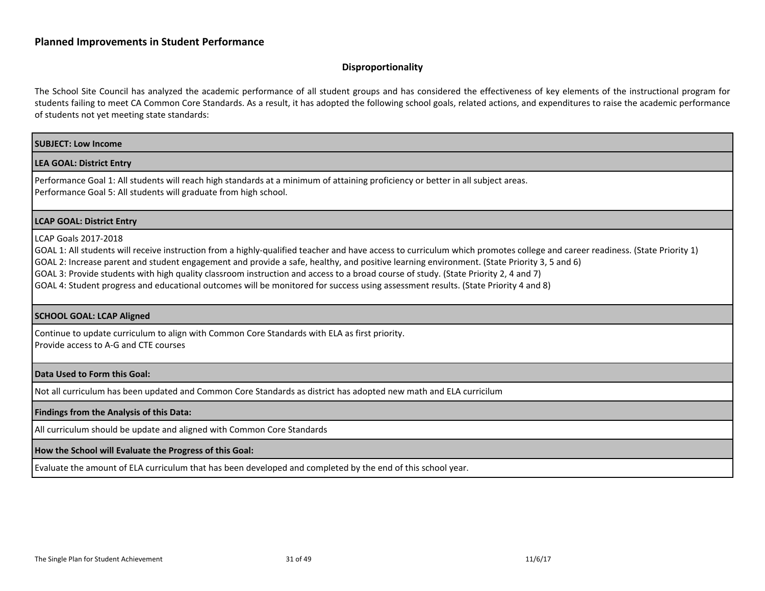## Planned Improvements in Student Performance

### Disproportionality

The School Site Council has analyzed the academic performance of all student groups and has considered the effectiveness of key elements of the instructional program for students failing to meet CA Common Core Standards. As a result, it has adopted the following school goals, related actions, and expenditures to raise the academic performance of students not yet meeting state standards:

**SUBJECT: Low Income**

**LEA GOAL: District Entry**

Performance Goal 1: All students will reach high standards at a minimum of attaining proficiency or better in all subject areas.
Performance Goal 5: All students will graduate from high school.

**LCAP GOAL: District Entry**

LCAP Goals 2017-2018
GOAL 1: All students will receive instruction from a highly-qualified teacher and have access to curriculum which promotes college and career readiness. (State Priority 1)
GOAL 2: Increase parent and student engagement and provide a safe, healthy, and positive learning environment. (State Priority 3, 5 and 6)
GOAL 3: Provide students with high quality classroom instruction and access to a broad course of study. (State Priority 2, 4 and 7)
GOAL 4: Student progress and educational outcomes will be monitored for success using assessment results. (State Priority 4 and 8)

**SCHOOL GOAL: LCAP Aligned**

Continue to update curriculum to align with Common Core Standards with ELA as first priority.
Provide access to A-G and CTE courses

**Data Used to Form this Goal:**

Not all curriculum has been updated and Common Core Standards as district has adopted new math and ELA curricilum

**Findings from the Analysis of this Data:**

All curriculum should be update and aligned with Common Core Standards

**How the School will Evaluate the Progress of this Goal:**

Evaluate the amount of ELA curriculum that has been developed and completed by the end of this school year.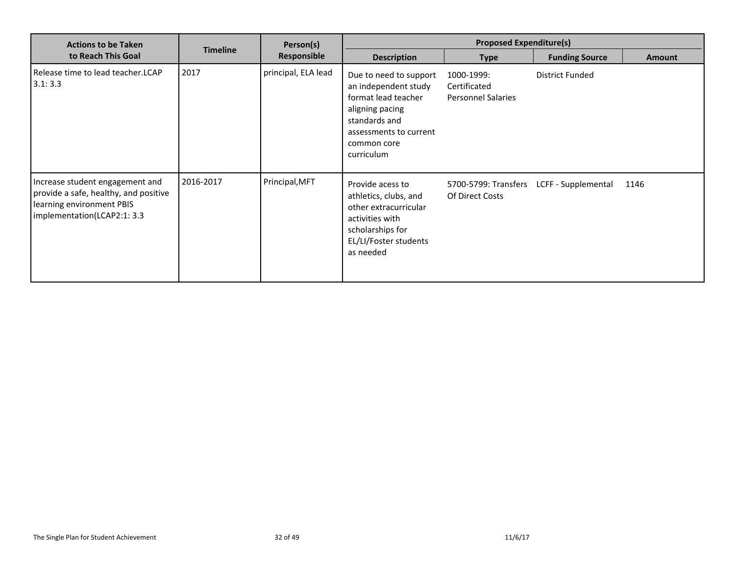| Actions to be Taken to Reach This Goal | Timeline | Person(s) Responsible | Proposed Expenditure(s) | | | |
|---|---|---|---|---|---|---|
| | | | Description | Type | Funding Source | Amount |
| Release time to lead teacher.LCAP 3.1: 3.3 | 2017 | principal, ELA lead | Due to need to support an independent study format lead teacher aligning pacing standards and assessments to current common core curriculum | 1000-1999: Certificated Personnel Salaries | District Funded | |
| Increase student engagement and provide a safe, healthy, and positive learning environment PBIS implementation(LCAP2:1: 3.3 | 2016-2017 | Principal,MFT | Provide acess to athletics, clubs, and other extracurricular activities with scholarships for EL/LI/Foster students as needed | 5700-5799: Transfers Of Direct Costs | LCFF - Supplemental | 1146 |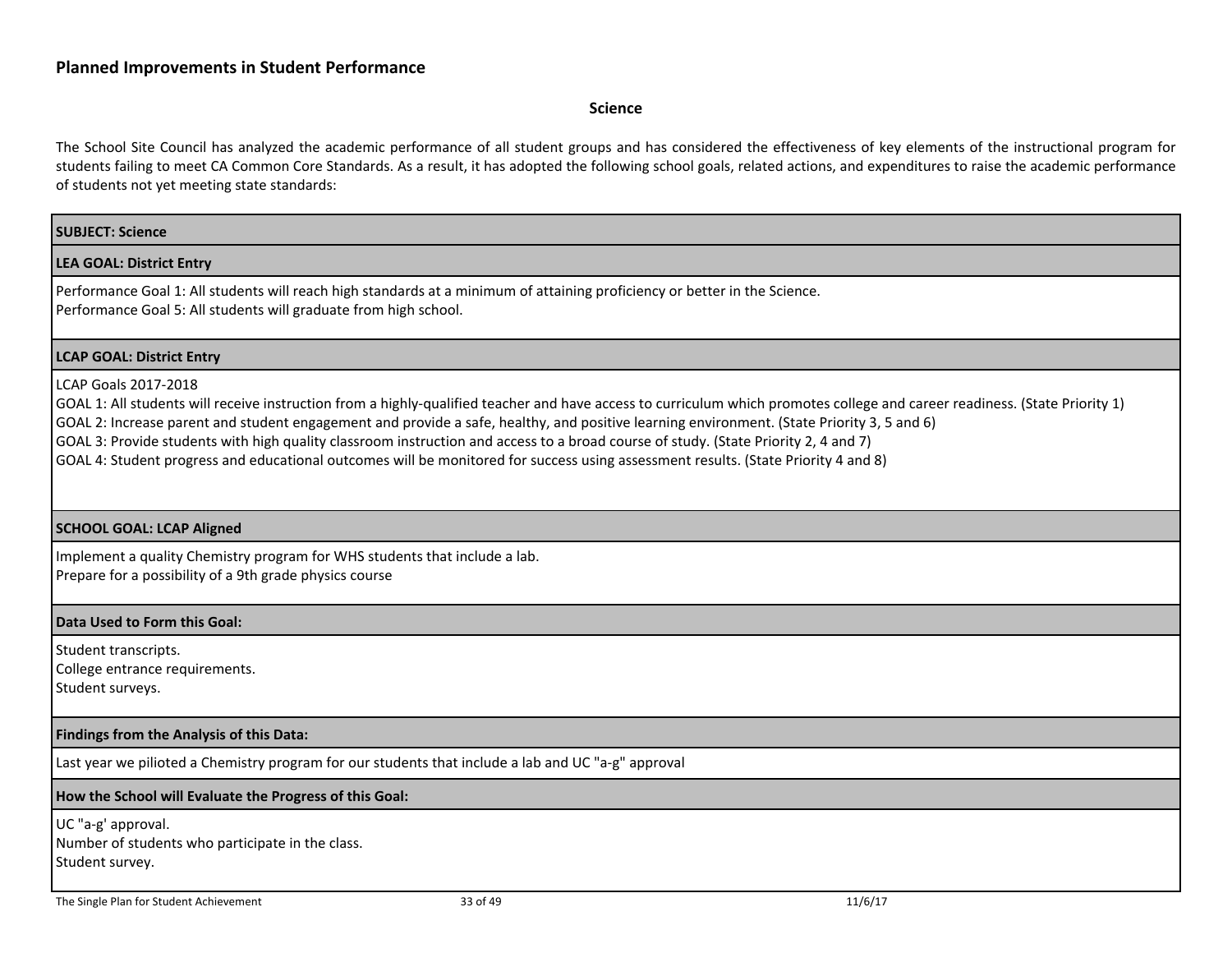## Planned Improvements in Student Performance

### Science

The School Site Council has analyzed the academic performance of all student groups and has considered the effectiveness of key elements of the instructional program for students failing to meet CA Common Core Standards. As a result, it has adopted the following school goals, related actions, and expenditures to raise the academic performance of students not yet meeting state standards:

**SUBJECT: Science**

**LEA GOAL: District Entry**

Performance Goal 1: All students will reach high standards at a minimum of attaining proficiency or better in the Science.
Performance Goal 5: All students will graduate from high school.

**LCAP GOAL: District Entry**

LCAP Goals 2017-2018
GOAL 1: All students will receive instruction from a highly-qualified teacher and have access to curriculum which promotes college and career readiness. (State Priority 1)
GOAL 2: Increase parent and student engagement and provide a safe, healthy, and positive learning environment. (State Priority 3, 5 and 6)
GOAL 3: Provide students with high quality classroom instruction and access to a broad course of study. (State Priority 2, 4 and 7)
GOAL 4: Student progress and educational outcomes will be monitored for success using assessment results. (State Priority 4 and 8)

**SCHOOL GOAL: LCAP Aligned**

Implement a quality Chemistry program for WHS students that include a lab.
Prepare for a possibility of a 9th grade physics course

**Data Used to Form this Goal:**

Student transcripts.
College entrance requirements.
Student surveys.

**Findings from the Analysis of this Data:**

Last year we pilioted a Chemistry program for our students that include a lab and UC "a-g" approval

**How the School will Evaluate the Progress of this Goal:**

UC "a-g' approval.
Number of students who participate in the class.
Student survey.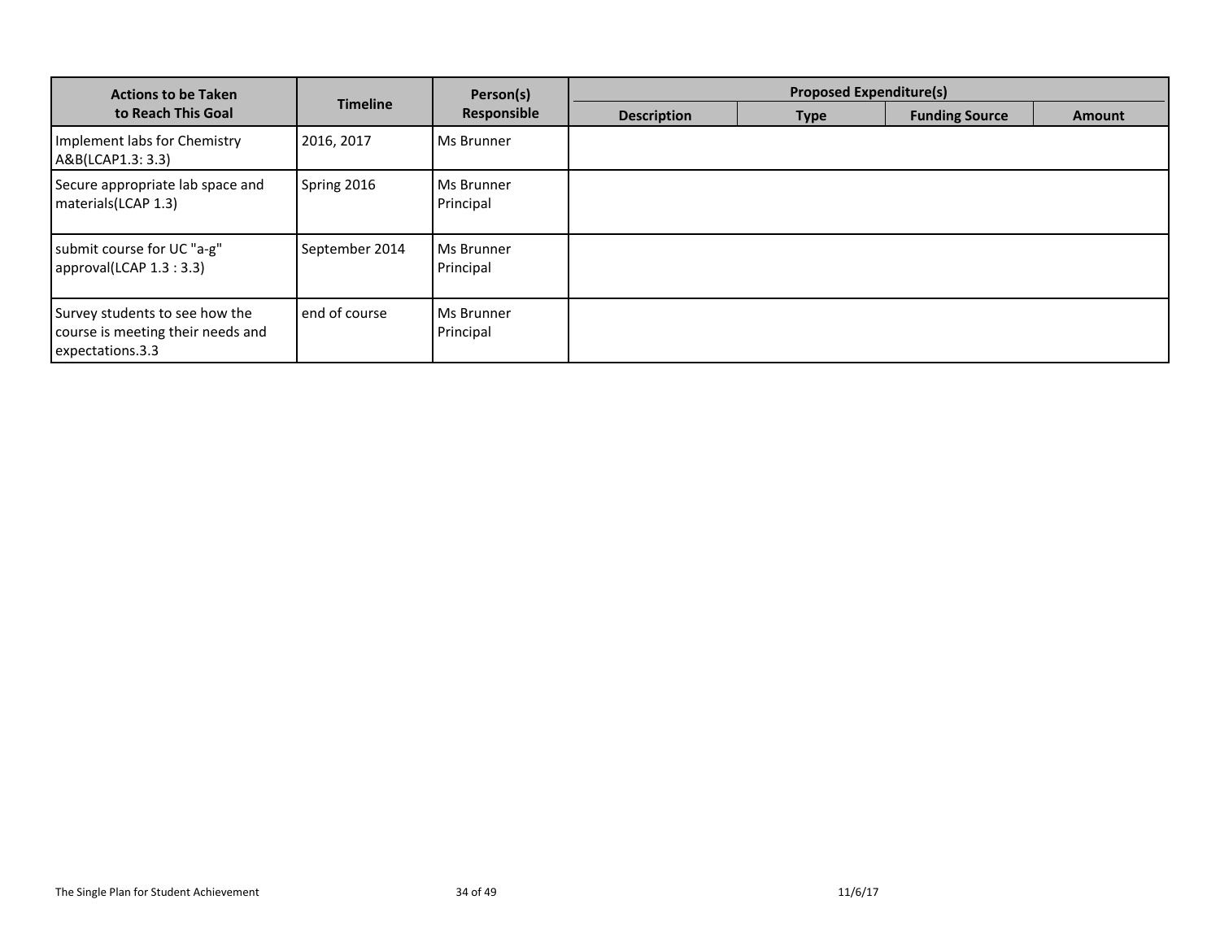| Actions to be Taken to Reach This Goal | Timeline | Person(s) Responsible | Proposed Expenditure(s) | | | |
|---|---|---|---|---|---|---|
| | | | Description | Type | Funding Source | Amount |
| Implement labs for Chemistry A&B(LCAP1.3: 3.3) | 2016, 2017 | Ms Brunner | | | | |
| Secure appropriate lab space and materials(LCAP 1.3) | Spring 2016 | Ms Brunner<br>Principal | | | | |
| submit course for UC "a-g" approval(LCAP 1.3 : 3.3) | September 2014 | Ms Brunner<br>Principal | | | | |
| Survey students to see how the course is meeting their needs and expectations.3.3 | end of course | Ms Brunner<br>Principal | | | | |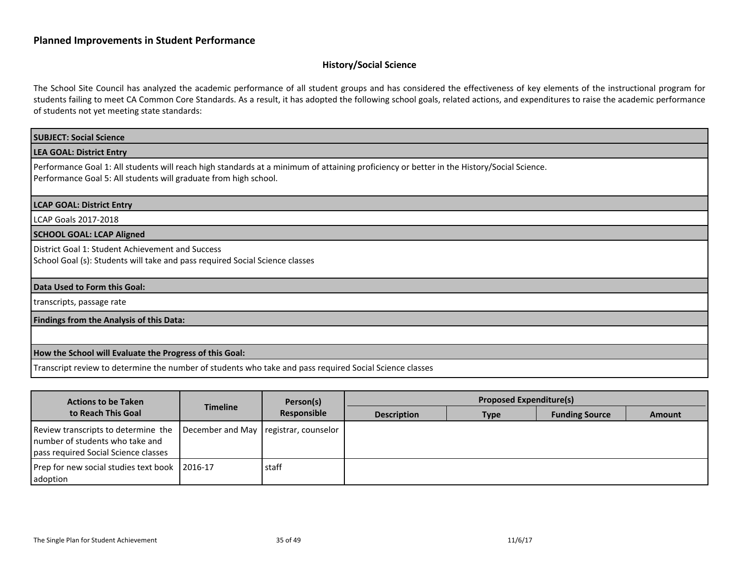## Planned Improvements in Student Performance

### History/Social Science

The School Site Council has analyzed the academic performance of all student groups and has considered the effectiveness of key elements of the instructional program for students failing to meet CA Common Core Standards. As a result, it has adopted the following school goals, related actions, and expenditures to raise the academic performance of students not yet meeting state standards:

**SUBJECT: Social Science**

**LEA GOAL: District Entry**

Performance Goal 1: All students will reach high standards at a minimum of attaining proficiency or better in the History/Social Science.
Performance Goal 5: All students will graduate from high school.

**LCAP GOAL: District Entry**

LCAP Goals 2017-2018

**SCHOOL GOAL: LCAP Aligned**

District Goal 1: Student Achievement and Success
School Goal (s): Students will take and pass required Social Science classes

**Data Used to Form this Goal:**

transcripts, passage rate

**Findings from the Analysis of this Data:**

**How the School will Evaluate the Progress of this Goal:**

Transcript review to determine the number of students who take and pass required Social Science classes

| Actions to be Taken to Reach This Goal | Timeline | Person(s) Responsible | Proposed Expenditure(s) | | | |
|---|---|---|---|---|---|---|
| | | | Description | Type | Funding Source | Amount |
| Review transcripts to determine the number of students who take and pass required Social Science classes | December and May | registrar, counselor | | | | |
| Prep for new social studies text book adoption | 2016-17 | staff | | | | |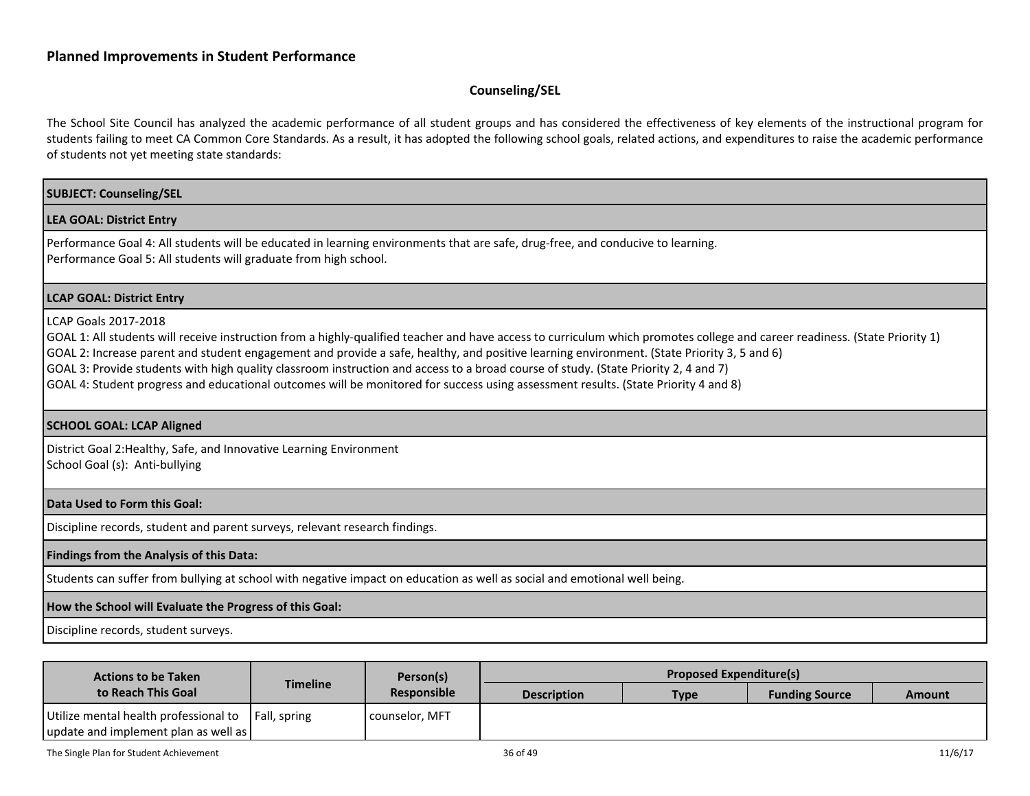## Planned Improvements in Student Performance

### Counseling/SEL

The School Site Council has analyzed the academic performance of all student groups and has considered the effectiveness of key elements of the instructional program for students failing to meet CA Common Core Standards. As a result, it has adopted the following school goals, related actions, and expenditures to raise the academic performance of students not yet meeting state standards:

**SUBJECT: Counseling/SEL**

**LEA GOAL: District Entry**

Performance Goal 4: All students will be educated in learning environments that are safe, drug-free, and conducive to learning.
Performance Goal 5: All students will graduate from high school.

**LCAP GOAL: District Entry**

LCAP Goals 2017-2018
GOAL 1: All students will receive instruction from a highly-qualified teacher and have access to curriculum which promotes college and career readiness. (State Priority 1)
GOAL 2: Increase parent and student engagement and provide a safe, healthy, and positive learning environment. (State Priority 3, 5 and 6)
GOAL 3: Provide students with high quality classroom instruction and access to a broad course of study. (State Priority 2, 4 and 7)
GOAL 4: Student progress and educational outcomes will be monitored for success using assessment results. (State Priority 4 and 8)

**SCHOOL GOAL: LCAP Aligned**

District Goal 2:Healthy, Safe, and Innovative Learning Environment
School Goal (s): Anti-bullying

**Data Used to Form this Goal:**

Discipline records, student and parent surveys, relevant research findings.

**Findings from the Analysis of this Data:**

Students can suffer from bullying at school with negative impact on education as well as social and emotional well being.

**How the School will Evaluate the Progress of this Goal:**

Discipline records, student surveys.

| Actions to be Taken to Reach This Goal | Timeline | Person(s) Responsible | Proposed Expenditure(s) | | | |
|---|---|---|---|---|---|---|
| | | | Description | Type | Funding Source | Amount |
| Utilize mental health professional to update and implement plan as well as | Fall, spring | counselor, MFT | | | | |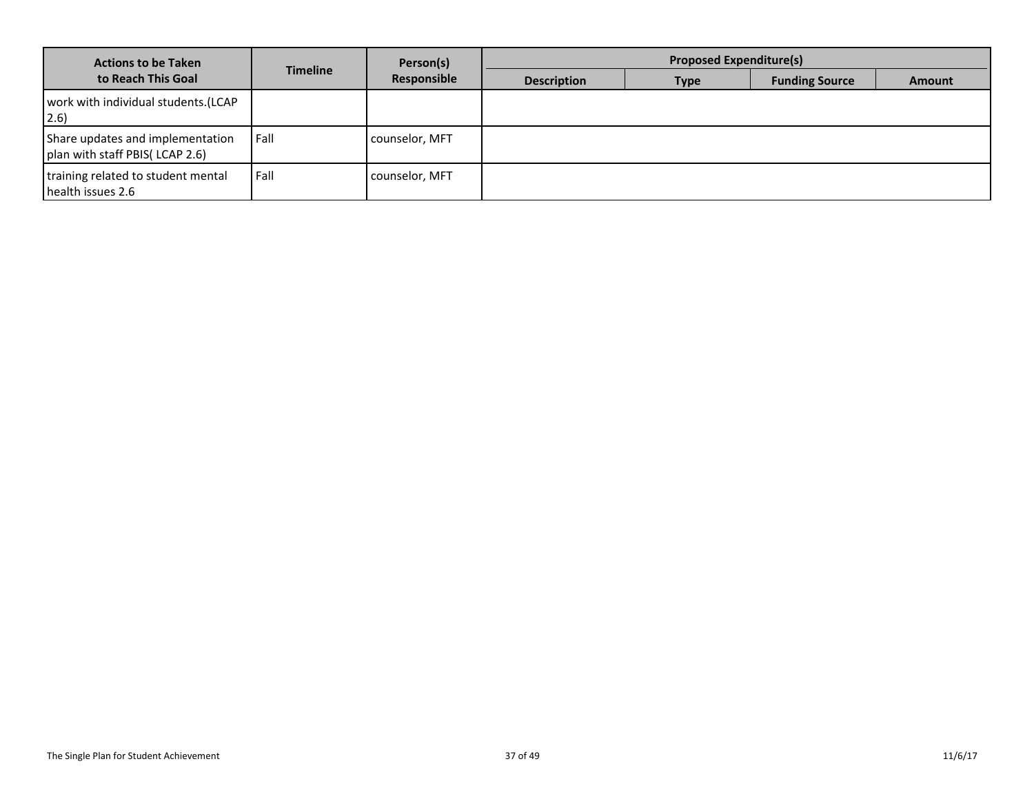| Actions to be Taken to Reach This Goal | Timeline | Person(s) Responsible | Proposed Expenditure(s) | | | |
|---|---|---|---|---|---|---|
| | | | Description | Type | Funding Source | Amount |
| work with individual students.(LCAP 2.6) | | | | | | |
| Share updates and implementation plan with staff PBIS( LCAP 2.6) | Fall | counselor, MFT | | | | |
| training related to student mental health issues 2.6 | Fall | counselor, MFT | | | | |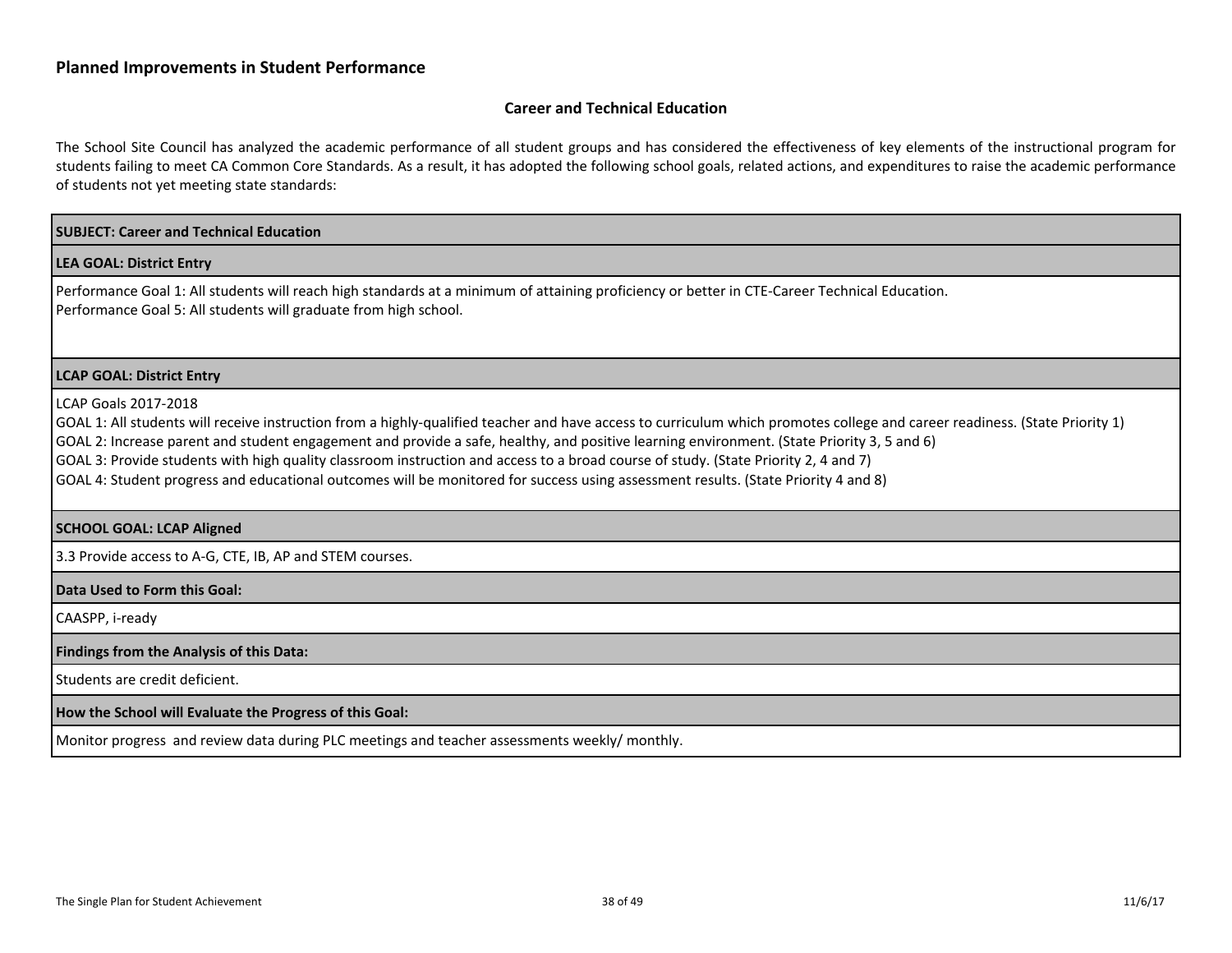## Planned Improvements in Student Performance

### Career and Technical Education

The School Site Council has analyzed the academic performance of all student groups and has considered the effectiveness of key elements of the instructional program for students failing to meet CA Common Core Standards. As a result, it has adopted the following school goals, related actions, and expenditures to raise the academic performance of students not yet meeting state standards:

| **SUBJECT: Career and Technical Education** |
|---|
| **LEA GOAL: District Entry** |
| Performance Goal 1: All students will reach high standards at a minimum of attaining proficiency or better in CTE-Career Technical Education.<br>Performance Goal 5: All students will graduate from high school. |
| **LCAP GOAL: District Entry** |
| LCAP Goals 2017-2018<br>GOAL 1: All students will receive instruction from a highly-qualified teacher and have access to curriculum which promotes college and career readiness. (State Priority 1)<br>GOAL 2: Increase parent and student engagement and provide a safe, healthy, and positive learning environment. (State Priority 3, 5 and 6)<br>GOAL 3: Provide students with high quality classroom instruction and access to a broad course of study. (State Priority 2, 4 and 7)<br>GOAL 4: Student progress and educational outcomes will be monitored for success using assessment results. (State Priority 4 and 8) |
| **SCHOOL GOAL: LCAP Aligned** |
| 3.3 Provide access to A-G, CTE, IB, AP and STEM courses. |
| **Data Used to Form this Goal:** |
| CAASPP, i-ready |
| **Findings from the Analysis of this Data:** |
| Students are credit deficient. |
| **How the School will Evaluate the Progress of this Goal:** |
| Monitor progress and review data during PLC meetings and teacher assessments weekly/ monthly. |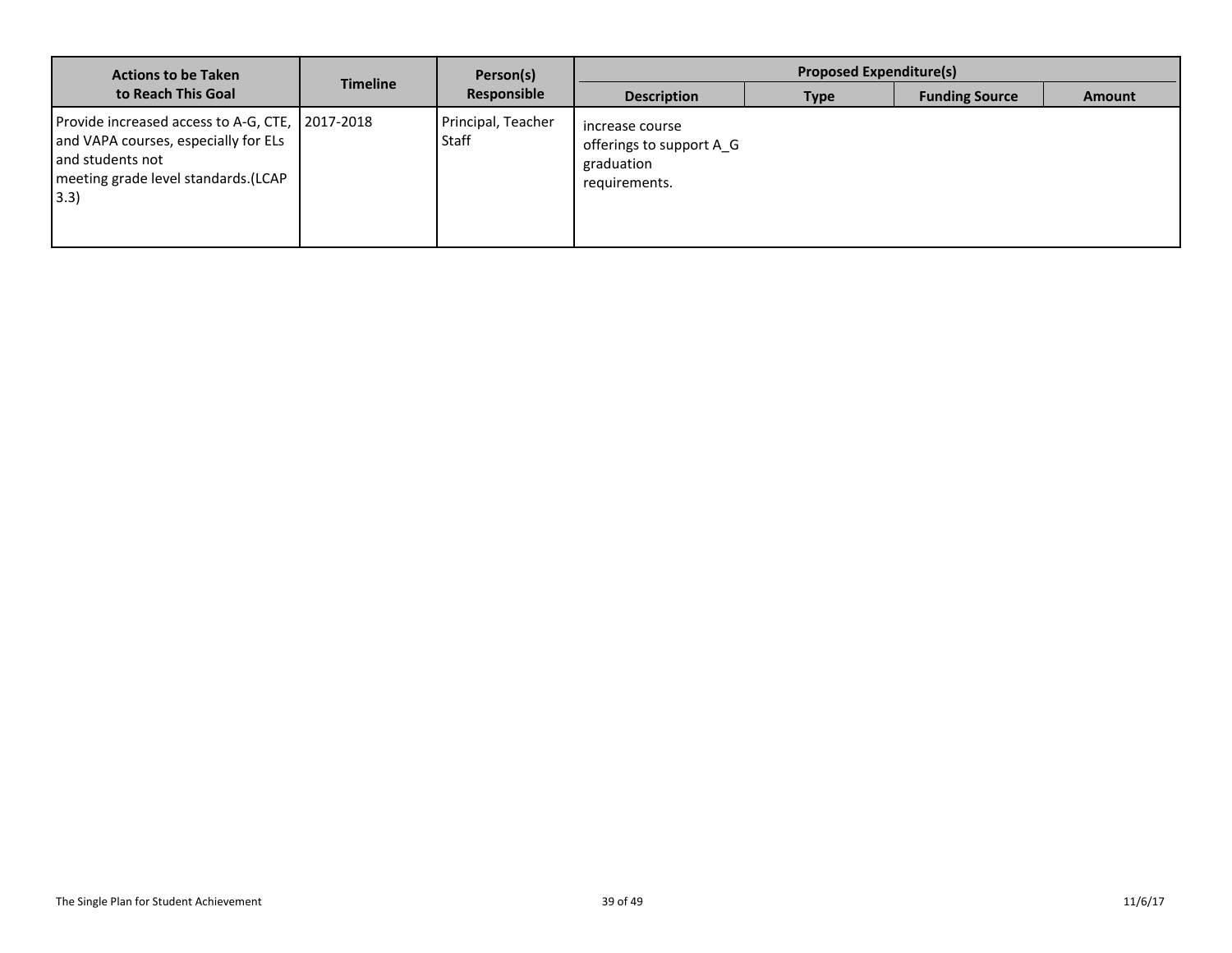| Actions to be Taken to Reach This Goal | Timeline | Person(s) Responsible | Proposed Expenditure(s) | | | |
|---|---|---|---|---|---|---|
| | | | Description | Type | Funding Source | Amount |
| Provide increased access to A-G, CTE, and VAPA courses, especially for ELs and students not meeting grade level standards.(LCAP 3.3) | 2017-2018 | Principal, Teacher Staff | increase course offerings to support A_G graduation requirements. | | | |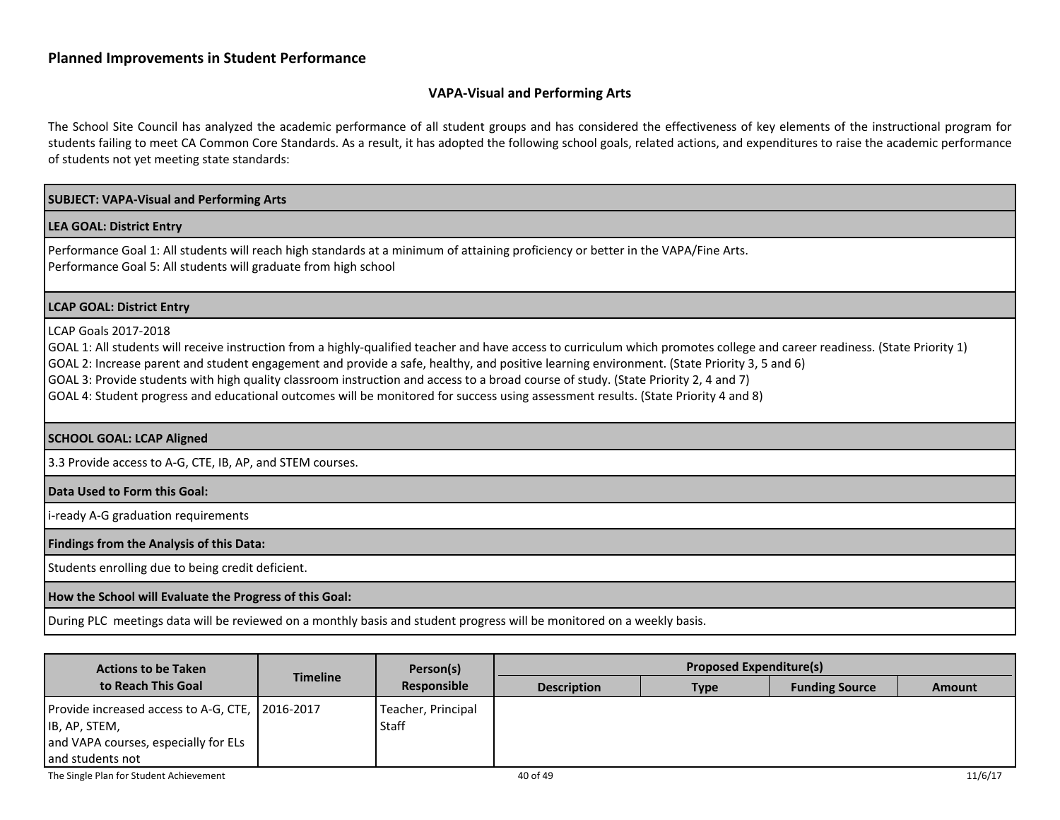## Planned Improvements in Student Performance

### VAPA-Visual and Performing Arts

The School Site Council has analyzed the academic performance of all student groups and has considered the effectiveness of key elements of the instructional program for students failing to meet CA Common Core Standards. As a result, it has adopted the following school goals, related actions, and expenditures to raise the academic performance of students not yet meeting state standards:

| SUBJECT: VAPA-Visual and Performing Arts |
|---|
| **LEA GOAL: District Entry** |
| Performance Goal 1: All students will reach high standards at a minimum of attaining proficiency or better in the VAPA/Fine Arts.<br>Performance Goal 5: All students will graduate from high school |
| **LCAP GOAL: District Entry** |
| LCAP Goals 2017-2018<br>GOAL 1: All students will receive instruction from a highly-qualified teacher and have access to curriculum which promotes college and career readiness. (State Priority 1)<br>GOAL 2: Increase parent and student engagement and provide a safe, healthy, and positive learning environment. (State Priority 3, 5 and 6)<br>GOAL 3: Provide students with high quality classroom instruction and access to a broad course of study. (State Priority 2, 4 and 7)<br>GOAL 4: Student progress and educational outcomes will be monitored for success using assessment results. (State Priority 4 and 8) |
| **SCHOOL GOAL: LCAP Aligned** |
| 3.3 Provide access to A-G, CTE, IB, AP, and STEM courses. |
| **Data Used to Form this Goal:** |
| i-ready A-G graduation requirements |
| **Findings from the Analysis of this Data:** |
| Students enrolling due to being credit deficient. |
| **How the School will Evaluate the Progress of this Goal:** |
| During PLC meetings data will be reviewed on a monthly basis and student progress will be monitored on a weekly basis. |

| Actions to be Taken to Reach This Goal | Timeline | Person(s) Responsible | Proposed Expenditure(s) | | | |
|---|---|---|---|---|---|---|
| | | | Description | Type | Funding Source | Amount |
| Provide increased access to A-G, CTE, IB, AP, STEM, and VAPA courses, especially for ELs and students not | 2016-2017 | Teacher, Principal Staff | | | | |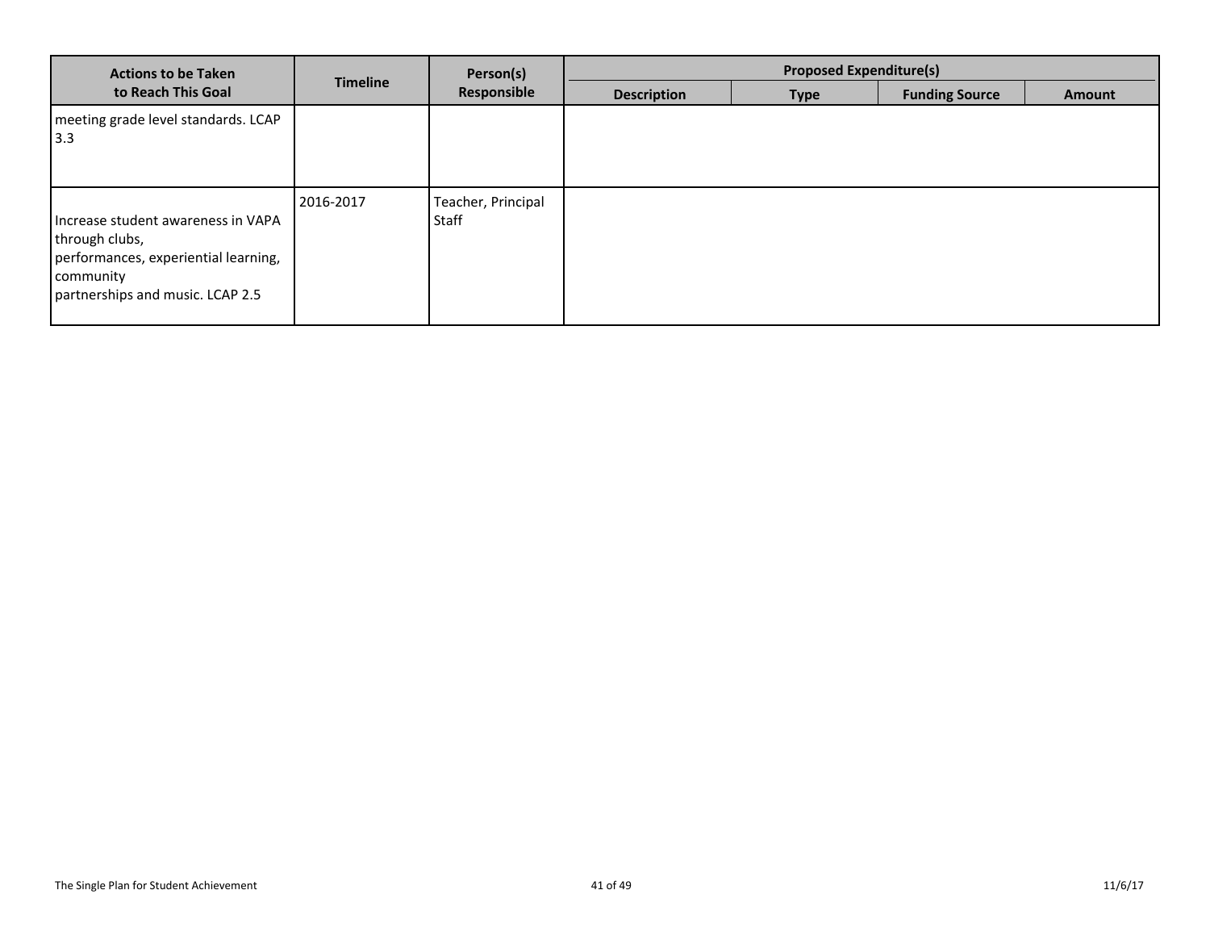| Actions to be Taken to Reach This Goal | Timeline | Person(s) Responsible | Proposed Expenditure(s) | | | |
|---|---|---|---|---|---|---|
| | | | Description | Type | Funding Source | Amount |
| meeting grade level standards. LCAP 3.3 | | | | | | |
| Increase student awareness in VAPA through clubs, performances, experiential learning, community partnerships and music. LCAP 2.5 | 2016-2017 | Teacher, Principal Staff | | | | |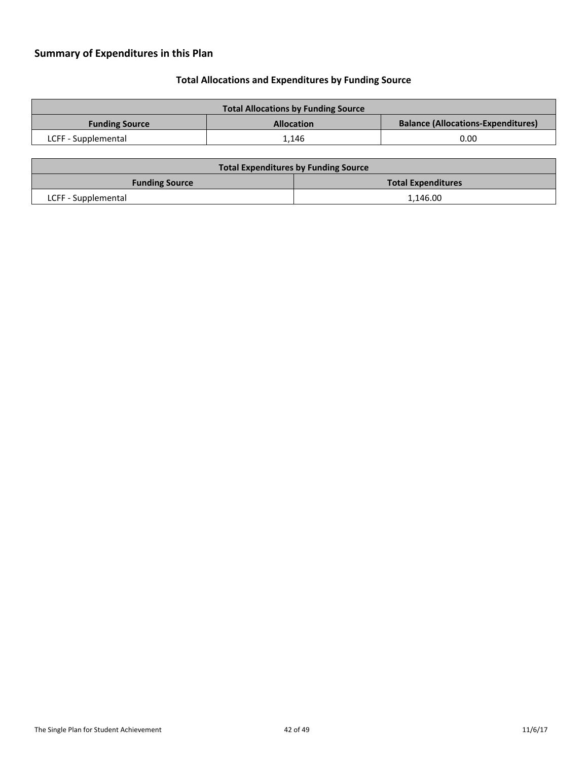## Summary of Expenditures in this Plan

### Total Allocations and Expenditures by Funding Source

| Total Allocations by Funding Source | | |
|---|---|---|
| **Funding Source** | **Allocation** | **Balance (Allocations-Expenditures)** |
| LCFF - Supplemental | 1,146 | 0.00 |

| Total Expenditures by Funding Source | |
|---|---|
| **Funding Source** | **Total Expenditures** |
| LCFF - Supplemental | 1,146.00 |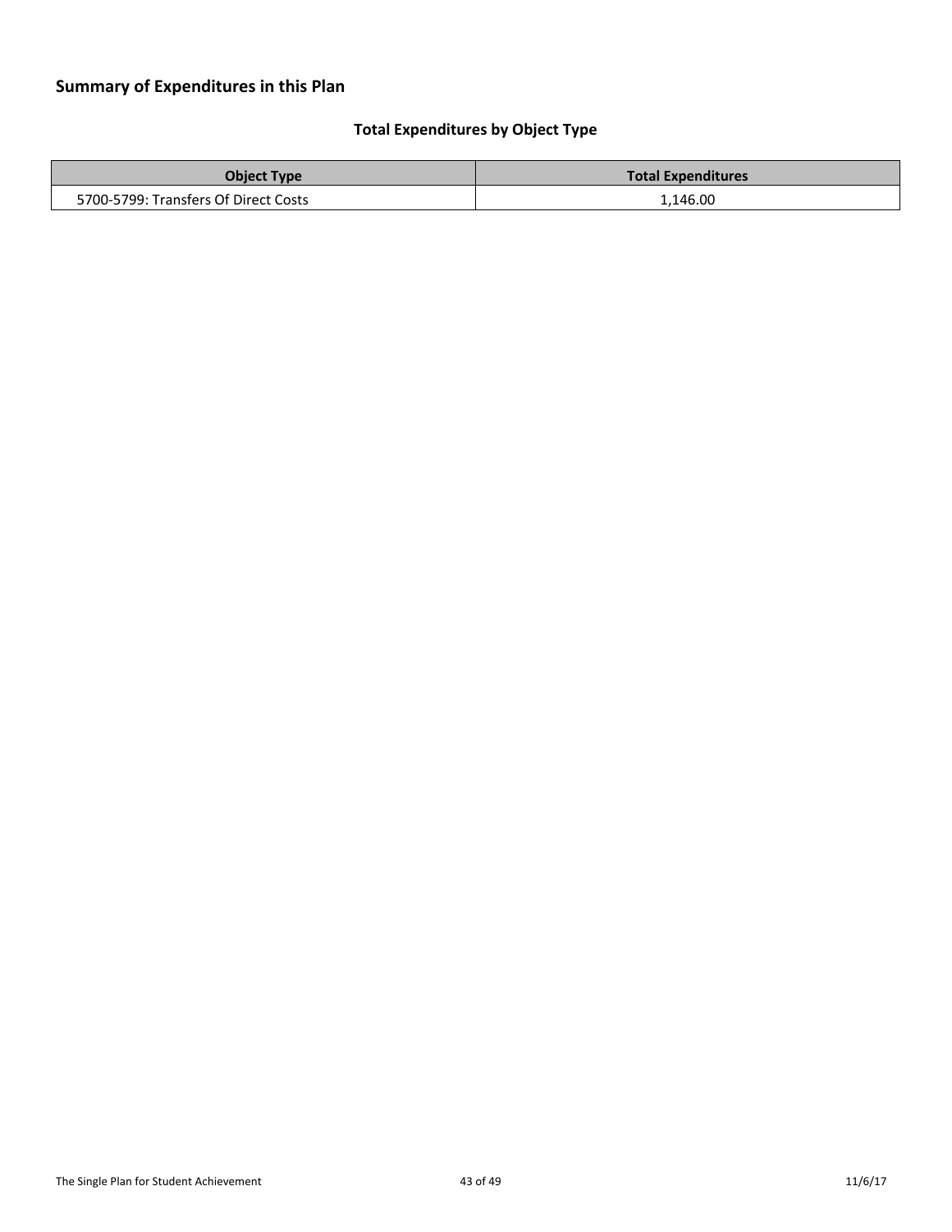## Summary of Expenditures in this Plan

### Total Expenditures by Object Type

| Object Type | Total Expenditures |
| --- | --- |
| 5700-5799: Transfers Of Direct Costs | 1,146.00 |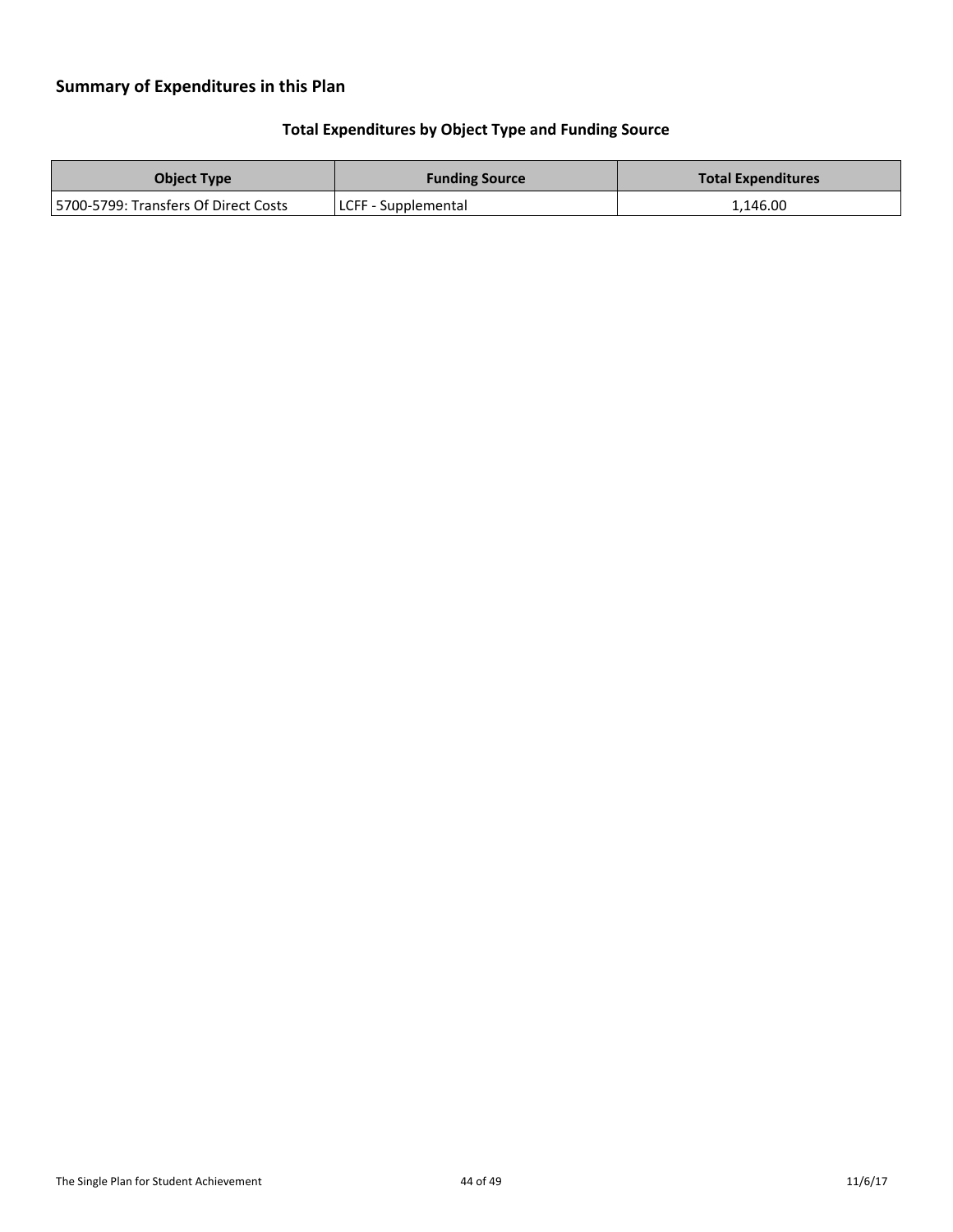## Summary of Expenditures in this Plan

### Total Expenditures by Object Type and Funding Source

| Object Type | Funding Source | Total Expenditures |
|---|---|---|
| 5700-5799: Transfers Of Direct Costs | LCFF - Supplemental | 1,146.00 |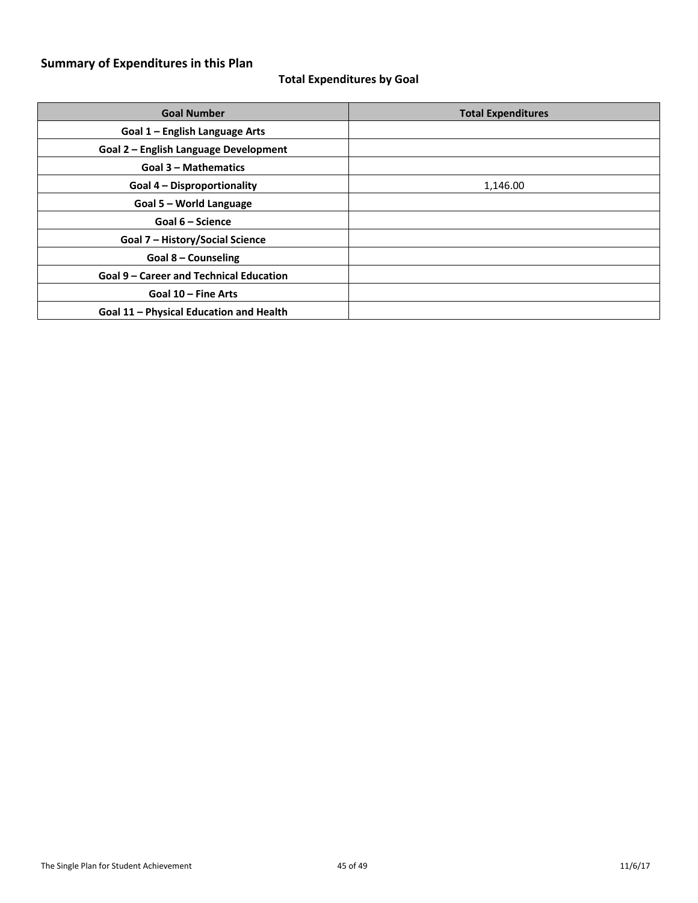## Summary of Expenditures in this Plan

### Total Expenditures by Goal

| Goal Number | Total Expenditures |
|---|---|
| Goal 1 – English Language Arts | |
| Goal 2 – English Language Development | |
| Goal 3 – Mathematics | |
| Goal 4 – Disproportionality | 1,146.00 |
| Goal 5 – World Language | |
| Goal 6 – Science | |
| Goal 7 – History/Social Science | |
| Goal 8 – Counseling | |
| Goal 9 – Career and Technical Education | |
| Goal 10 – Fine Arts | |
| Goal 11 – Physical Education and Health | |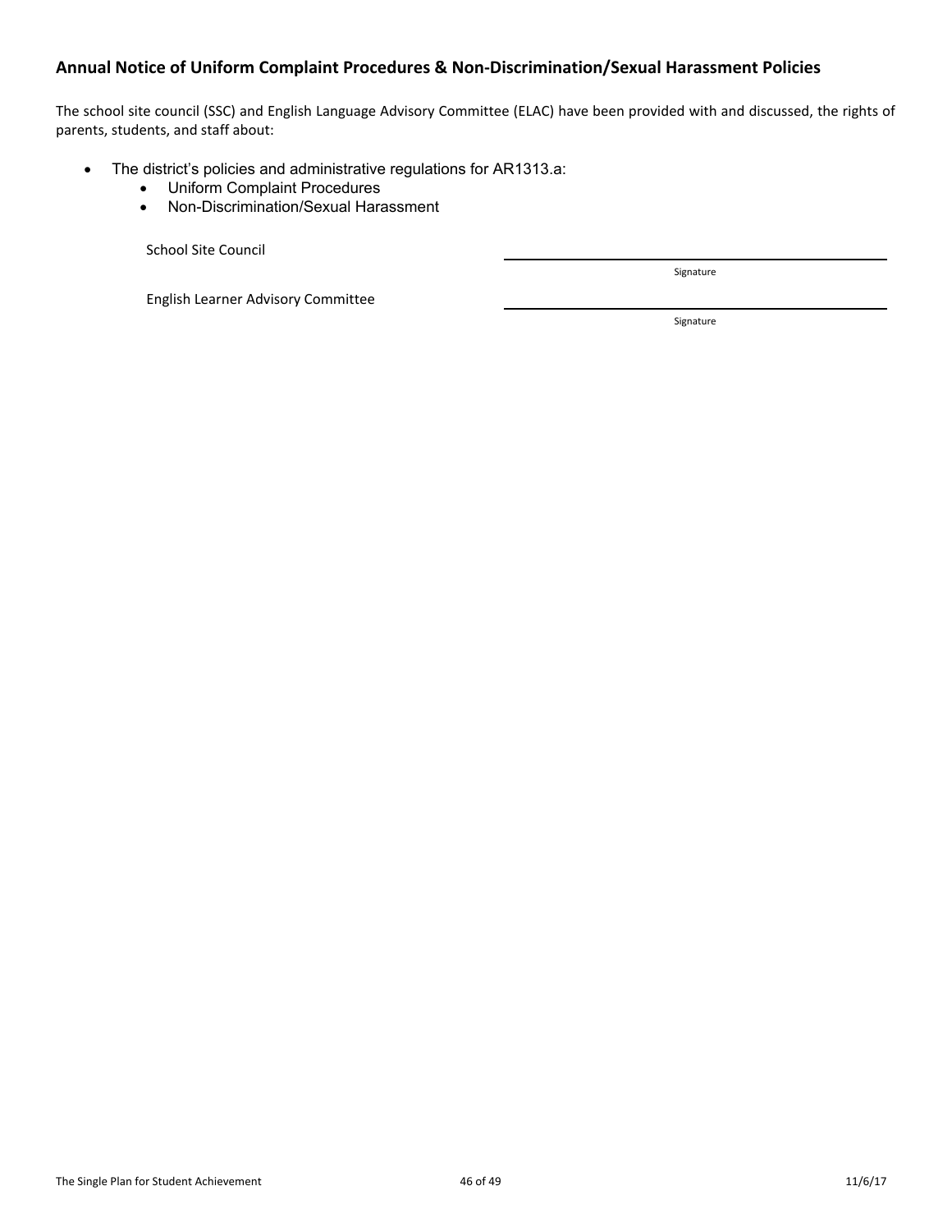## Annual Notice of Uniform Complaint Procedures & Non-Discrimination/Sexual Harassment Policies

The school site council (SSC) and English Language Advisory Committee (ELAC) have been provided with and discussed, the rights of parents, students, and staff about:

- The district's policies and administrative regulations for AR1313.a:
  - Uniform Complaint Procedures
  - Non-Discrimination/Sexual Harassment

School Site Council \_\_\_\_\_\_\_\_\_\_\_\_\_\_\_\_\_\_\_\_\_\_\_\_\_\_\_\_\_\_
Signature

English Learner Advisory Committee \_\_\_\_\_\_\_\_\_\_\_\_\_\_\_\_\_\_\_\_\_\_\_\_\_\_\_\_\_\_
Signature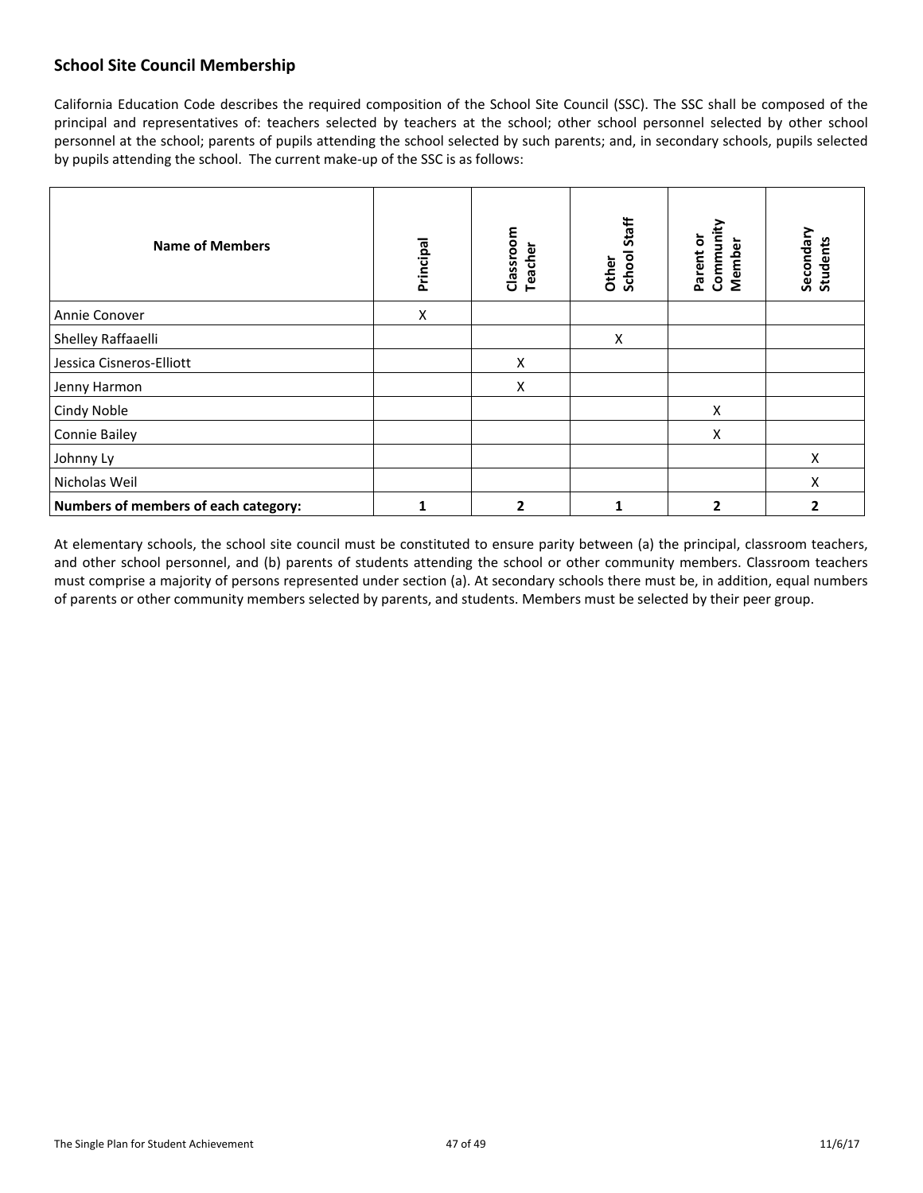## School Site Council Membership

California Education Code describes the required composition of the School Site Council (SSC). The SSC shall be composed of the principal and representatives of: teachers selected by teachers at the school; other school personnel selected by other school personnel at the school; parents of pupils attending the school selected by such parents; and, in secondary schools, pupils selected by pupils attending the school. The current make-up of the SSC is as follows:

| Name of Members | Principal | Classroom Teacher | Other School Staff | Parent or Community Member | Secondary Students |
|---|---|---|---|---|---|
| Annie Conover | X | | | | |
| Shelley Raffaaelli | | | X | | |
| Jessica Cisneros-Elliott | | X | | | |
| Jenny Harmon | | X | | | |
| Cindy Noble | | | | X | |
| Connie Bailey | | | | X | |
| Johnny Ly | | | | | X |
| Nicholas Weil | | | | | X |
| **Numbers of members of each category:** | **1** | **2** | **1** | **2** | **2** |

At elementary schools, the school site council must be constituted to ensure parity between (a) the principal, classroom teachers, and other school personnel, and (b) parents of students attending the school or other community members. Classroom teachers must comprise a majority of persons represented under section (a). At secondary schools there must be, in addition, equal numbers of parents or other community members selected by parents, and students. Members must be selected by their peer group.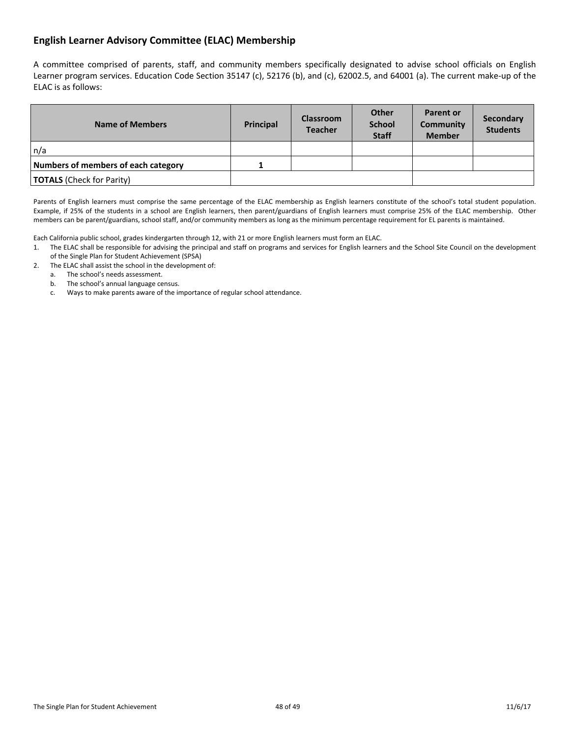## English Learner Advisory Committee (ELAC) Membership

A committee comprised of parents, staff, and community members specifically designated to advise school officials on English Learner program services. Education Code Section 35147 (c), 52176 (b), and (c), 62002.5, and 64001 (a). The current make-up of the ELAC is as follows:

| Name of Members | Principal | Classroom Teacher | Other School Staff | Parent or Community Member | Secondary Students |
|---|---|---|---|---|---|
| n/a | | | | | |
| **Numbers of members of each category** | 1 | | | | |
| **TOTALS** (Check for Parity) | | | | | |

Parents of English learners must comprise the same percentage of the ELAC membership as English learners constitute of the school's total student population. Example, if 25% of the students in a school are English learners, then parent/guardians of English learners must comprise 25% of the ELAC membership. Other members can be parent/guardians, school staff, and/or community members as long as the minimum percentage requirement for EL parents is maintained.

Each California public school, grades kindergarten through 12, with 21 or more English learners must form an ELAC.

1. The ELAC shall be responsible for advising the principal and staff on programs and services for English learners and the School Site Council on the development of the Single Plan for Student Achievement (SPSA)
2. The ELAC shall assist the school in the development of:
   a. The school's needs assessment.
   b. The school's annual language census.
   c. Ways to make parents aware of the importance of regular school attendance.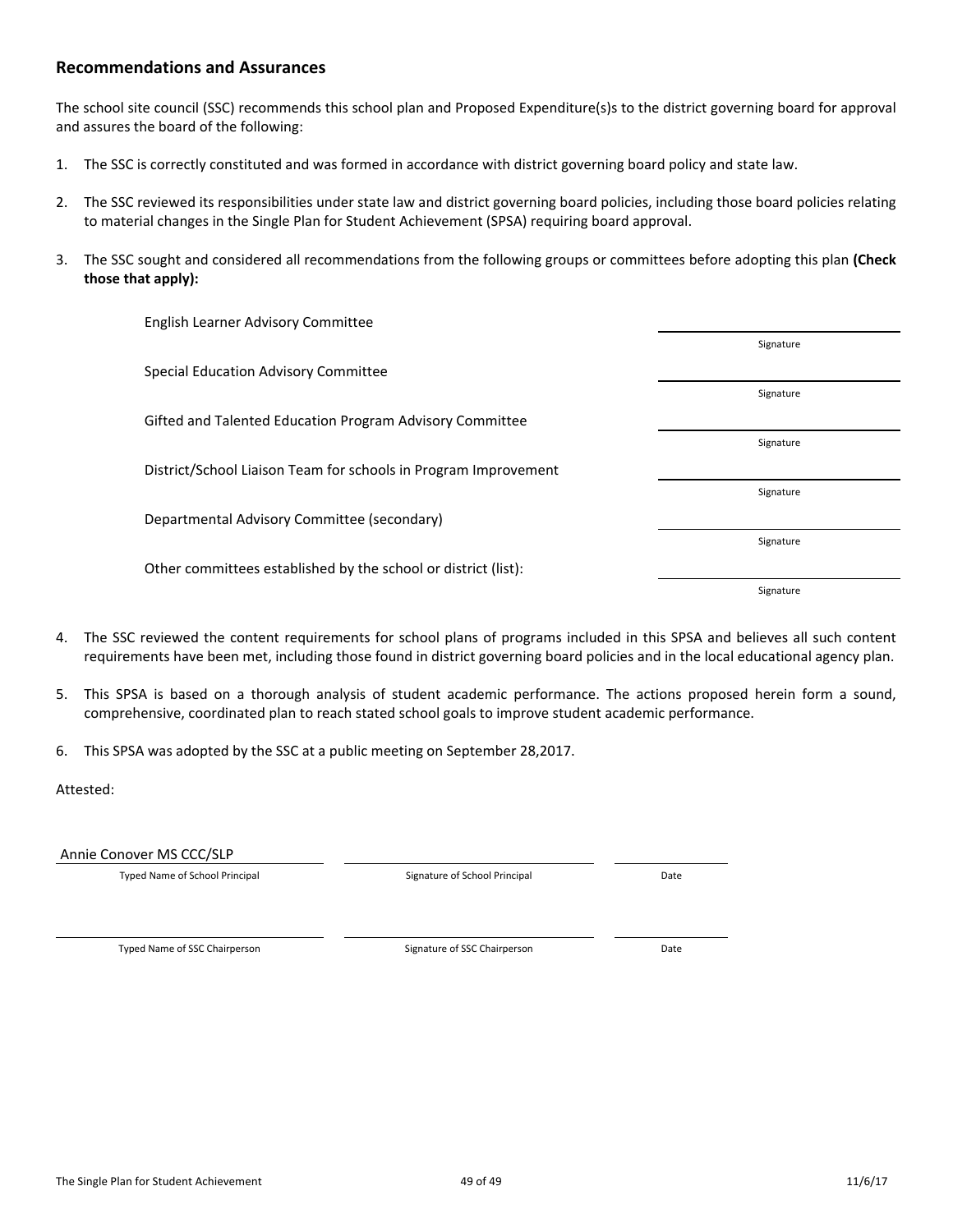## Recommendations and Assurances

The school site council (SSC) recommends this school plan and Proposed Expenditure(s)s to the district governing board for approval and assures the board of the following:

1. The SSC is correctly constituted and was formed in accordance with district governing board policy and state law.

2. The SSC reviewed its responsibilities under state law and district governing board policies, including those board policies relating to material changes in the Single Plan for Student Achievement (SPSA) requiring board approval.

3. The SSC sought and considered all recommendations from the following groups or committees before adopting this plan **(Check those that apply):**

| Committee | Signature |
|---|---|
| English Learner Advisory Committee | Signature |
| Special Education Advisory Committee | Signature |
| Gifted and Talented Education Program Advisory Committee | Signature |
| District/School Liaison Team for schools in Program Improvement | Signature |
| Departmental Advisory Committee (secondary) | Signature |
| Other committees established by the school or district (list): | Signature |

4. The SSC reviewed the content requirements for school plans of programs included in this SPSA and believes all such content requirements have been met, including those found in district governing board policies and in the local educational agency plan.

5. This SPSA is based on a thorough analysis of student academic performance. The actions proposed herein form a sound, comprehensive, coordinated plan to reach stated school goals to improve student academic performance.

6. This SPSA was adopted by the SSC at a public meeting on September 28,2017.

Attested:

| Annie Conover MS CCC/SLP | | |
|---|---|---|
| Typed Name of School Principal | Signature of School Principal | Date |

| | | |
|---|---|---|
| Typed Name of SSC Chairperson | Signature of SSC Chairperson | Date |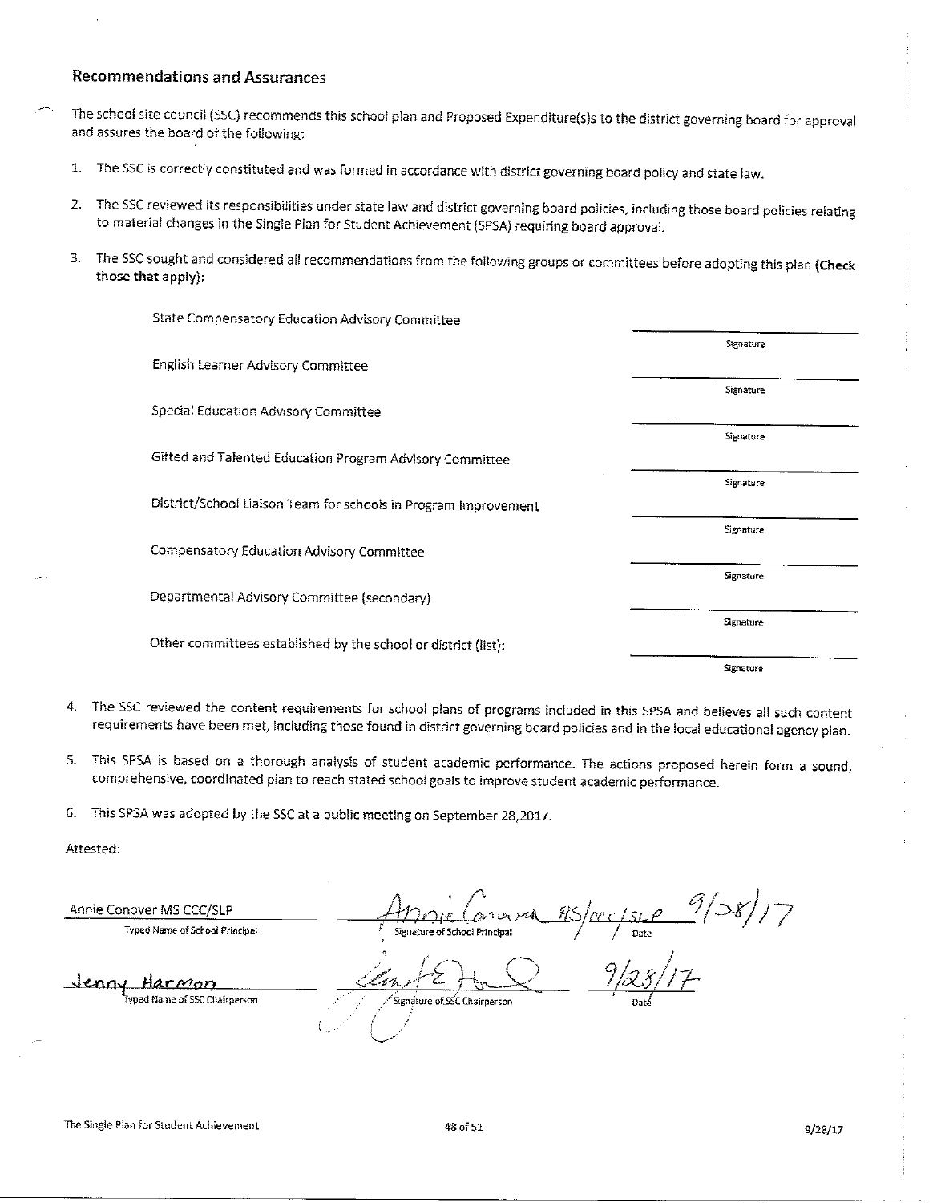## Recommendations and Assurances

The school site council (SSC) recommends this school plan and Proposed Expenditure(s)s to the district governing board for approval and assures the board of the following:

1. The SSC is correctly constituted and was formed in accordance with district governing board policy and state law.
2. The SSC reviewed its responsibilities under state law and district governing board policies, including those board policies relating to material changes in the Single Plan for Student Achievement (SPSA) requiring board approval.
3. The SSC sought and considered all recommendations from the following groups or committees before adopting this plan **(Check those that apply)**:

| Committee | Signature |
|---|---|
| State Compensatory Education Advisory Committee | Signature |
| English Learner Advisory Committee | Signature |
| Special Education Advisory Committee | Signature |
| Gifted and Talented Education Program Advisory Committee | Signature |
| District/School Liaison Team for schools in Program Improvement | Signature |
| Compensatory Education Advisory Committee | Signature |
| Departmental Advisory Committee (secondary) | Signature |
| Other committees established by the school or district (list): | Signature |

4. The SSC reviewed the content requirements for school plans of programs included in this SPSA and believes all such content requirements have been met, including those found in district governing board policies and in the local educational agency plan.
5. This SPSA is based on a thorough analysis of student academic performance. The actions proposed herein form a sound, comprehensive, coordinated plan to reach stated school goals to improve student academic performance.
6. This SPSA was adopted by the SSC at a public meeting on September 28,2017.

Attested:

| | | |
|---|---|---|
| Annie Conover MS CCC/SLP | Annie Conover MS/CCC/SLP | 9/28/17 |
| Typed Name of School Principal | Signature of School Principal | Date |
| Jenny Harmon | [signature] | 9/28/17 |
| Typed Name of SSC Chairperson | Signature of SSC Chairperson | Date |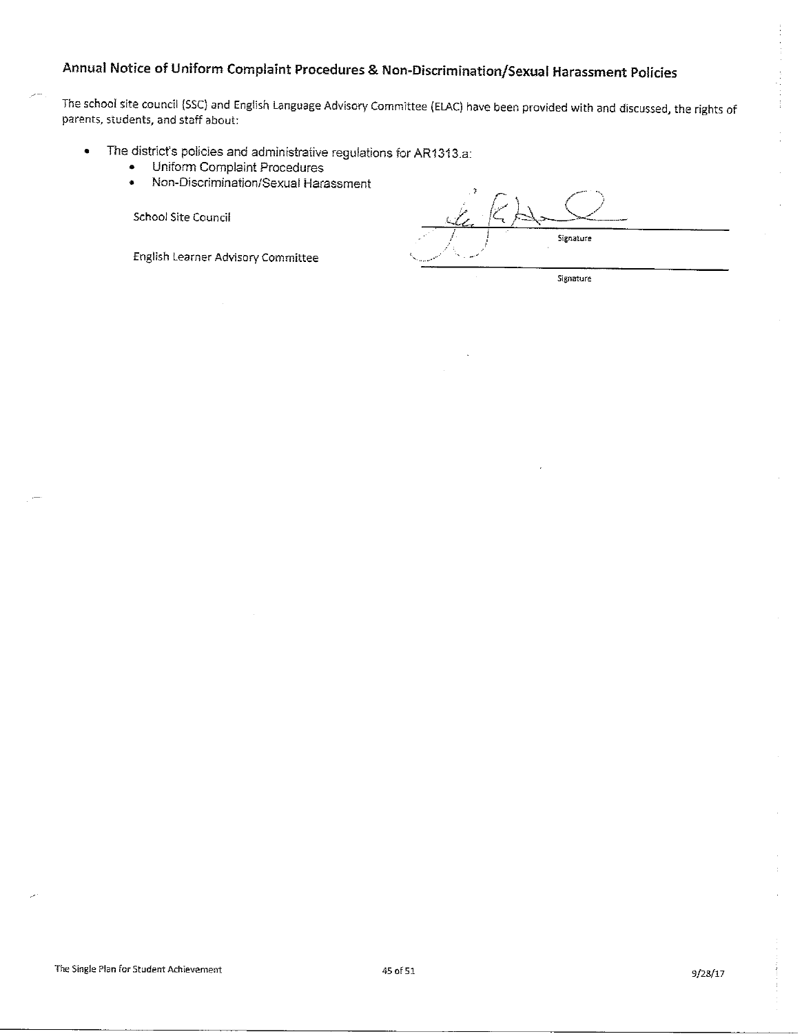## Annual Notice of Uniform Complaint Procedures & Non-Discrimination/Sexual Harassment Policies

The school site council (SSC) and English Language Advisory Committee (ELAC) have been provided with and discussed, the rights of parents, students, and staff about:

- The district's policies and administrative regulations for AR1313.a:
  - Uniform Complaint Procedures
  - Non-Discrimination/Sexual Harassment

| | |
|---|---|
| School Site Council | Signature |
| English Learner Advisory Committee | Signature |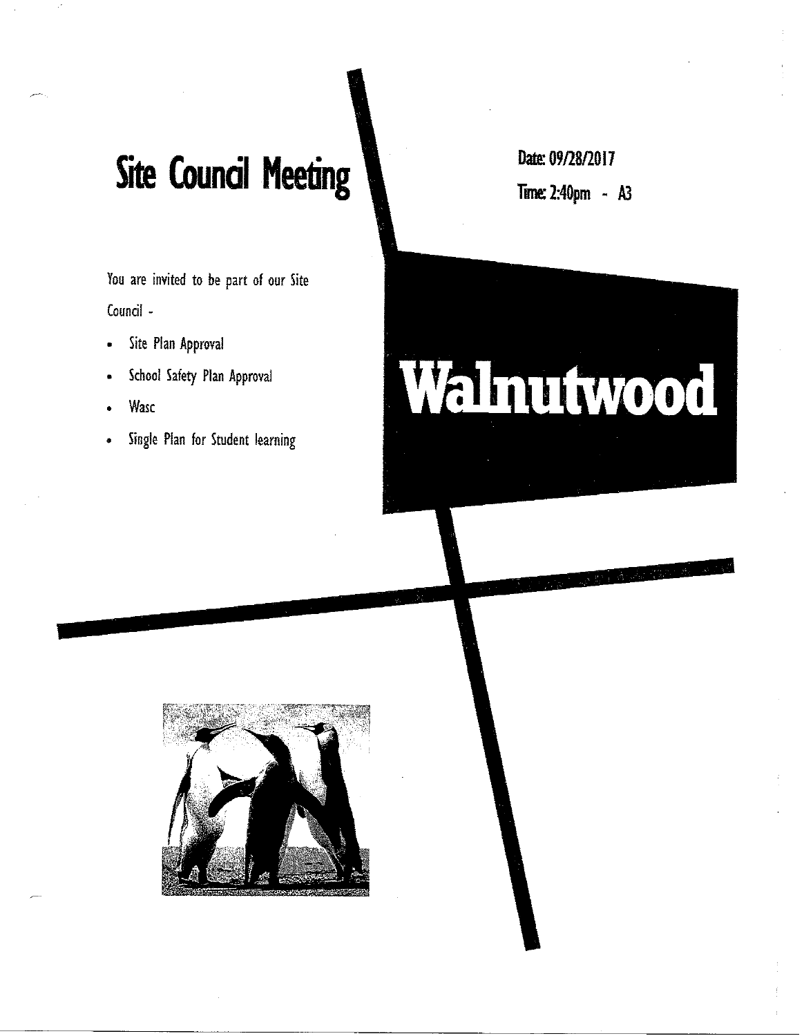# Site Council Meeting

Date: 09/28/2017

Time: 2:40pm - A3

You are invited to be part of our Site Council -

- Site Plan Approval
- School Safety Plan Approval
- Wasc
- Single Plan for Student learning

**Walnutwood**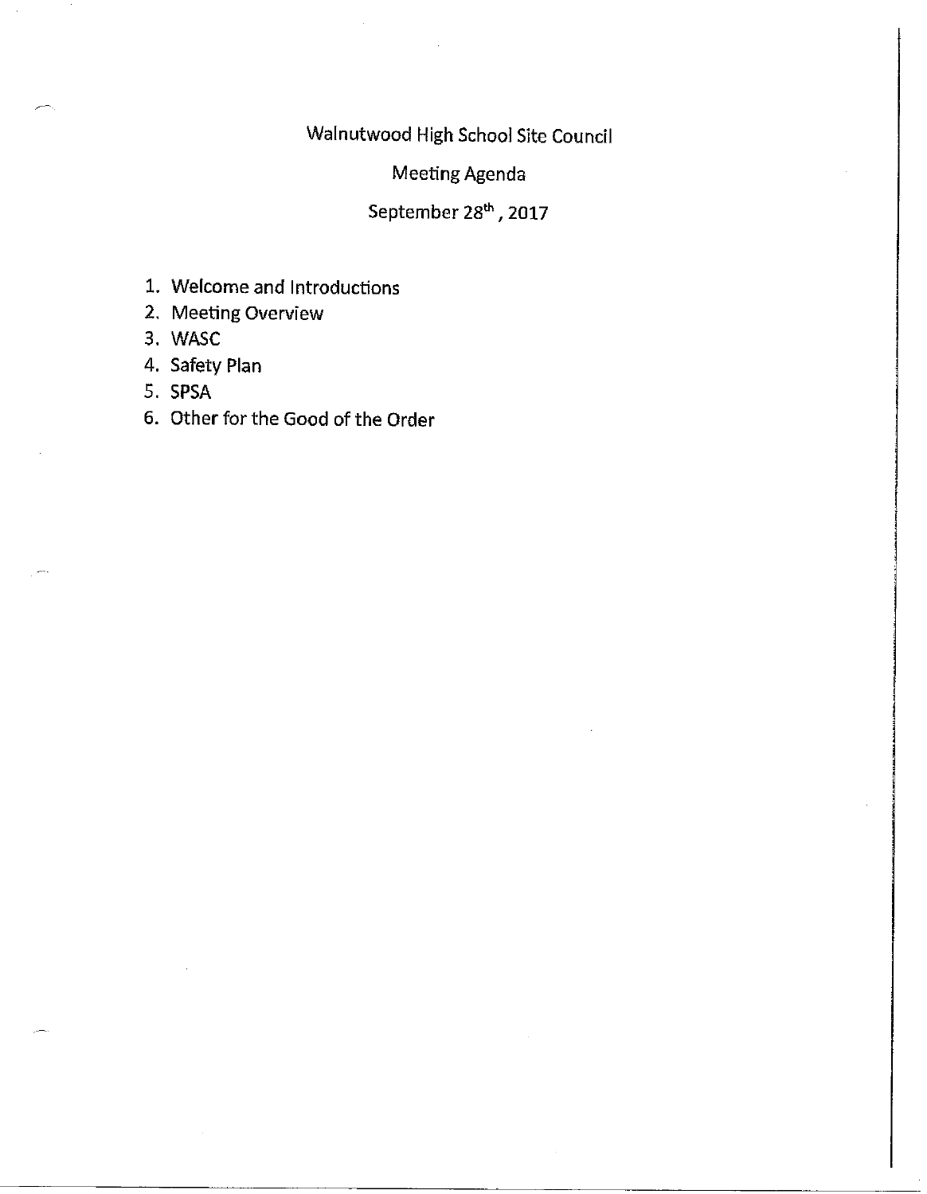# Walnutwood High School Site Council

## Meeting Agenda

### September 28th, 2017

1. Welcome and Introductions
2. Meeting Overview
3. WASC
4. Safety Plan
5. SPSA
6. Other for the Good of the Order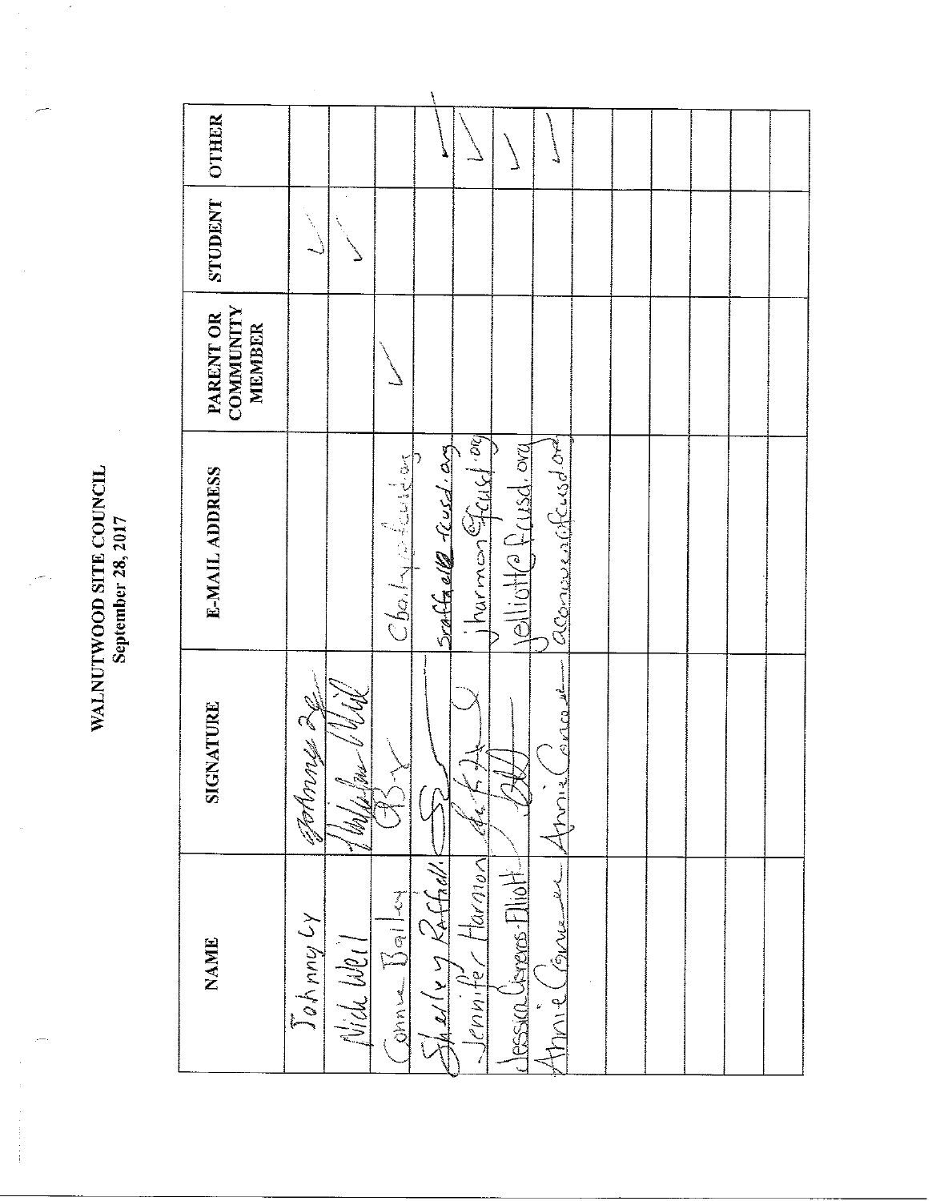# WALNUTWOOD SITE COUNCIL

**September 28, 2017**

| NAME | SIGNATURE | E-MAIL ADDRESS | PARENT OR COMMUNITY MEMBER | STUDENT | OTHER |
|---|---|---|---|---|---|
| Johnny Ly | Johnny Ly | | | ✓ | |
| Nick Weil | Nick Weil | | | ✓ | |
| Connie Bailey | CB | cbailey@fcusd.org | ✓ | | |
| Shelley Raffall | S | sraffall@fcusd.org | | | ✓ |
| Jennifer Harmon | | jharmon@fcusd.org | | | ✓ |
| Jessica Cisneros-Elliott | JCE | jelliott@fcusd.org | | | ✓ |
| Annie Conover | Annie Conover | aconover@fcusd.org | | | ✓ |
| | | | | | |
| | | | | | |
| | | | | | |
| | | | | | |
| | | | | | |
| | | | | | |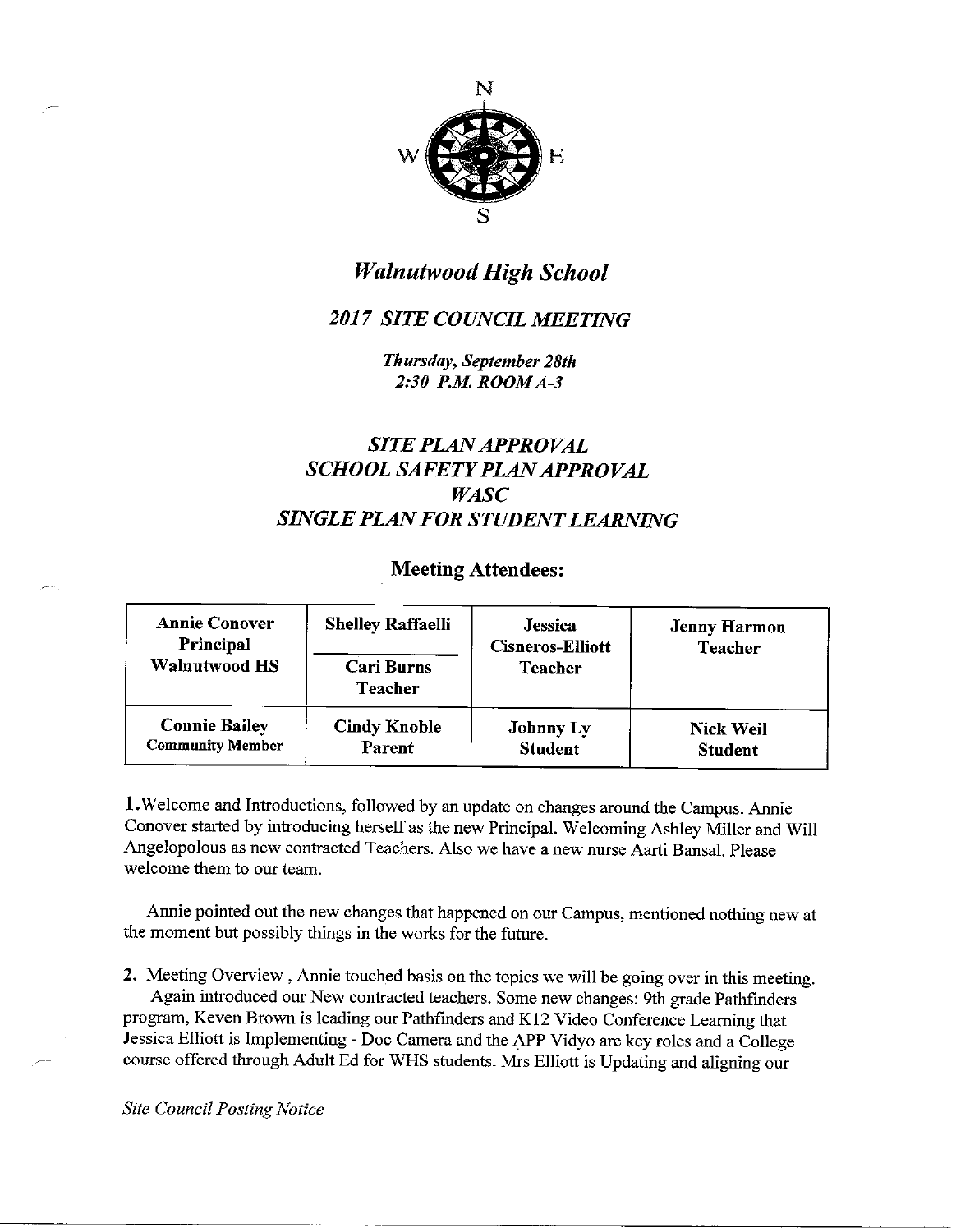N

W E

S

# *Walnutwood High School*

## *2017 SITE COUNCIL MEETING*

***Thursday, September 28th***
***2:30 P.M. ROOM A-3***

## *SITE PLAN APPROVAL*
## *SCHOOL SAFETY PLAN APPROVAL*
## *WASC*
## *SINGLE PLAN FOR STUDENT LEARNING*

### Meeting Attendees:

| **Annie Conover** **Principal** **Walnutwood HS** | **Shelley Raffaelli** / **Cari Burns** **Teacher** | **Jessica Cisneros-Elliott** **Teacher** | **Jenny Harmon** **Teacher** |
|---|---|---|---|
| **Connie Bailey** **Community Member** | **Cindy Knoble** **Parent** | **Johnny Ly** **Student** | **Nick Weil** **Student** |

**1.** Welcome and Introductions, followed by an update on changes around the Campus. Annie Conover started by introducing herself as the new Principal. Welcoming Ashley Miller and Will Angelopolous as new contracted Teachers. Also we have a new nurse Aarti Bansal. Please welcome them to our team.

Annie pointed out the new changes that happened on our Campus, mentioned nothing new at the moment but possibly things in the works for the future.

**2.** Meeting Overview , Annie touched basis on the topics we will be going over in this meeting. Again introduced our New contracted teachers. Some new changes: 9th grade Pathfinders program, Keven Brown is leading our Pathfinders and K12 Video Conference Learning that Jessica Elliott is Implementing - Doc Camera and the APP Vidyo are key roles and a College course offered through Adult Ed for WHS students. Mrs Elliott is Updating and aligning our

*Site Council Posting Notice*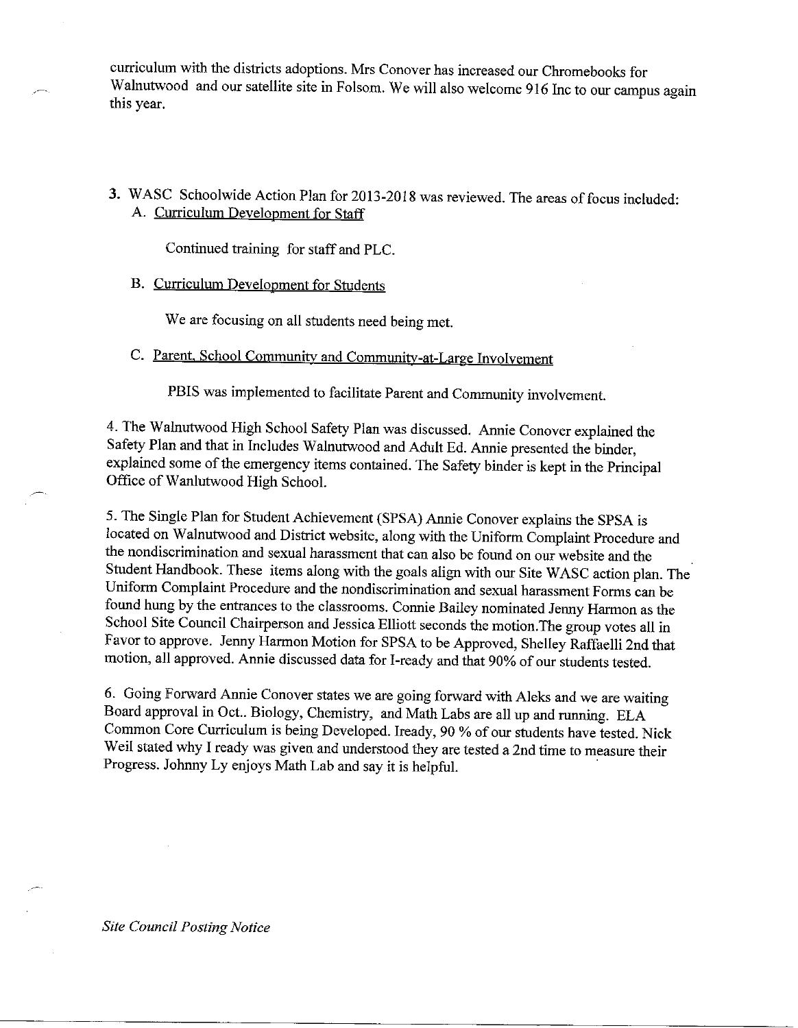curriculum with the districts adoptions. Mrs Conover has increased our Chromebooks for Walnutwood and our satellite site in Folsom. We will also welcome 916 Inc to our campus again this year.

3. WASC Schoolwide Action Plan for 2013-2018 was reviewed. The areas of focus included:
   A. Curriculum Development for Staff

      Continued training for staff and PLC.

   B. Curriculum Development for Students

      We are focusing on all students need being met.

   C. Parent, School Community and Community-at-Large Involvement

      PBIS was implemented to facilitate Parent and Community involvement.

4. The Walnutwood High School Safety Plan was discussed. Annie Conover explained the Safety Plan and that in Includes Walnutwood and Adult Ed. Annie presented the binder, explained some of the emergency items contained. The Safety binder is kept in the Principal Office of Wanlutwood High School.

5. The Single Plan for Student Achievement (SPSA) Annie Conover explains the SPSA is located on Walnutwood and District website, along with the Uniform Complaint Procedure and the nondiscrimination and sexual harassment that can also be found on our website and the Student Handbook. These items along with the goals align with our Site WASC action plan. The Uniform Complaint Procedure and the nondiscrimination and sexual harassment Forms can be found hung by the entrances to the classrooms. Connie Bailey nominated Jenny Harmon as the School Site Council Chairperson and Jessica Elliott seconds the motion.The group votes all in Favor to approve. Jenny Harmon Motion for SPSA to be Approved, Shelley Raffaelli 2nd that motion, all approved. Annie discussed data for I-ready and that 90% of our students tested.

6. Going Forward Annie Conover states we are going forward with Aleks and we are waiting Board approval in Oct.. Biology, Chemistry, and Math Labs are all up and running. ELA Common Core Curriculum is being Developed. Iready, 90 % of our students have tested. Nick Weil stated why I ready was given and understood they are tested a 2nd time to measure their Progress. Johnny Ly enjoys Math Lab and say it is helpful.

*Site Council Posting Notice*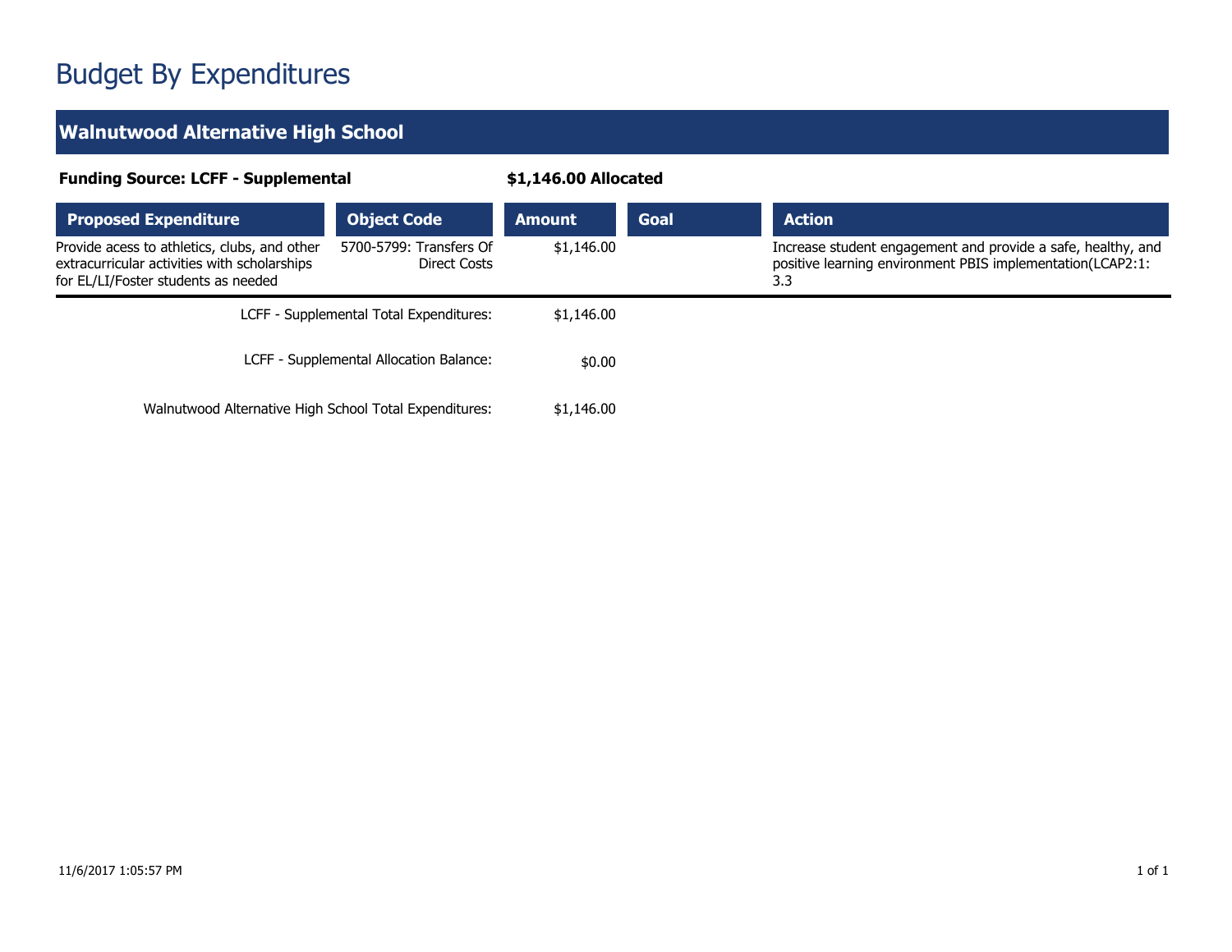# Budget By Expenditures

## Walnutwood Alternative High School

**Funding Source: LCFF - Supplemental** **$1,146.00 Allocated**

| Proposed Expenditure | Object Code | Amount | Goal | Action |
|---|---|---|---|---|
| Provide acess to athletics, clubs, and other extracurricular activities with scholarships for EL/LI/Foster students as needed | 5700-5799: Transfers Of Direct Costs | $1,146.00 | | Increase student engagement and provide a safe, healthy, and positive learning environment PBIS implementation(LCAP2:1: 3.3 |

| | |
|---|---|
| LCFF - Supplemental Total Expenditures: | $1,146.00 |
| LCFF - Supplemental Allocation Balance: | $0.00 |
| Walnutwood Alternative High School Total Expenditures: | $1,146.00 |

11/6/2017 1:05:57 PM